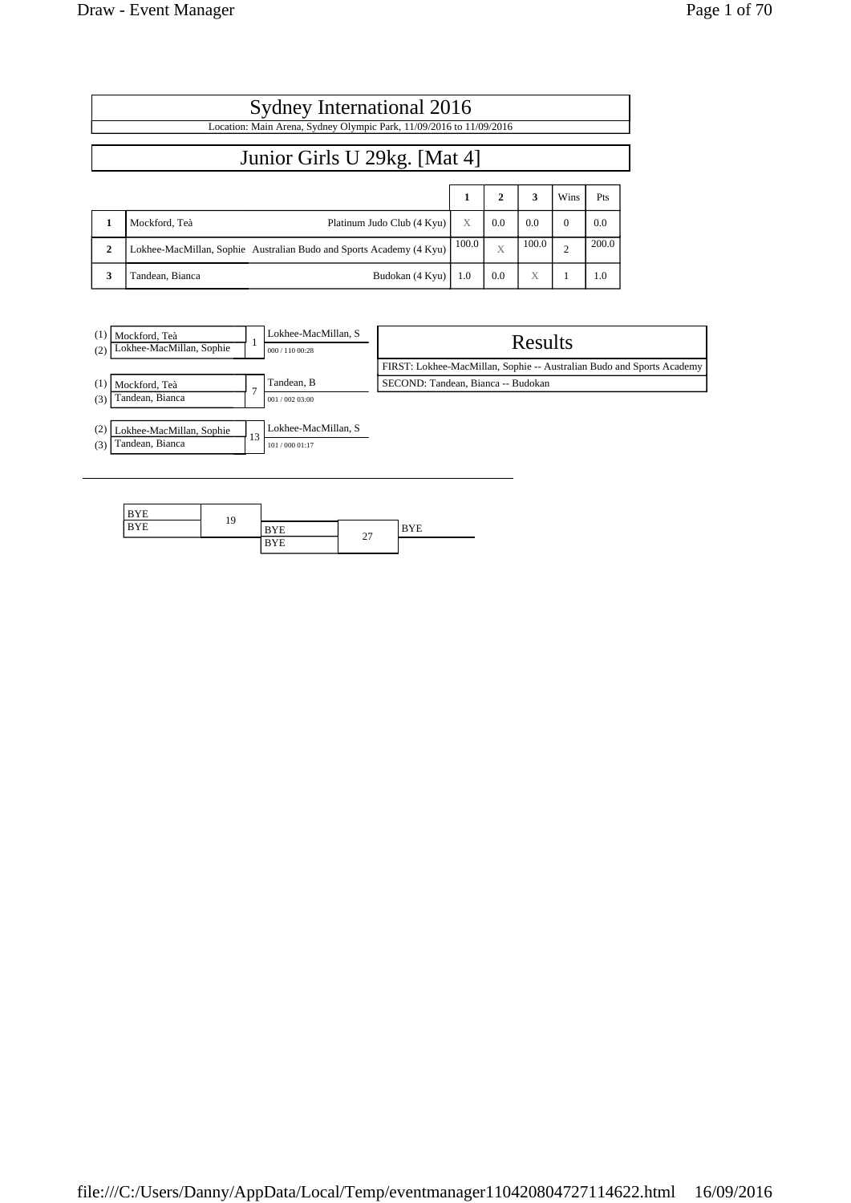# Sydney International 2016

Location: Main Arena, Sydney Olympic Park, 11/09/2016 to 11/09/2016

## Junior Girls U 29kg. [Mat 4]

| | | | 1 | 2 | 3 | Wins | Pts |
|---|---|---|---|---|---|---|---|
| 1 | Mockford, Teà | Platinum Judo Club (4 Kyu) | X | 0.0 | 0.0 | 0 | 0.0 |
| 2 | Lokhee-MacMillan, Sophie | Australian Budo and Sports Academy (4 Kyu) | 100.0 | X | 100.0 | 2 | 200.0 |
| 3 | Tandean, Bianca | Budokan (4 Kyu) | 1.0 | 0.0 | X | 1 | 1.0 |

| Contest | Competitors | Winner | Score |
|---|---|---|---|
| 1 | (1) Mockford, Teà / (2) Lokhee-MacMillan, Sophie | Lokhee-MacMillan, S | 000 / 110 00:28 |
| 7 | (1) Mockford, Teà / (3) Tandean, Bianca | Tandean, B | 001 / 002 03:00 |
| 13 | (2) Lokhee-MacMillan, Sophie / (3) Tandean, Bianca | Lokhee-MacMillan, S | 101 / 000 01:17 |

### Results

FIRST: Lokhee-MacMillan, Sophie -- Australian Budo and Sports Academy

SECOND: Tandean, Bianca -- Budokan

| Contest | Competitors | Winner |
|---|---|---|
| 19 | BYE / BYE | BYE |
| 27 | BYE / BYE | BYE |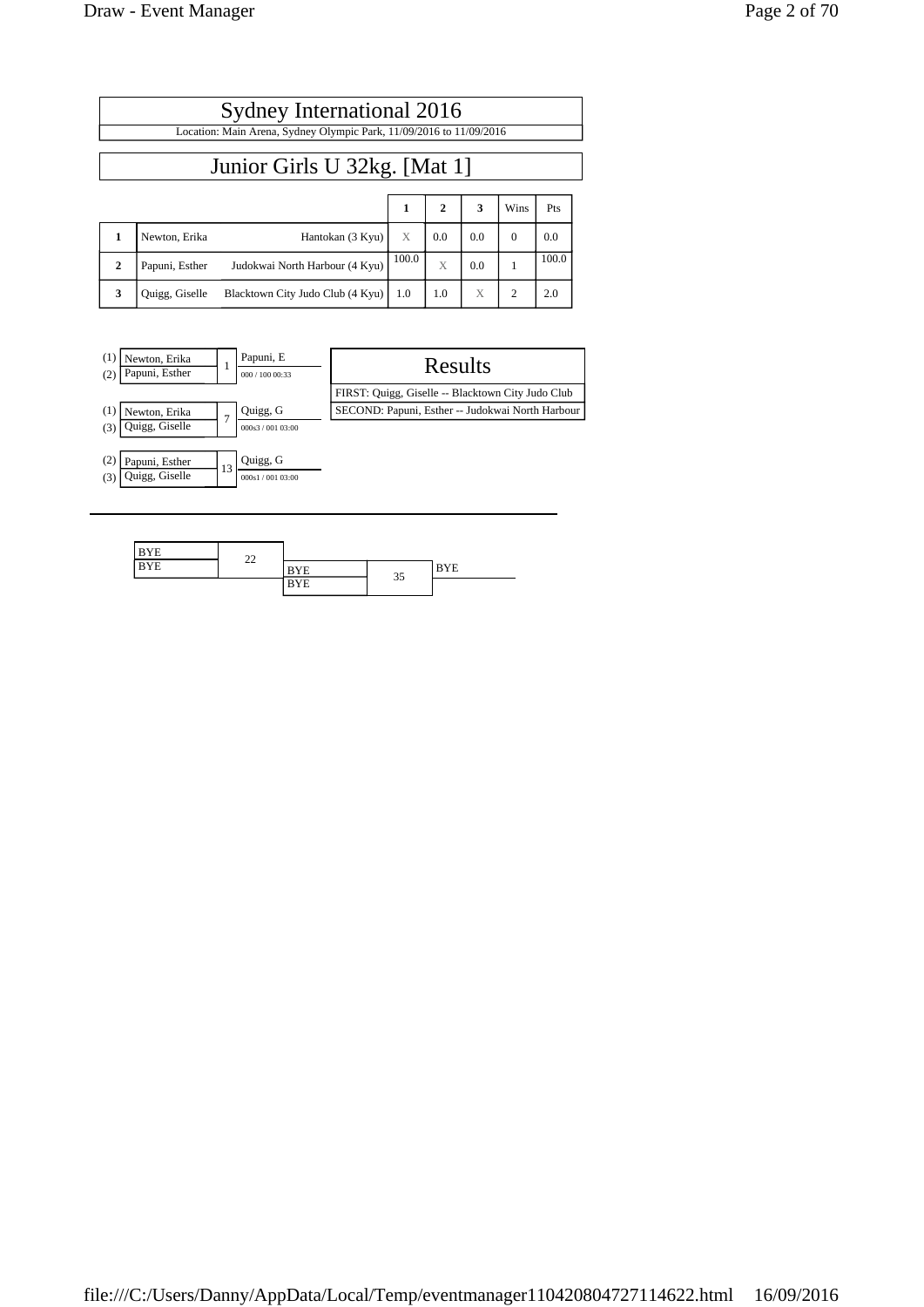# Sydney International 2016

Location: Main Arena, Sydney Olympic Park, 11/09/2016 to 11/09/2016

## Junior Girls U 32kg. [Mat 1]

| | | | 1 | 2 | 3 | Wins | Pts |
|---|---|---|---|---|---|---|---|
| 1 | Newton, Erika | Hantokan (3 Kyu) | X | 0.0 | 0.0 | 0 | 0.0 |
| 2 | Papuni, Esther | Judokwai North Harbour (4 Kyu) | 100.0 | X | 0.0 | 1 | 100.0 |
| 3 | Quigg, Giselle | Blacktown City Judo Club (4 Kyu) | 1.0 | 1.0 | X | 2 | 2.0 |

| Players | Contest | Winner | Score |
|---|---|---|---|
| (1) Newton, Erika / (2) Papuni, Esther | 1 | Papuni, E | 000 / 100 00:33 |
| (1) Newton, Erika / (3) Quigg, Giselle | 7 | Quigg, G | 000s3 / 001 03:00 |
| (2) Papuni, Esther / (3) Quigg, Giselle | 13 | Quigg, G | 000s1 / 001 03:00 |

### Results

FIRST: Quigg, Giselle -- Blacktown City Judo Club

SECOND: Papuni, Esther -- Judokwai North Harbour

| Players | Contest | Players | Contest | Winner |
|---|---|---|---|---|
| BYE / BYE | 22 | BYE / BYE | 35 | BYE |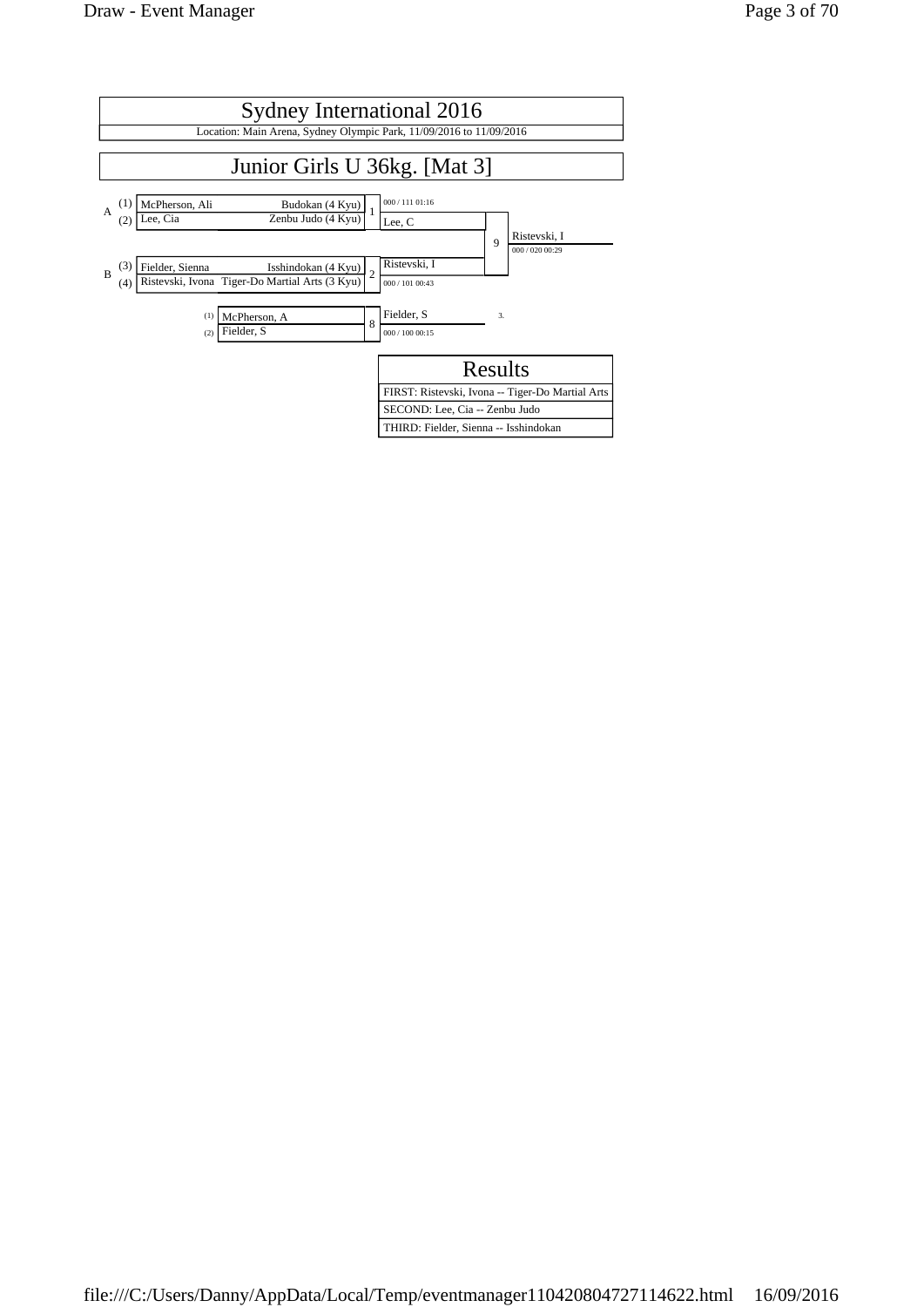# Sydney International 2016

Location: Main Arena, Sydney Olympic Park, 11/09/2016 to 11/09/2016

## Junior Girls U 36kg. [Mat 3]

| Pool | Seed | Name | Club | Match | Winner | Score |
|---|---|---|---|---|---|---|
| A | (1) | McPherson, Ali | Budokan (4 Kyu) | 1 | Lee, C | 000 / 111 01:16 |
| A | (2) | Lee, Cia | Zenbu Judo (4 Kyu) | | | |
| B | (3) | Fielder, Sienna | Isshindokan (4 Kyu) | 2 | Ristevski, I | 000 / 101 00:43 |
| B | (4) | Ristevski, Ivona | Tiger-Do Martial Arts (3 Kyu) | | | |

| Match | Competitors | Winner | Score |
|---|---|---|---|
| 9 | Lee, C vs Ristevski, I | Ristevski, I | 000 / 020 00:29 |

| Seed | Name | Match | Winner (3.) | Score |
|---|---|---|---|---|
| (1) | McPherson, A | 8 | Fielder, S | 000 / 100 00:15 |
| (2) | Fielder, S | | | |

### Results

FIRST: Ristevski, Ivona -- Tiger-Do Martial Arts

SECOND: Lee, Cia -- Zenbu Judo

THIRD: Fielder, Sienna -- Isshindokan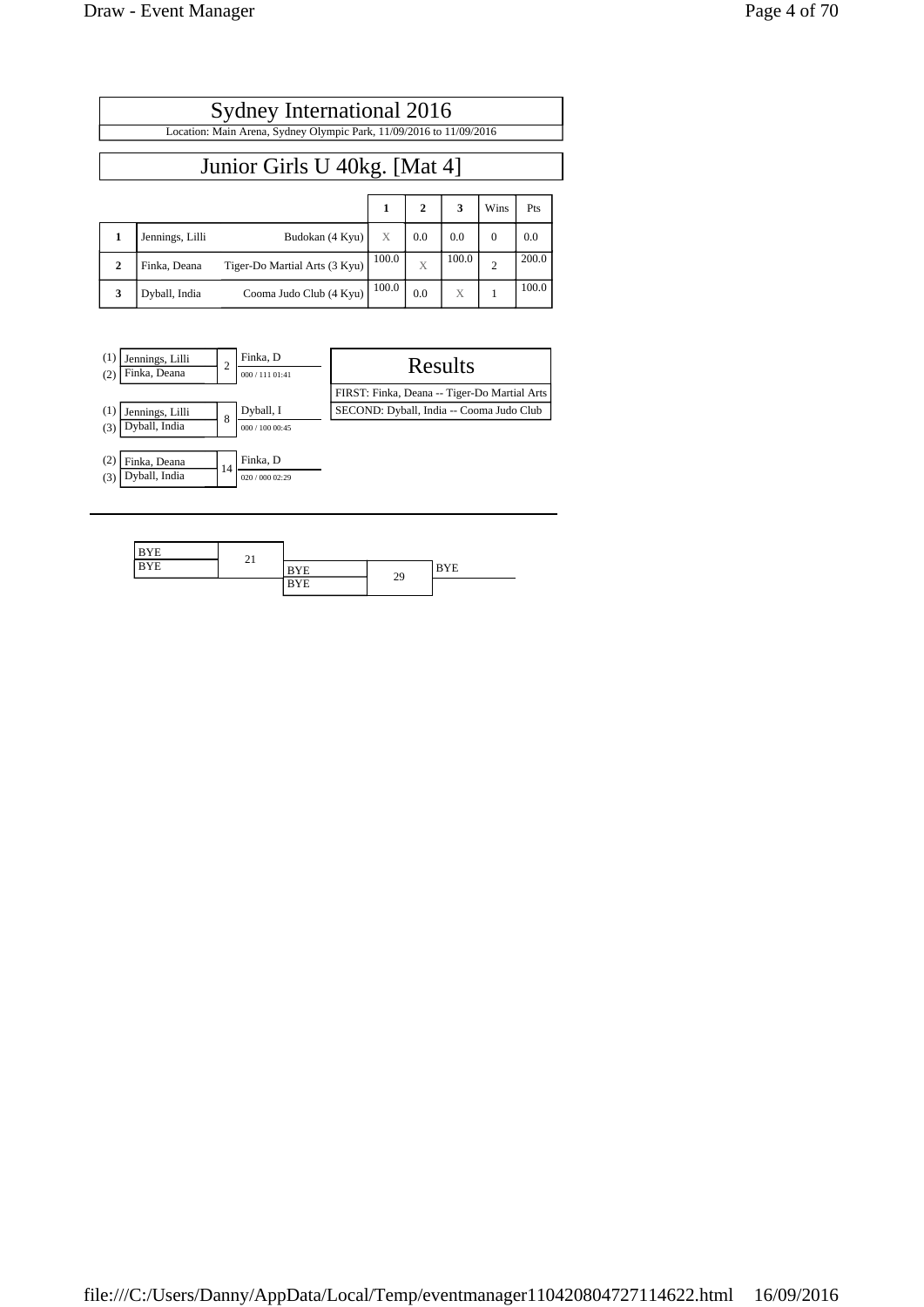# Sydney International 2016

Location: Main Arena, Sydney Olympic Park, 11/09/2016 to 11/09/2016

## Junior Girls U 40kg. [Mat 4]

| | | | 1 | 2 | 3 | Wins | Pts |
|---|---|---|---|---|---|---|---|
| 1 | Jennings, Lilli | Budokan (4 Kyu) | X | 0.0 | 0.0 | 0 | 0.0 |
| 2 | Finka, Deana | Tiger-Do Martial Arts (3 Kyu) | 100.0 | X | 100.0 | 2 | 200.0 |
| 3 | Dyball, India | Cooma Judo Club (4 Kyu) | 100.0 | 0.0 | X | 1 | 100.0 |

| | Contestants | Match | Winner | Score |
|---|---|---|---|---|
| (1) / (2) | Jennings, Lilli / Finka, Deana | 2 | Finka, D | 000 / 111 01:41 |
| (1) / (3) | Jennings, Lilli / Dyball, India | 8 | Dyball, I | 000 / 100 00:45 |
| (2) / (3) | Finka, Deana / Dyball, India | 14 | Finka, D | 020 / 000 02:29 |

### Results

FIRST: Finka, Deana -- Tiger-Do Martial Arts

SECOND: Dyball, India -- Cooma Judo Club

| Contestants | Match | Contestants | Match | Winner |
|---|---|---|---|---|
| BYE / BYE | 21 | BYE / BYE | 29 | BYE |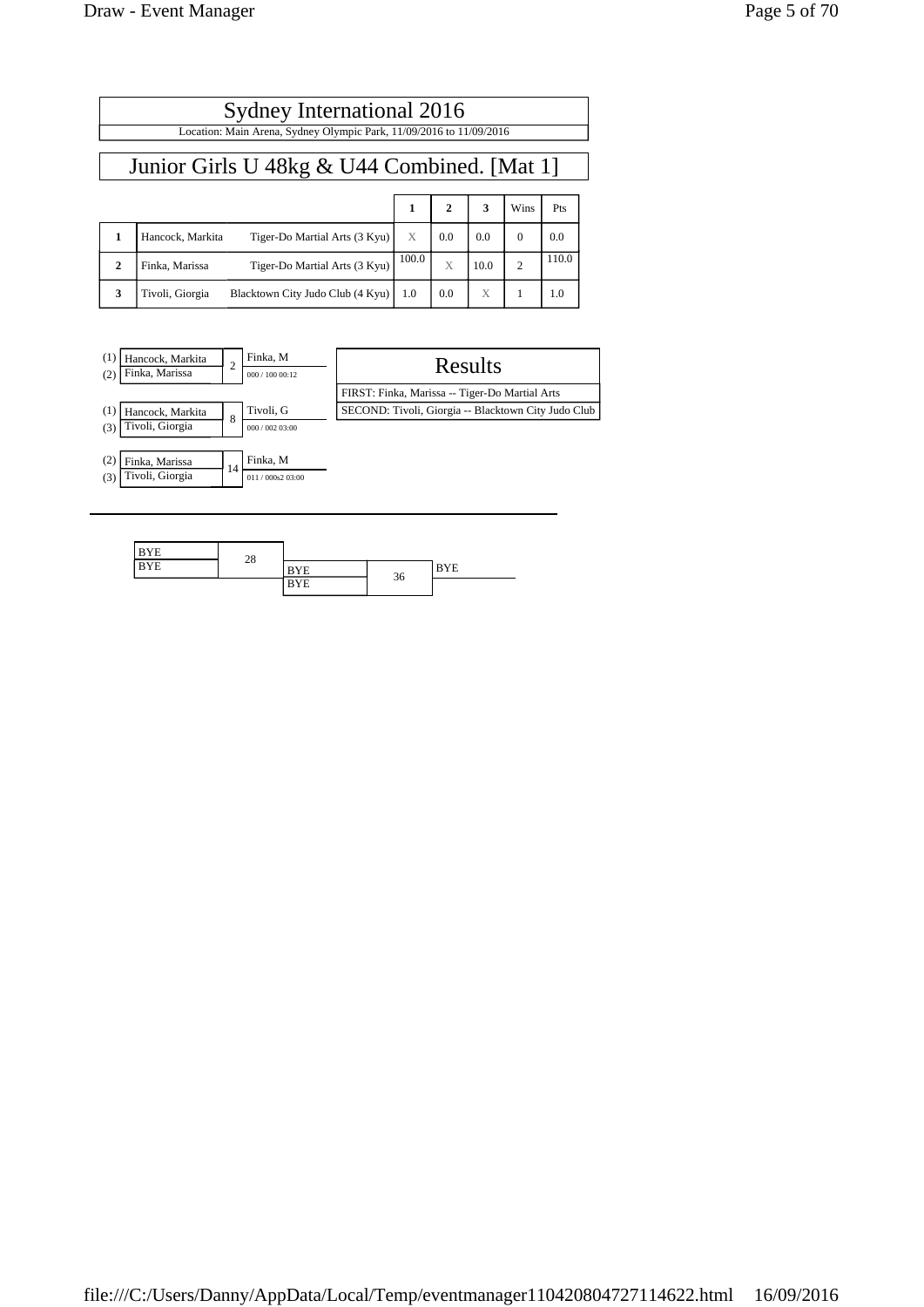# Sydney International 2016

Location: Main Arena, Sydney Olympic Park, 11/09/2016 to 11/09/2016

## Junior Girls U 48kg & U44 Combined. [Mat 1]

| | | | 1 | 2 | 3 | Wins | Pts |
|---|---|---|---|---|---|---|---|
| 1 | Hancock, Markita | Tiger-Do Martial Arts (3 Kyu) | X | 0.0 | 0.0 | 0 | 0.0 |
| 2 | Finka, Marissa | Tiger-Do Martial Arts (3 Kyu) | 100.0 | X | 10.0 | 2 | 110.0 |
| 3 | Tivoli, Giorgia | Blacktown City Judo Club (4 Kyu) | 1.0 | 0.0 | X | 1 | 1.0 |

| Contestants | Match | Winner | Score |
|---|---|---|---|
| (1) Hancock, Markita / (2) Finka, Marissa | 2 | Finka, M | 000 / 100 00:12 |
| (1) Hancock, Markita / (3) Tivoli, Giorgia | 8 | Tivoli, G | 000 / 002 03:00 |
| (2) Finka, Marissa / (3) Tivoli, Giorgia | 14 | Finka, M | 011 / 000s2 03:00 |

### Results

FIRST: Finka, Marissa -- Tiger-Do Martial Arts

SECOND: Tivoli, Giorgia -- Blacktown City Judo Club

---

| Contestants | Match | Winner |
|---|---|---|
| BYE / BYE | 28 | BYE |
| BYE / BYE | 36 | BYE |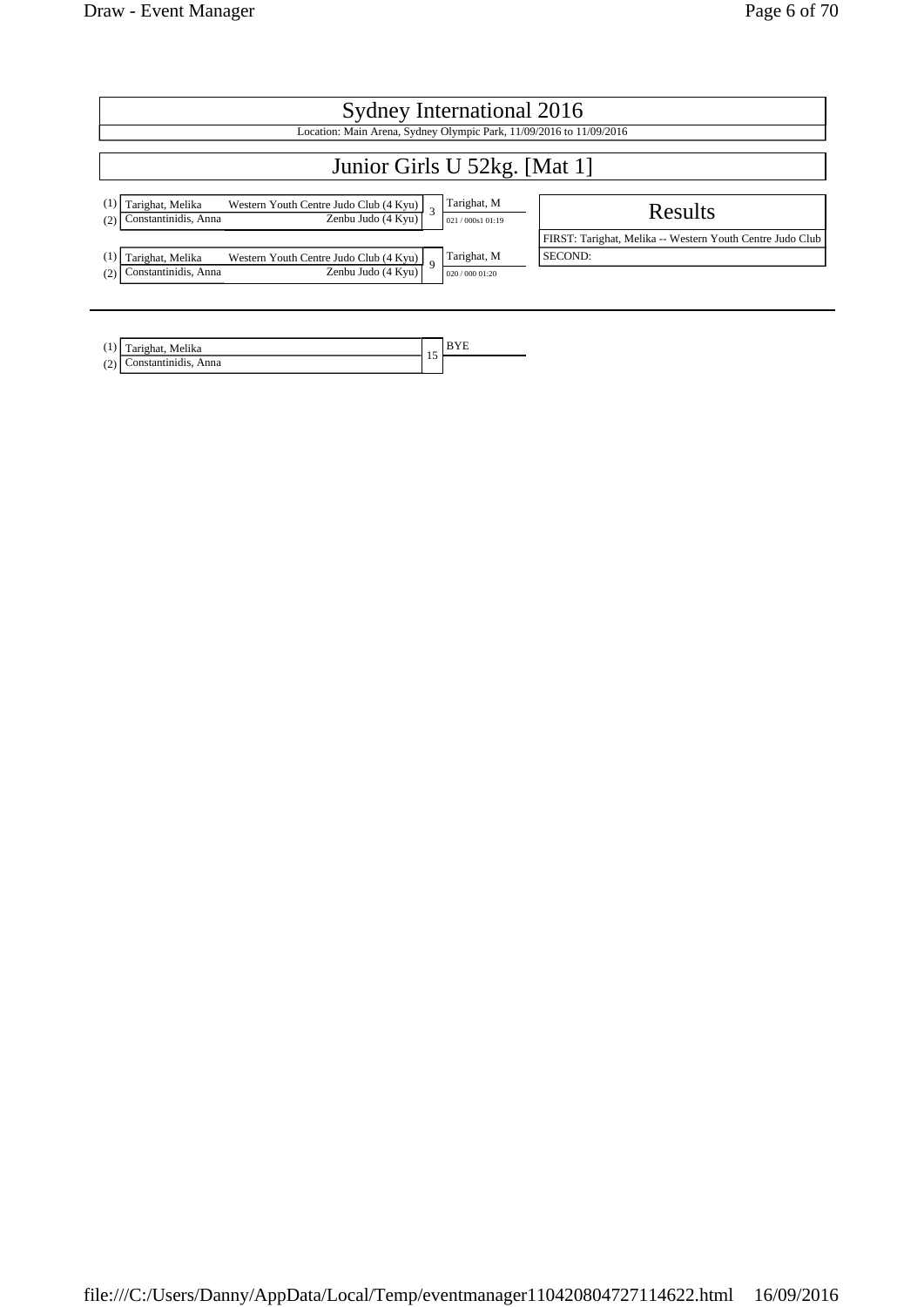# Sydney International 2016

Location: Main Arena, Sydney Olympic Park, 11/09/2016 to 11/09/2016

## Junior Girls U 52kg. [Mat 1]

| | Competitor | Club | Match | Winner | Score |
|---|---|---|---|---|---|
| (1) | Tarighat, Melika | Western Youth Centre Judo Club (4 Kyu) | 3 | Tarighat, M | 021 / 000s1 01:19 |
| (2) | Constantinidis, Anna | Zenbu Judo (4 Kyu) | | | |

| | Competitor | Club | Match | Winner | Score |
|---|---|---|---|---|---|
| (1) | Tarighat, Melika | Western Youth Centre Judo Club (4 Kyu) | 9 | Tarighat, M | 020 / 000 01:20 |
| (2) | Constantinidis, Anna | Zenbu Judo (4 Kyu) | | | |

### Results

FIRST: Tarighat, Melika -- Western Youth Centre Judo Club

SECOND:

---

| | Competitor | Match | Winner |
|---|---|---|---|
| (1) | Tarighat, Melika | 15 | BYE |
| (2) | Constantinidis, Anna | | |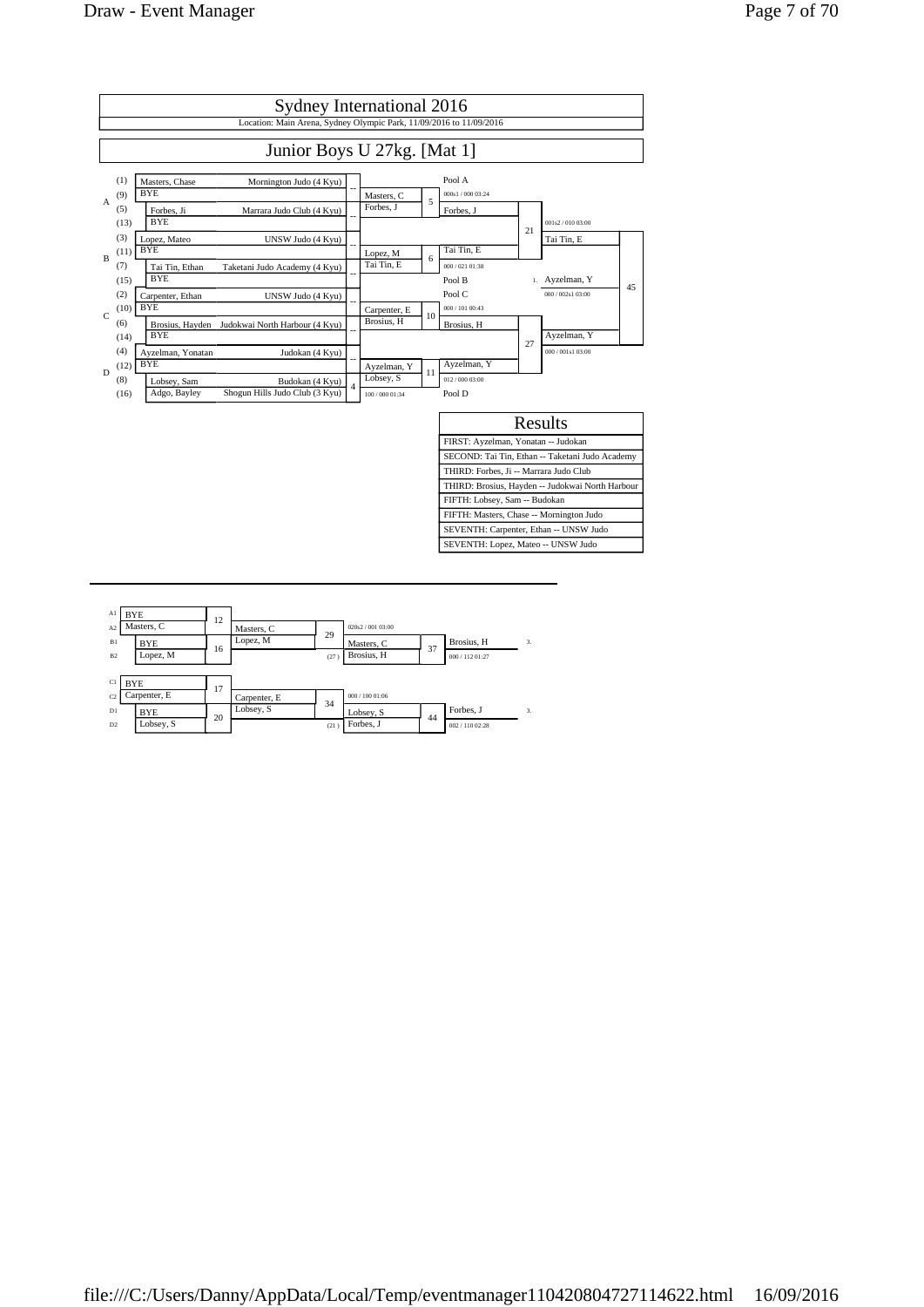# Sydney International 2016

Location: Main Arena, Sydney Olympic Park, 11/09/2016 to 11/09/2016

## Junior Boys U 27kg. [Mat 1]

### Main Draw

| Pool | Seed | Competitor | Club |
|---|---|---|---|
| A | (1) | Masters, Chase | Mornington Judo (4 Kyu) |
| A | (9) | BYE | |
| A | (5) | Forbes, Ji | Marrara Judo Club (4 Kyu) |
| A | (13) | BYE | |
| B | (3) | Lopez, Mateo | UNSW Judo (4 Kyu) |
| B | (11) | BYE | |
| B | (7) | Tai Tin, Ethan | Taketani Judo Academy (4 Kyu) |
| B | (15) | BYE | |
| C | (2) | Carpenter, Ethan | UNSW Judo (4 Kyu) |
| C | (10) | BYE | |
| C | (6) | Brosius, Hayden | Judokwai North Harbour (4 Kyu) |
| C | (14) | BYE | |
| D | (4) | Ayzelman, Yonatan | Judokan (4 Kyu) |
| D | (12) | BYE | |
| D | (8) | Lobsey, Sam | Budokan (4 Kyu) |
| D | (16) | Adgo, Bayley | Shogun Hills Judo Club (3 Kyu) |

First round: Masters, Chase vs BYE (--); Forbes, Ji vs BYE (--); Lopez, Mateo vs BYE (--); Tai Tin, Ethan vs BYE (--); Carpenter, Ethan vs BYE (--); Brosius, Hayden vs BYE (--); Ayzelman, Yonatan vs BYE (--); Lobsey, Sam vs Adgo, Bayley (4) — winner Lobsey, S (100 / 000 01:34)

| Contest | Competitors | Winner | Score |
|---|---|---|---|
| 5 | Masters, C vs Forbes, J | Forbes, J (Pool A) | 000s1 / 000 03:24 |
| 6 | Lopez, M vs Tai Tin, E | Tai Tin, E (Pool B) | 000 / 021 01:38 |
| 10 | Carpenter, E vs Brosius, H | Brosius, H (Pool C) | 000 / 101 00:43 |
| 11 | Ayzelman, Y vs Lobsey, S | Ayzelman, Y (Pool D) | 012 / 000 03:00 |
| 21 | Forbes, J vs Tai Tin, E | Tai Tin, E | 001s2 / 010 03:00 |
| 27 | Brosius, H vs Ayzelman, Y | Ayzelman, Y | 000 / 001s1 03:00 |
| 45 | Tai Tin, E vs Ayzelman, Y | 1. Ayzelman, Y | 000 / 002s1 03:00 |

### Results

| Results |
|---|
| FIRST: Ayzelman, Yonatan -- Judokan |
| SECOND: Tai Tin, Ethan -- Taketani Judo Academy |
| THIRD: Forbes, Ji -- Marrara Judo Club |
| THIRD: Brosius, Hayden -- Judokwai North Harbour |
| FIFTH: Lobsey, Sam -- Budokan |
| FIFTH: Masters, Chase -- Mornington Judo |
| SEVENTH: Carpenter, Ethan -- UNSW Judo |
| SEVENTH: Lopez, Mateo -- UNSW Judo |

### Repechage

| Contest | Competitors | Winner | Score |
|---|---|---|---|
| 12 | A1 BYE vs A2 Masters, C | Masters, C | |
| 16 | B1 BYE vs B2 Lopez, M | Lopez, M | |
| 29 | Masters, C vs Lopez, M | Masters, C | 020s2 / 001 03:00 |
| 37 | Masters, C vs Brosius, H (27) | 3. Brosius, H | 000 / 112 01:27 |
| 17 | C1 BYE vs C2 Carpenter, E | Carpenter, E | |
| 20 | D1 BYE vs D2 Lobsey, S | Lobsey, S | |
| 34 | Carpenter, E vs Lobsey, S | Lobsey, S | 000 / 100 01:06 |
| 44 | Lobsey, S vs Forbes, J (21) | 3. Forbes, J | 002 / 110 02:28 |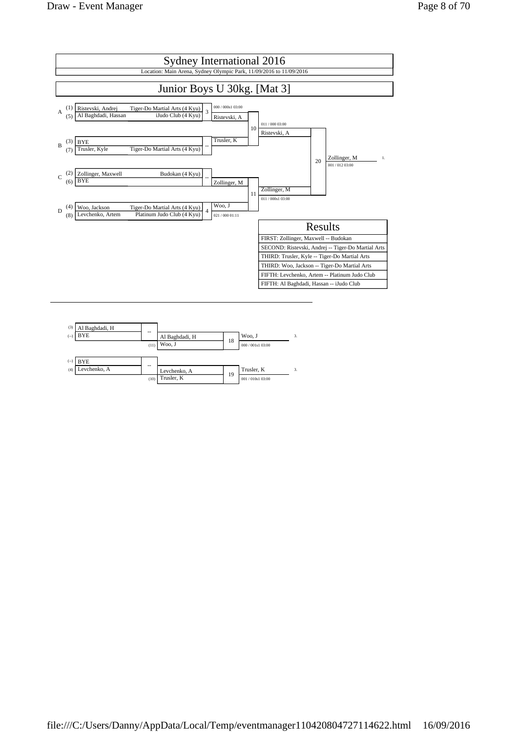# Sydney International 2016

Location: Main Arena, Sydney Olympic Park, 11/09/2016 to 11/09/2016

## Junior Boys U 30kg. [Mat 3]

| Pool | Seed | Name | Club |
|---|---|---|---|
| A | (1) | Ristevski, Andrej | Tiger-Do Martial Arts (4 Kyu) |
| A | (5) | Al Baghdadi, Hassan | iJudo Club (4 Kyu) |
| B | (3) | BYE | |
| B | (7) | Trusler, Kyle | Tiger-Do Martial Arts (4 Kyu) |
| C | (2) | Zollinger, Maxwell | Budokan (4 Kyu) |
| C | (6) | BYE | |
| D | (4) | Woo, Jackson | Tiger-Do Martial Arts (4 Kyu) |
| D | (8) | Levchenko, Artem | Platinum Judo Club (4 Kyu) |

### Main Draw

| Contest | Winner | Score |
|---|---|---|
| 3 | Ristevski, A | 000 / 000s1 03:00 |
| -- | Trusler, K | |
| -- | Zollinger, M | |
| 4 | Woo, J | 021 / 000 01:11 |
| 10 | Ristevski, A | 011 / 000 03:00 |
| 11 | Zollinger, M | 011 / 000s1 03:00 |
| 20 | Zollinger, M (1.) | 001 / 012 03:00 |

### Results

| Results |
|---|
| FIRST: Zollinger, Maxwell -- Budokan |
| SECOND: Ristevski, Andrej -- Tiger-Do Martial Arts |
| THIRD: Trusler, Kyle -- Tiger-Do Martial Arts |
| THIRD: Woo, Jackson -- Tiger-Do Martial Arts |
| FIFTH: Levchenko, Artem -- Platinum Judo Club |
| FIFTH: Al Baghdadi, Hassan -- iJudo Club |

### Repechage

| Contest | Competitors | Winner | Score | Place |
|---|---|---|---|---|
| -- | (3) Al Baghdadi, H vs (--) BYE | Al Baghdadi, H | | |
| 18 | Al Baghdadi, H vs (11) Woo, J | Woo, J | 000 / 001s1 03:00 | 3. |
| -- | (--) BYE vs (4) Levchenko, A | Levchenko, A | | |
| 19 | Levchenko, A vs (10) Trusler, K | Trusler, K | 001 / 010s1 03:00 | 3. |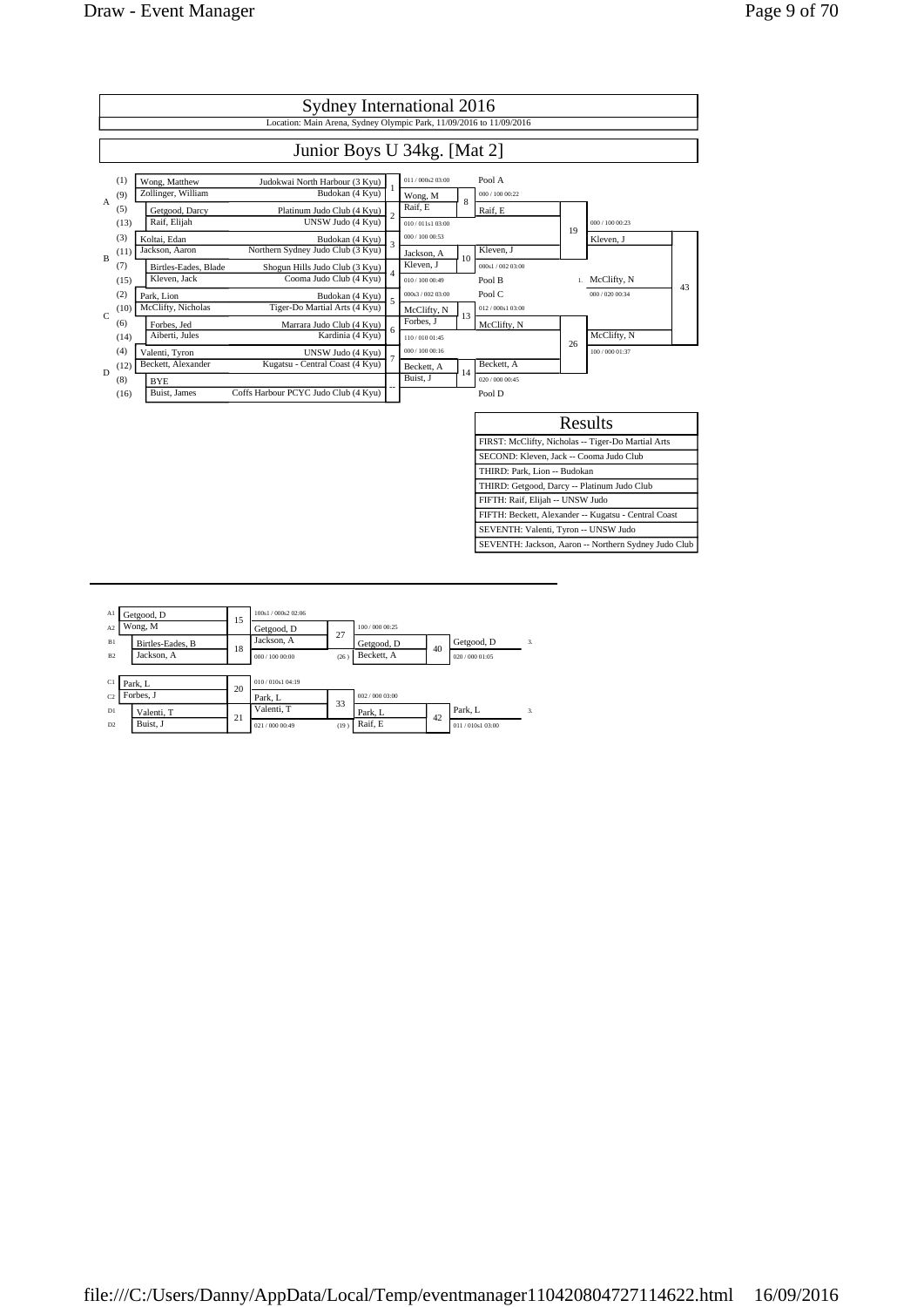# Sydney International 2016

Location: Main Arena, Sydney Olympic Park, 11/09/2016 to 11/09/2016

## Junior Boys U 34kg. [Mat 2]

| Pool | Seed | Name | Club | Match | Result |
|---|---|---|---|---|---|
| A | (1) | Wong, Matthew | Judokwai North Harbour (3 Kyu) | 1 | 011 / 000s2 03:00 — Wong, M |
| A | (9) | Zollinger, William | Budokan (4 Kyu) | | |
| A | (5) | Getgood, Darcy | Platinum Judo Club (4 Kyu) | 2 | 010 / 011s1 03:00 — Raif, E |
| A | (13) | Raif, Elijah | UNSW Judo (4 Kyu) | | |
| B | (3) | Koltai, Edan | Budokan (4 Kyu) | 3 | 000 / 100 00:53 — Jackson, A |
| B | (11) | Jackson, Aaron | Northern Sydney Judo Club (3 Kyu) | | |
| B | (7) | Birtles-Eades, Blade | Shogun Hills Judo Club (3 Kyu) | 4 | 010 / 100 00:49 — Kleven, J |
| B | (15) | Kleven, Jack | Cooma Judo Club (4 Kyu) | | |
| C | (2) | Park, Lion | Budokan (4 Kyu) | 5 | 000s3 / 002 03:00 — McClifty, N |
| C | (10) | McClifty, Nicholas | Tiger-Do Martial Arts (4 Kyu) | | |
| C | (6) | Forbes, Jed | Marrara Judo Club (4 Kyu) | 6 | 110 / 010 01:45 — Forbes, J |
| C | (14) | Aiberti, Jules | Kardinia (4 Kyu) | | |
| D | (4) | Valenti, Tyron | UNSW Judo (4 Kyu) | 7 | 000 / 100 00:16 — Beckett, A |
| D | (12) | Beckett, Alexander | Kugatsu - Central Coast (4 Kyu) | | |
| D | (8) | BYE | | -- | Buist, J |
| D | (16) | Buist, James | Coffs Harbour PCYC Judo Club (4 Kyu) | | |

| Match | Contest | Score | Winner |
|---|---|---|---|
| 8 | Wong, M vs Raif, E | 000 / 100 00:22 | Raif, E (Pool A) |
| 10 | Jackson, A vs Kleven, J | 000s1 / 002 03:00 | Kleven, J (Pool B) |
| 13 | McClifty, N vs Forbes, J | 012 / 000s1 03:00 | McClifty, N (Pool C) |
| 14 | Beckett, A vs Buist, J | 020 / 000 00:45 | Beckett, A (Pool D) |
| 19 | Raif, E vs Kleven, J | 000 / 100 00:23 | Kleven, J |
| 26 | McClifty, N vs Beckett, A | 100 / 000 01:37 | McClifty, N |
| 43 | Kleven, J vs McClifty, N | 000 / 020 00:34 | 1. McClifty, N |

### Results

| Results |
|---|
| FIRST: McClifty, Nicholas -- Tiger-Do Martial Arts |
| SECOND: Kleven, Jack -- Cooma Judo Club |
| THIRD: Park, Lion -- Budokan |
| THIRD: Getgood, Darcy -- Platinum Judo Club |
| FIFTH: Raif, Elijah -- UNSW Judo |
| FIFTH: Beckett, Alexander -- Kugatsu - Central Coast |
| SEVENTH: Valenti, Tyron -- UNSW Judo |
| SEVENTH: Jackson, Aaron -- Northern Sydney Judo Club |

### Repechage

| Match | Contest | Score | Winner |
|---|---|---|---|
| 15 | A1 Getgood, D vs A2 Wong, M | 100s1 / 000s2 02:06 | Getgood, D |
| 18 | B1 Birtles-Eades, B vs B2 Jackson, A | 000 / 100 00:00 | Jackson, A |
| 27 | Getgood, D vs Jackson, A | 100 / 000 00:25 | Getgood, D |
| 40 | Getgood, D vs Beckett, A (26) | 020 / 000 01:05 | Getgood, D — 3. |
| 20 | C1 Park, L vs C2 Forbes, J | 010 / 010s1 04:19 | Park, L |
| 21 | D1 Valenti, T vs D2 Buist, J | 021 / 000 00:49 | Valenti, T |
| 33 | Park, L vs Valenti, T | 002 / 000 03:00 | Park, L |
| 42 | Park, L vs Raif, E (19) | 011 / 010s1 03:00 | Park, L — 3. |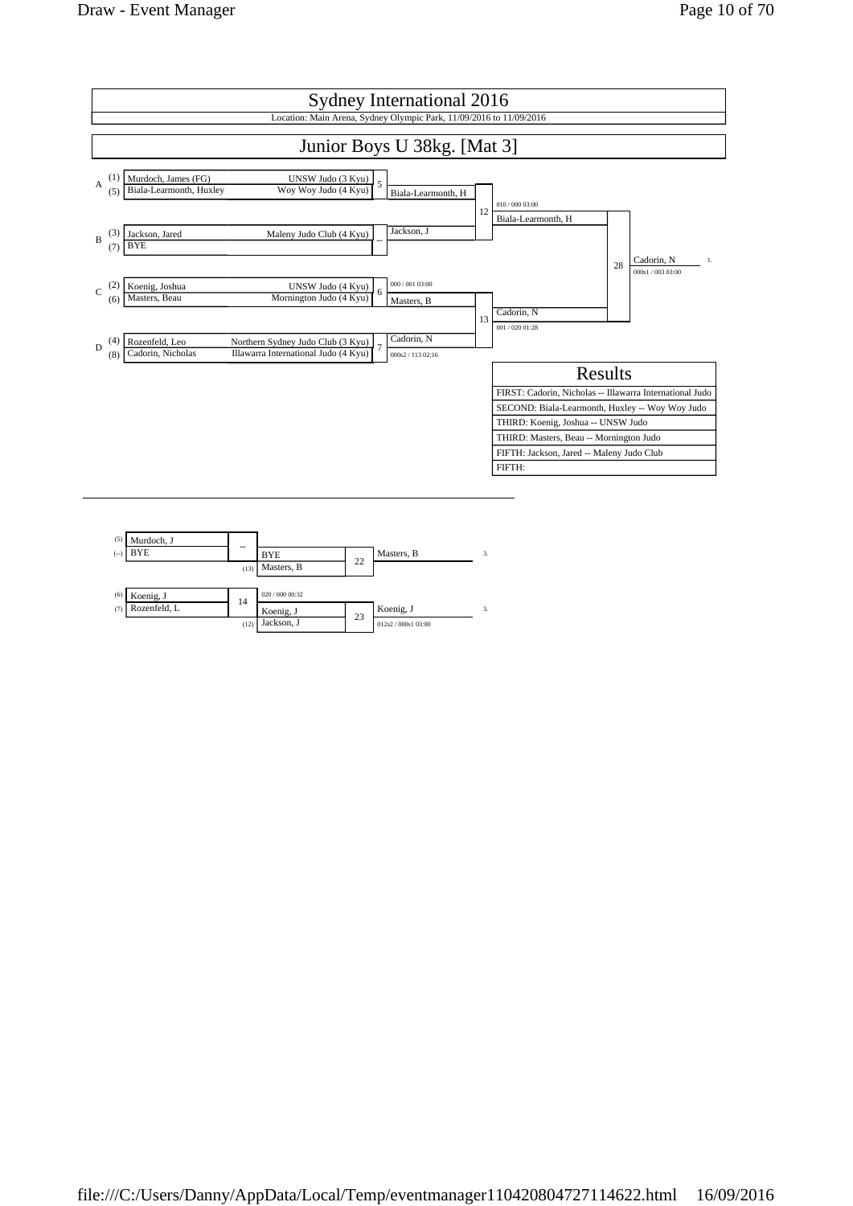# Sydney International 2016

Location: Main Arena, Sydney Olympic Park, 11/09/2016 to 11/09/2016

## Junior Boys U 38kg. [Mat 3]

| Pool | Seed | Name | Club | Contest | Winner | Score |
|---|---|---|---|---|---|---|
| A | (1) | Murdoch, James (FG) | UNSW Judo (3 Kyu) | 5 | Biala-Learmonth, H | |
| | (5) | Biala-Learmonth, Huxley | Woy Woy Judo (4 Kyu) | | | |
| B | (3) | Jackson, Jared | Maleny Judo Club (4 Kyu) | -- | Jackson, J | |
| | (7) | BYE | | | | |
| C | (2) | Koenig, Joshua | UNSW Judo (4 Kyu) | 6 | Masters, B | 000 / 001 03:00 |
| | (6) | Masters, Beau | Mornington Judo (4 Kyu) | | | |
| D | (4) | Rozenfeld, Leo | Northern Sydney Judo Club (3 Kyu) | 7 | Cadorin, N | 000s2 / 113 02:16 |
| | (8) | Cadorin, Nicholas | Illawarra International Judo (4 Kyu) | | | |

| Contest | Competitors | Winner | Score |
|---|---|---|---|
| 12 | Biala-Learmonth, H vs Jackson, J | Biala-Learmonth, H | 010 / 000 03:00 |
| 13 | Masters, B vs Cadorin, N | Cadorin, N | 001 / 020 01:28 |
| 28 | Biala-Learmonth, H vs Cadorin, N | Cadorin, N (1.) | 000s1 / 003 03:00 |

### Results

| Results |
|---|
| FIRST: Cadorin, Nicholas -- Illawarra International Judo |
| SECOND: Biala-Learmonth, Huxley -- Woy Woy Judo |
| THIRD: Koenig, Joshua -- UNSW Judo |
| THIRD: Masters, Beau -- Mornington Judo |
| FIFTH: Jackson, Jared -- Maleny Judo Club |
| FIFTH: |

### Repechage

| Contest | Competitors | Winner | Score |
|---|---|---|---|
| -- | (5) Murdoch, J vs (--) BYE | BYE | |
| 22 | BYE vs (13) Masters, B | Masters, B (3.) | |
| 14 | (6) Koenig, J vs (7) Rozenfeld, L | Koenig, J | 020 / 000 00:32 |
| 23 | Koenig, J vs (12) Jackson, J | Koenig, J (3.) | 012s2 / 000s1 03:00 |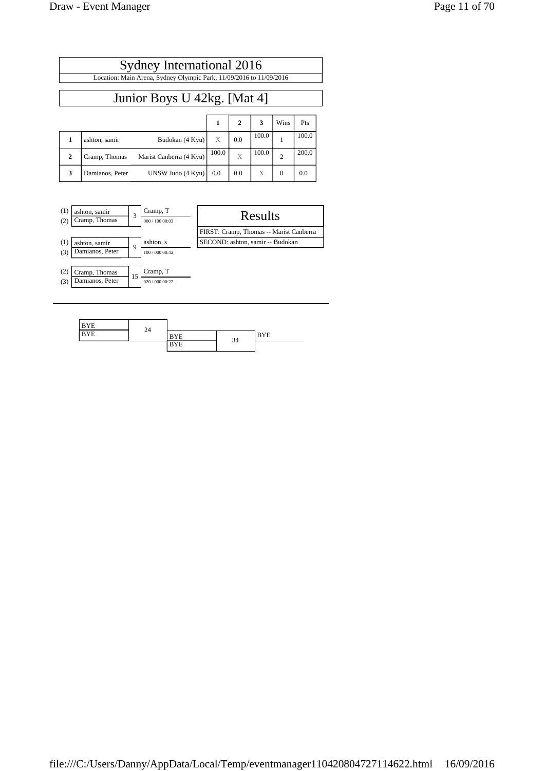# Sydney International 2016

Location: Main Arena, Sydney Olympic Park, 11/09/2016 to 11/09/2016

## Junior Boys U 42kg. [Mat 4]

| | | | 1 | 2 | 3 | Wins | Pts |
|---|---|---|---|---|---|---|---|
| 1 | ashton, samir | Budokan (4 Kyu) | X | 0.0 | 100.0 | 1 | 100.0 |
| 2 | Cramp, Thomas | Marist Canberra (4 Kyu) | 100.0 | X | 100.0 | 2 | 200.0 |
| 3 | Damianos, Peter | UNSW Judo (4 Kyu) | 0.0 | 0.0 | X | 0 | 0.0 |

| Pool | Competitor | Contest | Winner | Score |
|---|---|---|---|---|
| (1) | ashton, samir | 3 | Cramp, T | 000 / 100 00:03 |
| (2) | Cramp, Thomas | | | |
| (1) | ashton, samir | 9 | ashton, s | 100 / 000 00:42 |
| (3) | Damianos, Peter | | | |
| (2) | Cramp, Thomas | 15 | Cramp, T | 020 / 000 00:22 |
| (3) | Damianos, Peter | | | |

### Results

FIRST: Cramp, Thomas -- Marist Canberra

SECOND: ashton, samir -- Budokan

| Competitor | Contest | Competitor | Contest | Winner |
|---|---|---|---|---|
| BYE | 24 | BYE | 34 | BYE |
| BYE | | BYE | | |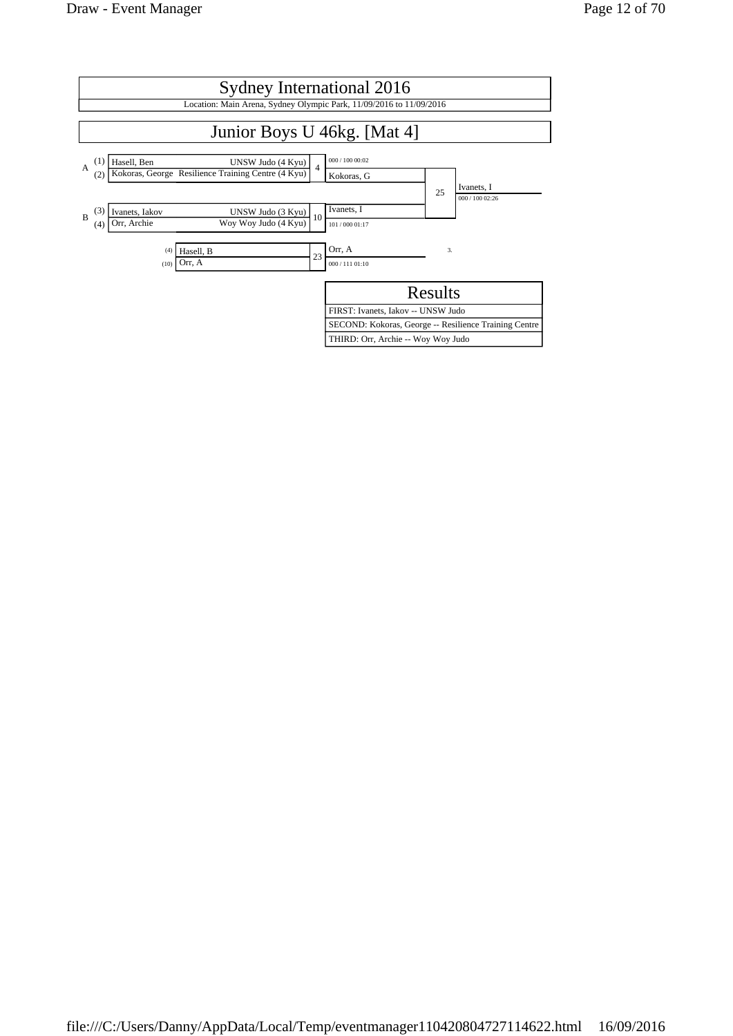# Sydney International 2016

Location: Main Arena, Sydney Olympic Park, 11/09/2016 to 11/09/2016

## Junior Boys U 46kg. [Mat 4]

**Pool A**

| Seed | Name | Club | Contest |
|---|---|---|---|
| (1) | Hasell, Ben | UNSW Judo (4 Kyu) | 4 |
| (2) | Kokoras, George | Resilience Training Centre (4 Kyu) | |

Winner: Kokoras, G — 000 / 100 00:02

**Pool B**

| Seed | Name | Club | Contest |
|---|---|---|---|
| (3) | Ivanets, Iakov | UNSW Judo (3 Kyu) | 10 |
| (4) | Orr, Archie | Woy Woy Judo (4 Kyu) | |

Winner: Ivanets, I — 101 / 000 01:17

**Final (Contest 25)**

Kokoras, G vs Ivanets, I

Winner: Ivanets, I — 000 / 100 02:26

**Repechage (Contest 23)**

| Seed | Name |
|---|---|
| (4) | Hasell, B |
| (10) | Orr, A |

Winner: Orr, A — 000 / 111 01:10 — 3.

### Results

| Results |
|---|
| FIRST: Ivanets, Iakov -- UNSW Judo |
| SECOND: Kokoras, George -- Resilience Training Centre |
| THIRD: Orr, Archie -- Woy Woy Judo |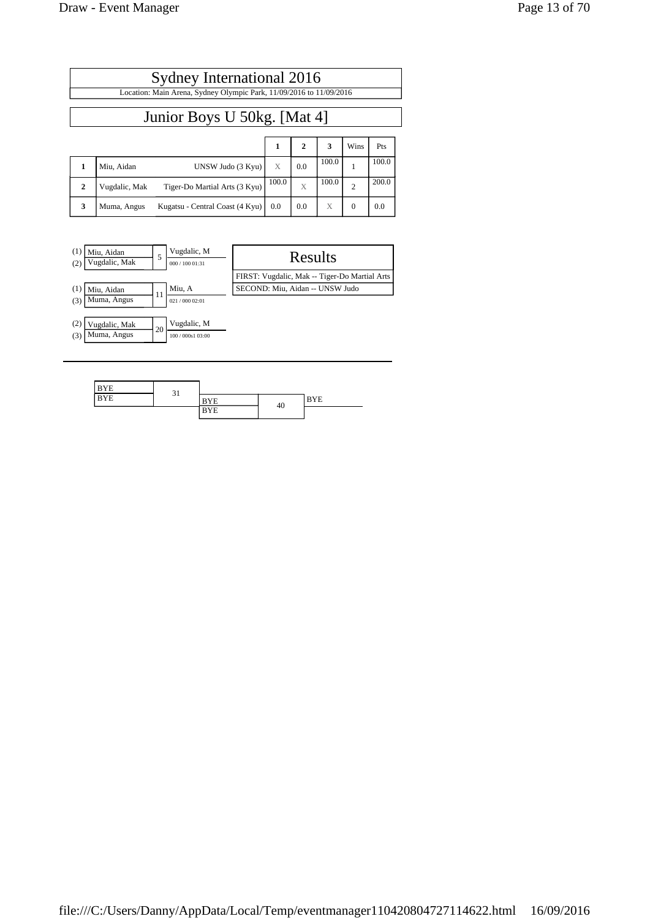# Sydney International 2016

Location: Main Arena, Sydney Olympic Park, 11/09/2016 to 11/09/2016

## Junior Boys U 50kg. [Mat 4]

| | | | 1 | 2 | 3 | Wins | Pts |
|---|---|---|---|---|---|---|---|
| 1 | Miu, Aidan | UNSW Judo (3 Kyu) | X | 0.0 | 100.0 | 1 | 100.0 |
| 2 | Vugdalic, Mak | Tiger-Do Martial Arts (3 Kyu) | 100.0 | X | 100.0 | 2 | 200.0 |
| 3 | Muma, Angus | Kugatsu - Central Coast (4 Kyu) | 0.0 | 0.0 | X | 0 | 0.0 |

| Players | Match | Winner | Score |
|---|---|---|---|
| (1) Miu, Aidan vs (2) Vugdalic, Mak | 5 | Vugdalic, M | 000 / 100 01:31 |
| (1) Miu, Aidan vs (3) Muma, Angus | 11 | Miu, A | 021 / 000 02:01 |
| (2) Vugdalic, Mak vs (3) Muma, Angus | 20 | Vugdalic, M | 100 / 000s1 03:00 |

### Results

FIRST: Vugdalic, Mak -- Tiger-Do Martial Arts

SECOND: Miu, Aidan -- UNSW Judo

---

| Players | Match | Winner |
|---|---|---|
| BYE vs BYE | 31 | BYE |
| BYE vs BYE | 40 | BYE |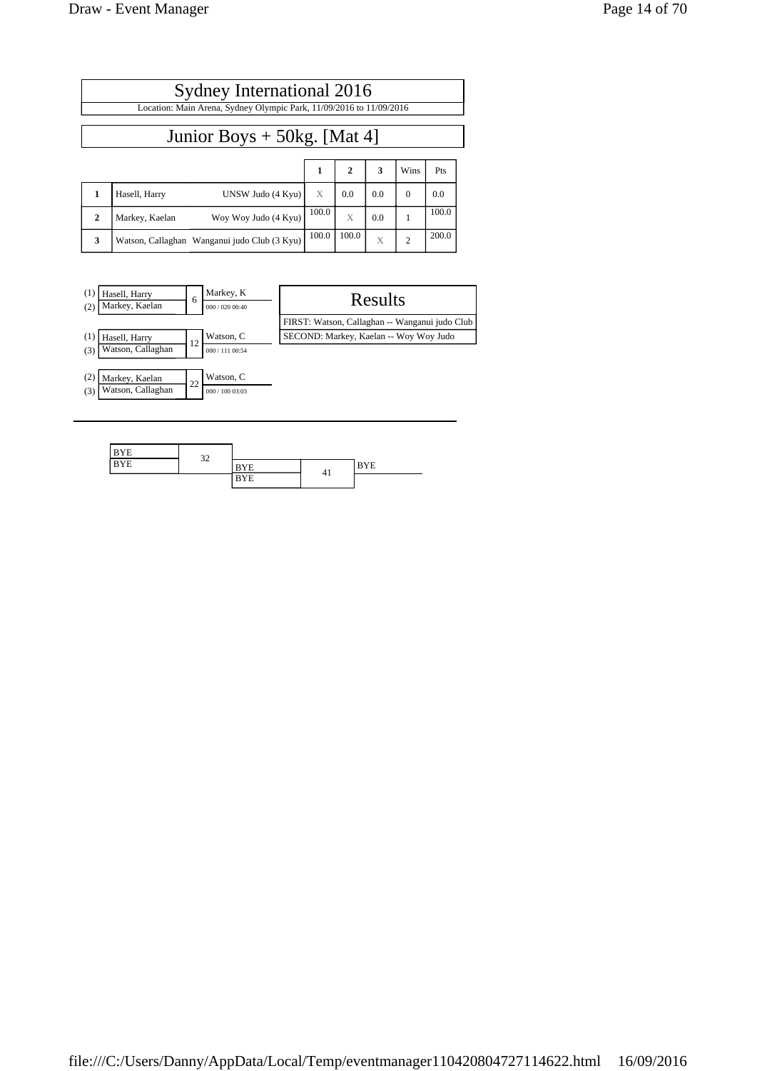# Sydney International 2016

Location: Main Arena, Sydney Olympic Park, 11/09/2016 to 11/09/2016

## Junior Boys + 50kg. [Mat 4]

| | | | 1 | 2 | 3 | Wins | Pts |
|---|---|---|---|---|---|---|---|
| 1 | Hasell, Harry | UNSW Judo (4 Kyu) | X | 0.0 | 0.0 | 0 | 0.0 |
| 2 | Markey, Kaelan | Woy Woy Judo (4 Kyu) | 100.0 | X | 0.0 | 1 | 100.0 |
| 3 | Watson, Callaghan | Wanganui judo Club (3 Kyu) | 100.0 | 100.0 | X | 2 | 200.0 |

| | Contestants | Match | Winner |
|---|---|---|---|
| (1) | Hasell, Harry | 6 | Markey, K |
| (2) | Markey, Kaelan | | 000 / 020 00:40 |
| (1) | Hasell, Harry | 12 | Watson, C |
| (3) | Watson, Callaghan | | 000 / 111 00:54 |
| (2) | Markey, Kaelan | 22 | Watson, C |
| (3) | Watson, Callaghan | | 000 / 100 03:03 |

### Results

FIRST: Watson, Callaghan -- Wanganui judo Club

SECOND: Markey, Kaelan -- Woy Woy Judo

| Contestants | Match | Contestants | Match | Winner |
|---|---|---|---|---|
| BYE | 32 | BYE | 41 | BYE |
| BYE | | BYE | | |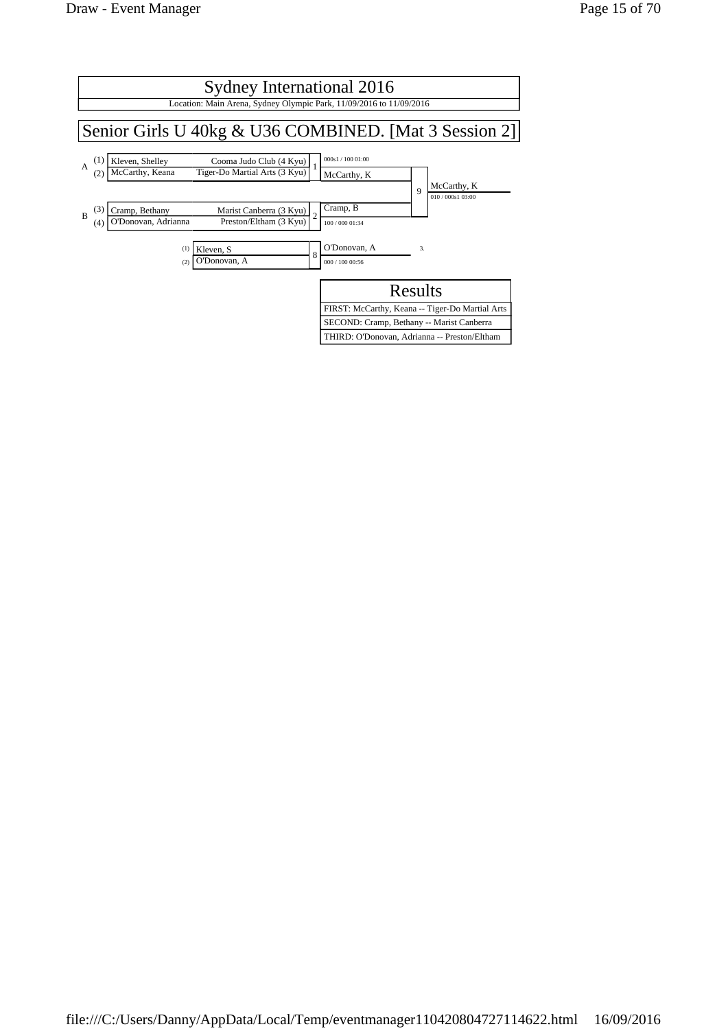# Sydney International 2016

Location: Main Arena, Sydney Olympic Park, 11/09/2016 to 11/09/2016

## Senior Girls U 40kg & U36 COMBINED. [Mat 3 Session 2]

| Pool | Seed | Name | Club |
|---|---|---|---|
| A | (1) | Kleven, Shelley | Cooma Judo Club (4 Kyu) |
| A | (2) | McCarthy, Keana | Tiger-Do Martial Arts (3 Kyu) |
| B | (3) | Cramp, Bethany | Marist Canberra (3 Kyu) |
| B | (4) | O'Donovan, Adrianna | Preston/Eltham (3 Kyu) |

| Contest | Winner | Score |
|---|---|---|
| 1 | McCarthy, K | 000s1 / 100 01:00 |
| 2 | Cramp, B | 100 / 000 01:34 |
| 9 | McCarthy, K | 010 / 000s1 03:00 |
| 8 ((1) Kleven, S vs (2) O'Donovan, A) | O'Donovan, A (3.) | 000 / 100 00:56 |

### Results

| Results |
|---|
| FIRST: McCarthy, Keana -- Tiger-Do Martial Arts |
| SECOND: Cramp, Bethany -- Marist Canberra |
| THIRD: O'Donovan, Adrianna -- Preston/Eltham |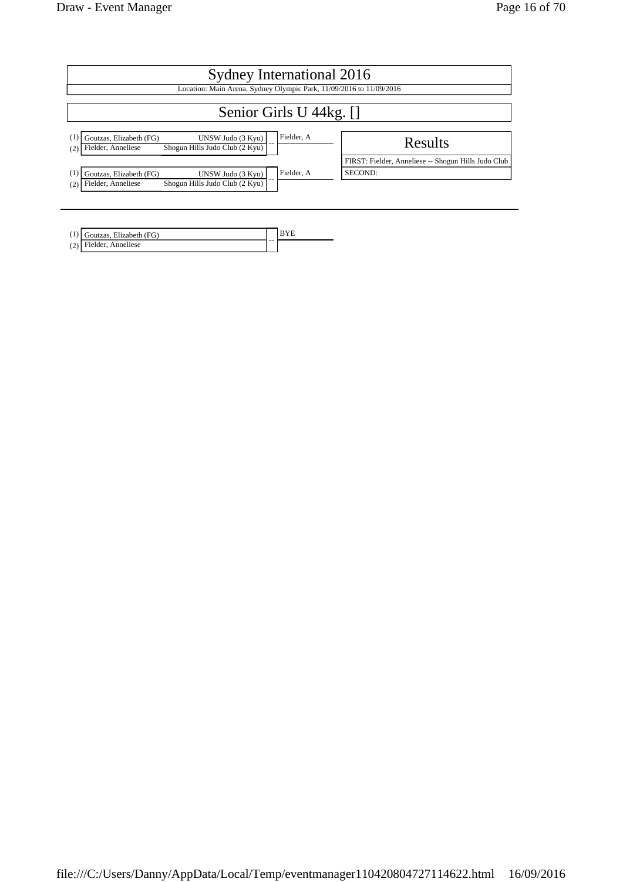# Sydney International 2016

Location: Main Arena, Sydney Olympic Park, 11/09/2016 to 11/09/2016

## Senior Girls U 44kg. []

| | Competitor | Club | | Winner |
|---|---|---|---|---|
| (1) | Goutzas, Elizabeth (FG) | UNSW Judo (3 Kyu) | -- | Fielder, A |
| (2) | Fielder, Anneliese | Shogun Hills Judo Club (2 Kyu) | | |

| | Competitor | Club | | Winner |
|---|---|---|---|---|
| (1) | Goutzas, Elizabeth (FG) | UNSW Judo (3 Kyu) | -- | Fielder, A |
| (2) | Fielder, Anneliese | Shogun Hills Judo Club (2 Kyu) | | |

### Results

FIRST: Fielder, Anneliese -- Shogun Hills Judo Club

SECOND:

---

| | Competitor | | Winner |
|---|---|---|---|
| (1) | Goutzas, Elizabeth (FG) | -- | BYE |
| (2) | Fielder, Anneliese | | |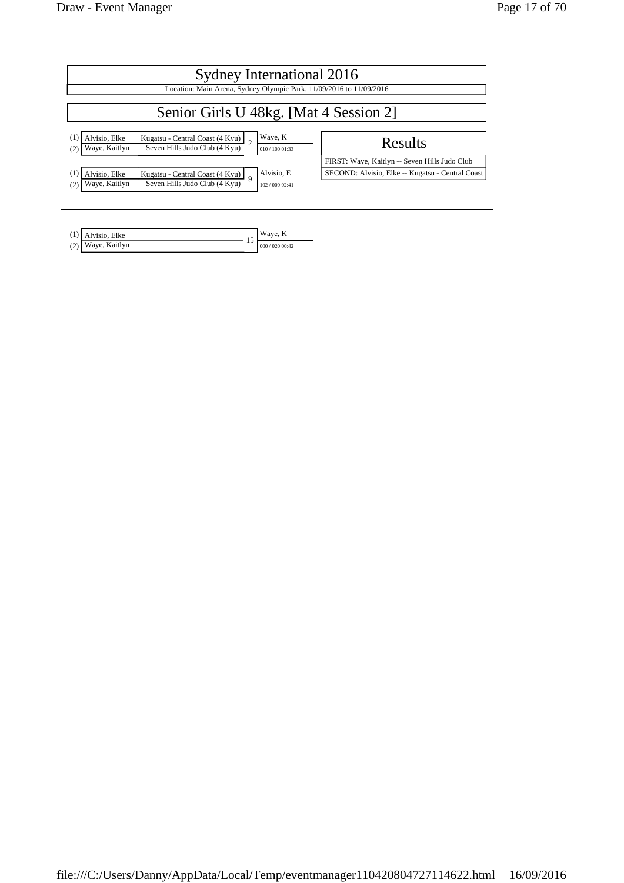# Sydney International 2016

Location: Main Arena, Sydney Olympic Park, 11/09/2016 to 11/09/2016

## Senior Girls U 48kg. [Mat 4 Session 2]

| | Name | Club | Contest | Winner | Score |
|---|---|---|---|---|---|
| (1) | Alvisio, Elke | Kugatsu - Central Coast (4 Kyu) | 2 | Waye, K | 010 / 100 01:33 |
| (2) | Waye, Kaitlyn | Seven Hills Judo Club (4 Kyu) | | | |

| | Name | Club | Contest | Winner | Score |
|---|---|---|---|---|---|
| (1) | Alvisio, Elke | Kugatsu - Central Coast (4 Kyu) | 9 | Alvisio, E | 102 / 000 02:41 |
| (2) | Waye, Kaitlyn | Seven Hills Judo Club (4 Kyu) | | | |

### Results

FIRST: Waye, Kaitlyn -- Seven Hills Judo Club

SECOND: Alvisio, Elke -- Kugatsu - Central Coast

---

| | Name | Contest | Winner | Score |
|---|---|---|---|---|
| (1) | Alvisio, Elke | 15 | Waye, K | 000 / 020 00:42 |
| (2) | Waye, Kaitlyn | | | |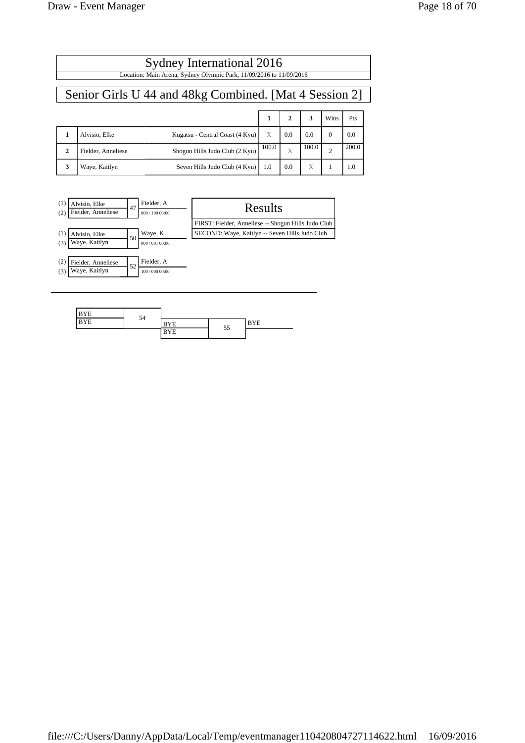# Sydney International 2016

Location: Main Arena, Sydney Olympic Park, 11/09/2016 to 11/09/2016

## Senior Girls U 44 and 48kg Combined. [Mat 4 Session 2]

| | | | 1 | 2 | 3 | Wins | Pts |
|---|---|---|---|---|---|---|---|
| 1 | Alvisio, Elke | Kugatsu - Central Coast (4 Kyu) | X | 0.0 | 0.0 | 0 | 0.0 |
| 2 | Fielder, Anneliese | Shogun Hills Judo Club (2 Kyu) | 100.0 | X | 100.0 | 2 | 200.0 |
| 3 | Waye, Kaitlyn | Seven Hills Judo Club (4 Kyu) | 1.0 | 0.0 | X | 1 | 1.0 |

| Contest | Competitors | Winner | Score |
|---|---|---|---|
| 47 | (1) Alvisio, Elke / (2) Fielder, Anneliese | Fielder, A | 000 / 100 00:00 |
| 50 | (1) Alvisio, Elke / (3) Waye, Kaitlyn | Waye, K | 000 / 001 00:00 |
| 52 | (2) Fielder, Anneliese / (3) Waye, Kaitlyn | Fielder, A | 100 / 000 00:00 |

### Results

FIRST: Fielder, Anneliese -- Shogun Hills Judo Club

SECOND: Waye, Kaitlyn -- Seven Hills Judo Club

| Contest | Competitors | Winner |
|---|---|---|
| 54 | BYE / BYE | BYE |
| 55 | BYE / BYE | BYE |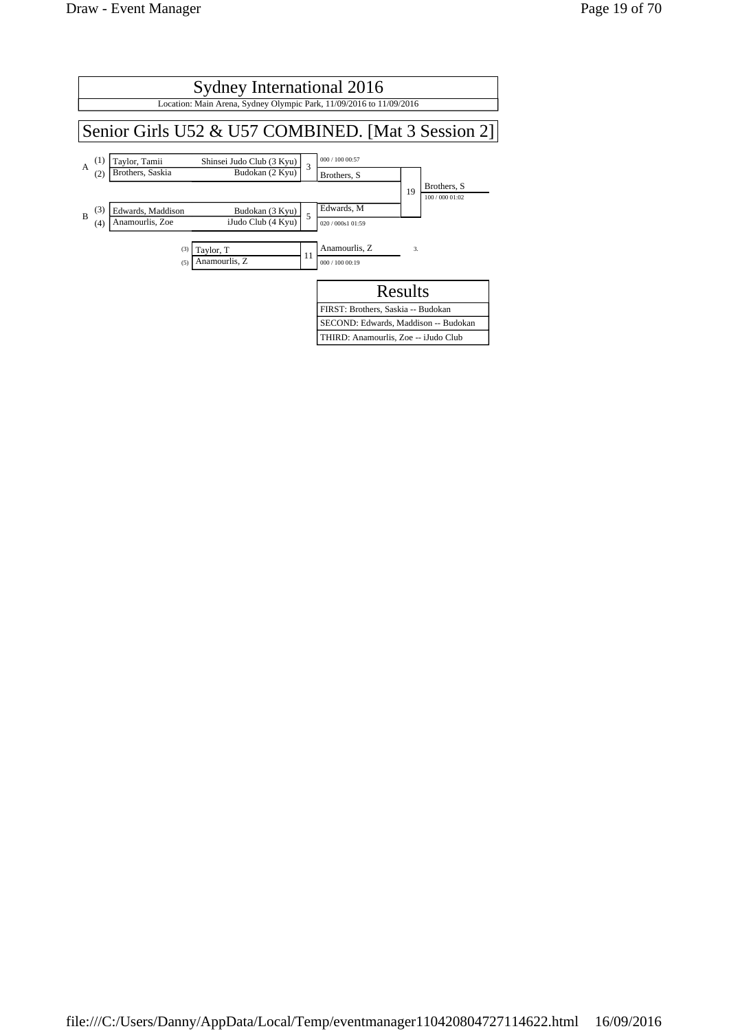# Sydney International 2016

Location: Main Arena, Sydney Olympic Park, 11/09/2016 to 11/09/2016

## Senior Girls U52 & U57 COMBINED. [Mat 3 Session 2]

**Pool A**

| Seed | Name | Club |
|---|---|---|
| (1) | Taylor, Tamii | Shinsei Judo Club (3 Kyu) |
| (2) | Brothers, Saskia | Budokan (2 Kyu) |

Contest 3: Brothers, S — 000 / 100 00:57

**Pool B**

| Seed | Name | Club |
|---|---|---|
| (3) | Edwards, Maddison | Budokan (3 Kyu) |
| (4) | Anamourlis, Zoe | iJudo Club (4 Kyu) |

Contest 5: Edwards, M — 020 / 000s1 01:59

Contest 19: Brothers, S — 100 / 000 01:02

**Repechage / Third place**

| Seed | Name |
|---|---|
| (3) | Taylor, T |
| (5) | Anamourlis, Z |

Contest 11: Anamourlis, Z — 000 / 100 00:19 — 3.

### Results

| Results |
|---|
| FIRST: Brothers, Saskia -- Budokan |
| SECOND: Edwards, Maddison -- Budokan |
| THIRD: Anamourlis, Zoe -- iJudo Club |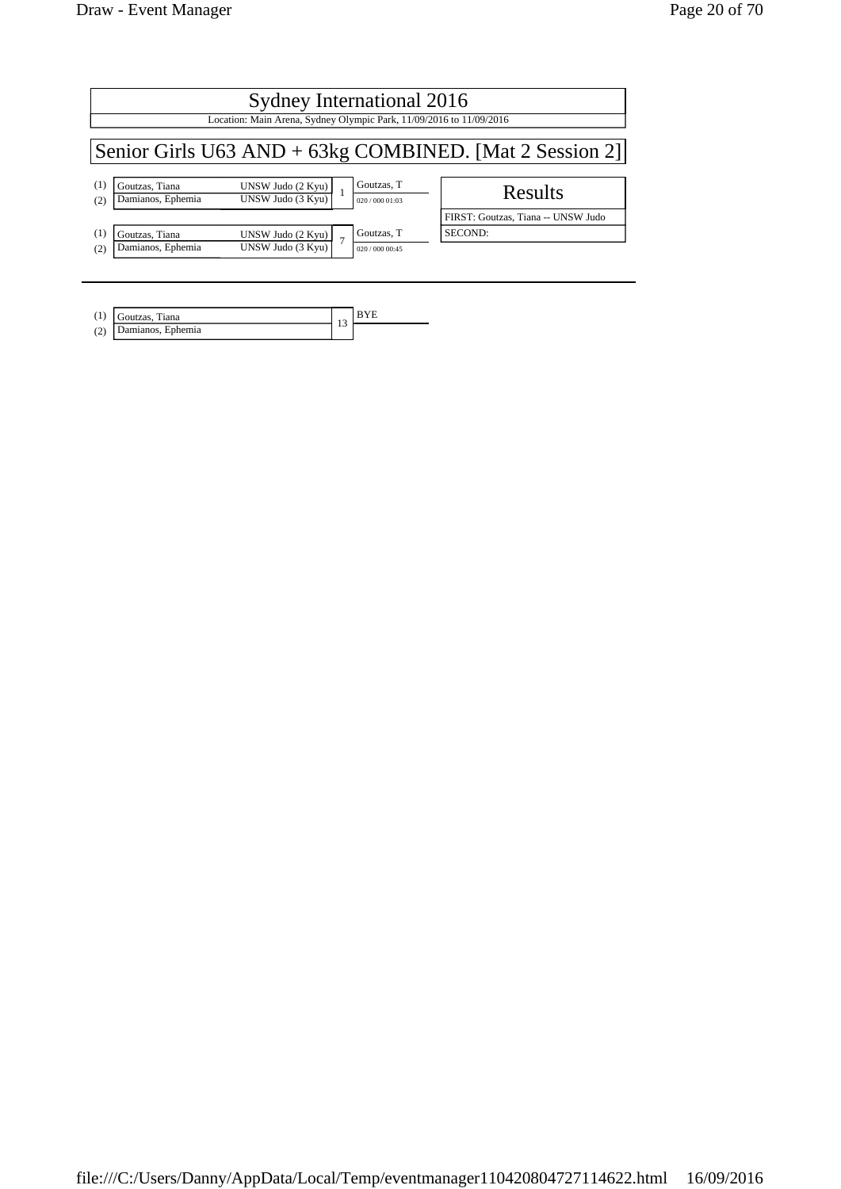# Sydney International 2016

Location: Main Arena, Sydney Olympic Park, 11/09/2016 to 11/09/2016

## Senior Girls U63 AND + 63kg COMBINED. [Mat 2 Session 2]

| | Name | Club | Match | Winner |
|---|---|---|---|---|
| (1) | Goutzas, Tiana | UNSW Judo (2 Kyu) | 1 | Goutzas, T |
| (2) | Damianos, Ephemia | UNSW Judo (3 Kyu) | | 020 / 000 01:03 |

| | Name | Club | Match | Winner |
|---|---|---|---|---|
| (1) | Goutzas, Tiana | UNSW Judo (2 Kyu) | 7 | Goutzas, T |
| (2) | Damianos, Ephemia | UNSW Judo (3 Kyu) | | 020 / 000 00:45 |

| Results |
|---|
| FIRST: Goutzas, Tiana -- UNSW Judo |
| SECOND: |

---

| | Name | Match | Winner |
|---|---|---|---|
| (1) | Goutzas, Tiana | 13 | BYE |
| (2) | Damianos, Ephemia | | |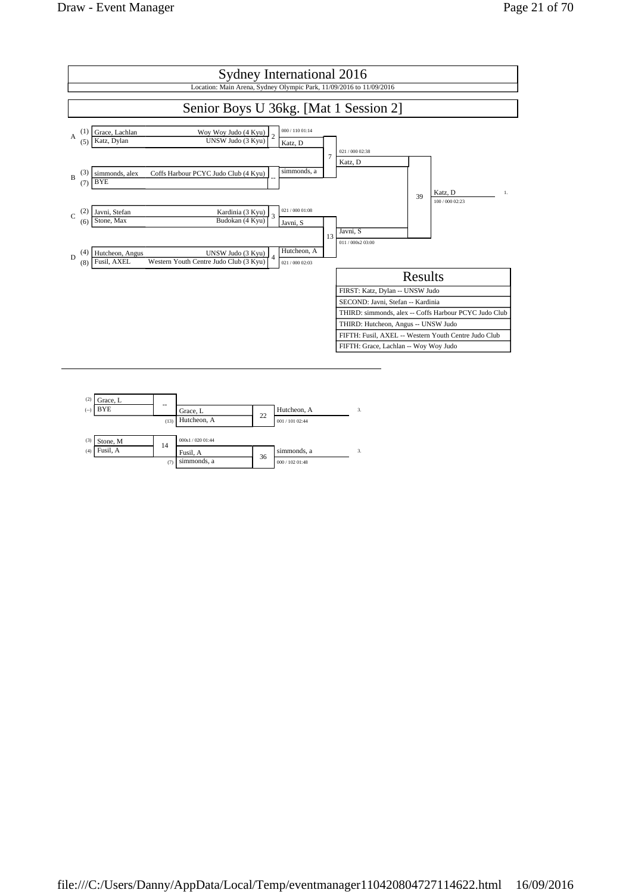# Sydney International 2016

Location: Main Arena, Sydney Olympic Park, 11/09/2016 to 11/09/2016

## Senior Boys U 36kg. [Mat 1 Session 2]

| Pool | Seed | Name | Club | Match | Winner | Score |
|---|---|---|---|---|---|---|
| A | (1) | Grace, Lachlan | Woy Woy Judo (4 Kyu) | 2 | Katz, D | 000 / 110 01:14 |
| | (5) | Katz, Dylan | UNSW Judo (3 Kyu) | | | |
| B | (3) | simmonds, alex | Coffs Harbour PCYC Judo Club (4 Kyu) | -- | simmonds, a | |
| | (7) | BYE | | | | |
| C | (2) | Javni, Stefan | Kardinia (3 Kyu) | 3 | Javni, S | 021 / 000 01:08 |
| | (6) | Stone, Max | Budokan (4 Kyu) | | | |
| D | (4) | Hutcheon, Angus | UNSW Judo (3 Kyu) | 4 | Hutcheon, A | 021 / 000 02:03 |
| | (8) | Fusil, AXEL | Western Youth Centre Judo Club (3 Kyu) | | | |

| Match | Contest | Winner | Score |
|---|---|---|---|
| 7 | Katz, D vs simmonds, a | Katz, D | 021 / 000 02:38 |
| 13 | Javni, S vs Hutcheon, A | Javni, S | 011 / 000s2 03:00 |
| 39 | Katz, D vs Javni, S | Katz, D (1.) | 100 / 000 02:23 |

### Results

| Results |
|---|
| FIRST: Katz, Dylan -- UNSW Judo |
| SECOND: Javni, Stefan -- Kardinia |
| THIRD: simmonds, alex -- Coffs Harbour PCYC Judo Club |
| THIRD: Hutcheon, Angus -- UNSW Judo |
| FIFTH: Fusil, AXEL -- Western Youth Centre Judo Club |
| FIFTH: Grace, Lachlan -- Woy Woy Judo |

### Repechage

| Seed | Name | Match | Winner | Score |
|---|---|---|---|---|
| (2) | Grace, L | -- | Grace, L | |
| (--) | BYE | | | |
| (3) | Stone, M | 14 | Fusil, A | 000s1 / 020 01:44 |
| (4) | Fusil, A | | | |

| Match | Contest | Winner | Score | Place |
|---|---|---|---|---|
| 22 | Grace, L vs Hutcheon, A (13) | Hutcheon, A | 001 / 101 02:44 | 3. |
| 36 | Fusil, A vs simmonds, a (7) | simmonds, a | 000 / 102 01:48 | 3. |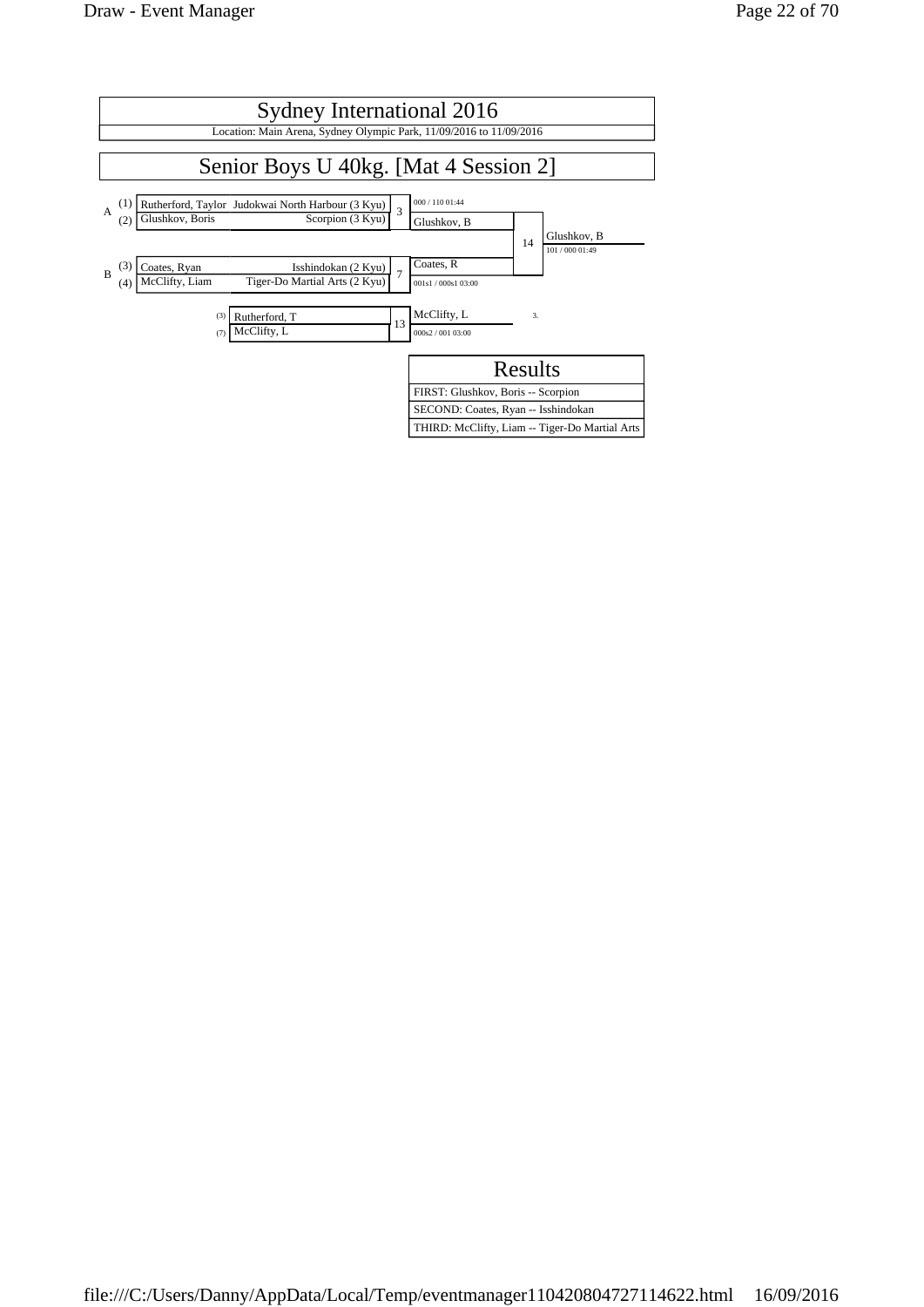# Sydney International 2016

Location: Main Arena, Sydney Olympic Park, 11/09/2016 to 11/09/2016

## Senior Boys U 40kg. [Mat 4 Session 2]

A
- (1) Rutherford, Taylor — Judokwai North Harbour (3 Kyu)
- (2) Glushkov, Boris — Scorpion (3 Kyu)

Match 3: Glushkov, B (000 / 110 01:44)

B
- (3) Coates, Ryan — Isshindokan (2 Kyu)
- (4) McClifty, Liam — Tiger-Do Martial Arts (2 Kyu)

Match 7: Coates, R (001s1 / 000s1 03:00)

Match 14: Glushkov, B (101 / 000 01:49)

- (3) Rutherford, T
- (7) McClifty, L

Match 13: McClifty, L (000s2 / 001 03:00) 3.

| Results |
|---|
| FIRST: Glushkov, Boris -- Scorpion |
| SECOND: Coates, Ryan -- Isshindokan |
| THIRD: McClifty, Liam -- Tiger-Do Martial Arts |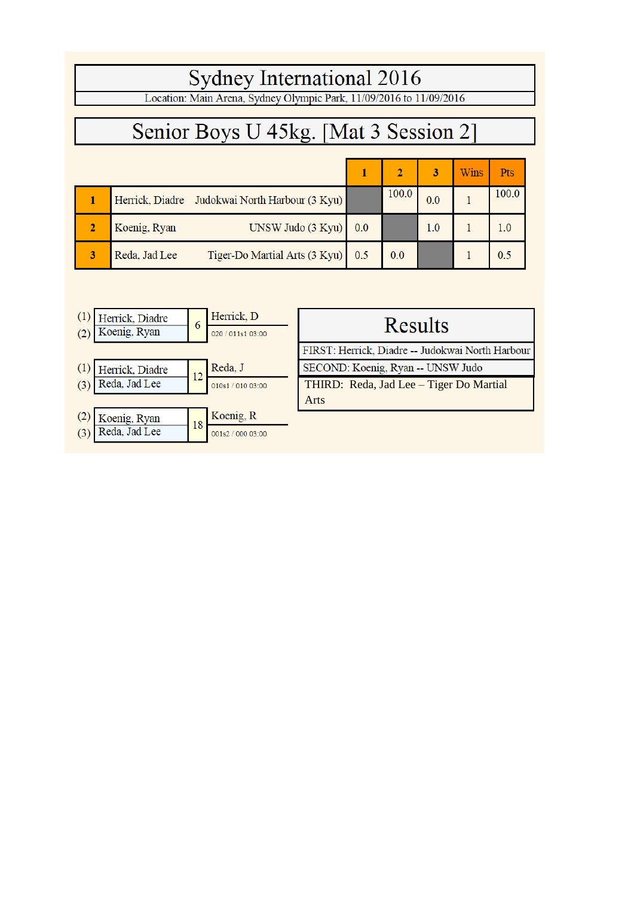# Sydney International 2016

Location: Main Arena, Sydney Olympic Park, 11/09/2016 to 11/09/2016

## Senior Boys U 45kg. [Mat 3 Session 2]

| | | | 1 | 2 | 3 | Wins | Pts |
|---|---|---|---|---|---|---|---|
| 1 | Herrick, Diadre | Judokwai North Harbour (3 Kyu) | | 100.0 | 0.0 | 1 | 100.0 |
| 2 | Koenig, Ryan | UNSW Judo (3 Kyu) | 0.0 | | 1.0 | 1 | 1.0 |
| 3 | Reda, Jad Lee | Tiger-Do Martial Arts (3 Kyu) | 0.5 | 0.0 | | 1 | 0.5 |

| | Competitors | Contest | Winner | Score |
|---|---|---|---|---|
| (1) | Herrick, Diadre | 6 | Herrick, D | 020 / 011s1 03:00 |
| (2) | Koenig, Ryan | | | |
| (1) | Herrick, Diadre | 12 | Reda, J | 010s1 / 010 03:00 |
| (3) | Reda, Jad Lee | | | |
| (2) | Koenig, Ryan | 18 | Koenig, R | 001s2 / 000 03:00 |
| (3) | Reda, Jad Lee | | | |

## Results

FIRST: Herrick, Diadre -- Judokwai North Harbour

SECOND: Koenig, Ryan -- UNSW Judo

THIRD: Reda, Jad Lee – Tiger Do Martial Arts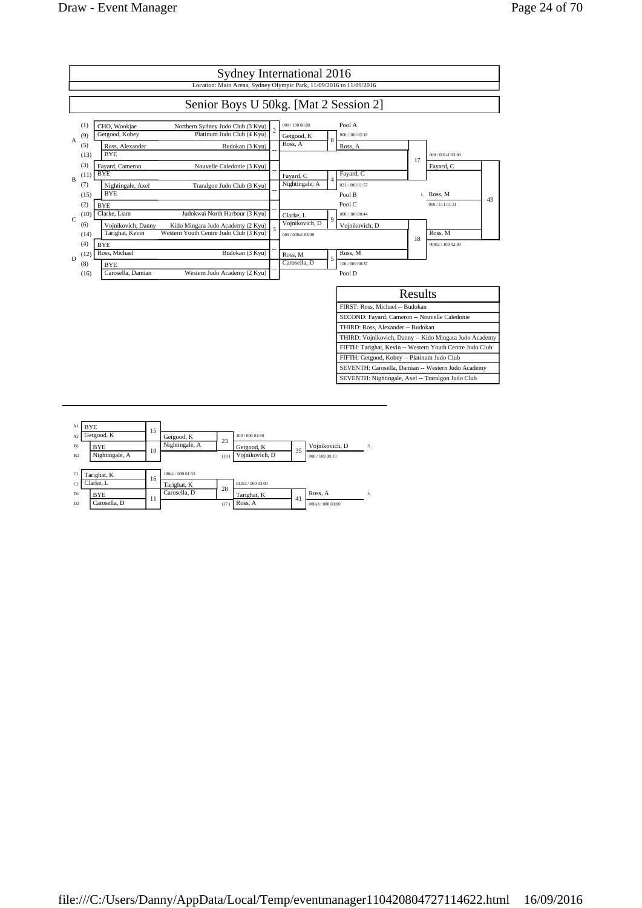# Sydney International 2016

Location: Main Arena, Sydney Olympic Park, 11/09/2016 to 11/09/2016

## Senior Boys U 50kg. [Mat 2 Session 2]

| Pool | Seed | Name | Club | Match | Round 2 | Match | Round 3 | Match | Semi-final | Match |
|---|---|---|---|---|---|---|---|---|---|---|
| A | (1) | CHO, Wookjae | Northern Sydney Judo Club (3 Kyu) | 2 | 000 / 100 00:08 | | Pool A | | | |
| | (9) | Getgood, Kobey | Platinum Judo Club (4 Kyu) | | Getgood, K | 8 | 000 / 100 02:18 | | | |
| | (5) | Ross, Alexander | Budokan (3 Kyu) | -- | Ross, A | | Ross, A | 17 | 000 / 001s1 03:00 | |
| | (13) | BYE | | | | | | | Fayard, C | |
| B | (3) | Fayard, Cameron | Nouvelle Caledonie (3 Kyu) | -- | | | | | | |
| | (11) | BYE | | | Fayard, C | 4 | Fayard, C | | | |
| | (7) | Nightingale, Axel | Traralgon Judo Club (3 Kyu) | -- | Nightingale, A | | 021 / 000 01:57 | | | 43 |
| | (15) | BYE | | | | | Pool B | | 1. Ross, M | |
| C | (2) | BYE | | -- | | | Pool C | | 000 / 111 01:31 | |
| | (10) | Clarke, Liam | Judokwai North Harbour (3 Kyu) | | Clarke, L | 9 | 000 / 100 00:44 | | | |
| | (6) | Vojnikovich, Danny | Kido Mingara Judo Academy (2 Kyu) | 3 | Vojnikovich, D | | Vojnikovich, D | 18 | Ross, M | |
| | (14) | Tarighat, Kevin | Western Youth Centre Judo Club (3 Kyu) | | 000 / 000s1 03:00 | | | | 000s2 / 100 02:03 | |
| D | (4) | BYE | | -- | | | | | | |
| | (12) | Ross, Michael | Budokan (3 Kyu) | | Ross, M | 5 | Ross, M | | | |
| | (8) | BYE | | -- | Carosella, D | | 100 / 000 00:37 | | | |
| | (16) | Carosella, Damian | Western Judo Academy (2 Kyu) | | | | Pool D | | | |

## Results

| Results |
|---|
| FIRST: Ross, Michael -- Budokan |
| SECOND: Fayard, Cameron -- Nouvelle Caledonie |
| THIRD: Ross, Alexander -- Budokan |
| THIRD: Vojnikovich, Danny -- Kido Mingara Judo Academy |
| FIFTH: Tarighat, Kevin -- Western Youth Centre Judo Club |
| FIFTH: Getgood, Kobey -- Platinum Judo Club |
| SEVENTH: Carosella, Damian -- Western Judo Academy |
| SEVENTH: Nightingale, Axel -- Traralgon Judo Club |

## Repechage

| Pos | Name | Match | Round 2 | Match | Round 3 | Match | Final | Place |
|---|---|---|---|---|---|---|---|---|
| A1 | BYE | 15 | | | | | | |
| A2 | Getgood, K | | Getgood, K | 23 | 100 / 000 01:30 | | | |
| B1 | BYE | 10 | Nightingale, A | | Getgood, K | 35 | Vojnikovich, D | 3. |
| B2 | Nightingale, A | | | (18) | Vojnikovich, D | | 000 / 100 00:10 | |
| C1 | Tarighat, K | 16 | 100s1 / 000 01:33 | | | | | |
| C2 | Clarke, L | | Tarighat, K | 28 | 012s3 / 000 03:00 | | | |
| D1 | BYE | 11 | Carosella, D | | Tarighat, K | 41 | Ross, A | 3. |
| D2 | Carosella, D | | | (17) | Ross, A | | 000s3 / 000 03:00 | |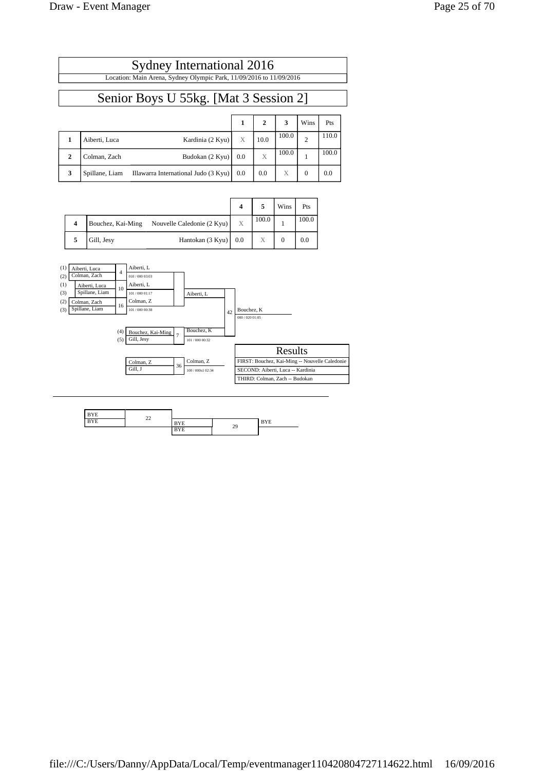# Sydney International 2016

Location: Main Arena, Sydney Olympic Park, 11/09/2016 to 11/09/2016

## Senior Boys U 55kg. [Mat 3 Session 2]

| | | | 1 | 2 | 3 | Wins | Pts |
|---|---|---|---|---|---|---|---|
| **1** | Aiberti, Luca | Kardinia (2 Kyu) | X | 10.0 | 100.0 | 2 | 110.0 |
| **2** | Colman, Zach | Budokan (2 Kyu) | 0.0 | X | 100.0 | 1 | 100.0 |
| **3** | Spillane, Liam | Illawarra International Judo (3 Kyu) | 0.0 | 0.0 | X | 0 | 0.0 |

| | | | 4 | 5 | Wins | Pts |
|---|---|---|---|---|---|---|
| **4** | Bouchez, Kai-Ming | Nouvelle Caledonie (2 Kyu) | X | 100.0 | 1 | 100.0 |
| **5** | Gill, Jesy | Hantokan (3 Kyu) | 0.0 | X | 0 | 0.0 |

| Match | Competitors | Winner | Score |
|---|---|---|---|
| 4 | (1) Aiberti, Luca vs (2) Colman, Zach | Aiberti, L | 010 / 000 03:03 |
| 10 | (1) Aiberti, Luca vs (3) Spillane, Liam | Aiberti, L | 101 / 000 01:17 |
| 16 | (2) Colman, Zach vs (3) Spillane, Liam | Colman, Z | 101 / 000 00:38 |
| 7 | (4) Bouchez, Kai-Ming vs (5) Gill, Jesy | Bouchez, K | 101 / 000 00:32 |
| 42 | Aiberti, L vs Bouchez, K | Bouchez, K | 000 / 020 01:05 |
| 36 | Colman, Z vs Gill, J | Colman, Z | 100 / 000s1 02:34 |
| 22 | BYE vs BYE | | |
| 29 | BYE vs BYE | BYE | |

| Results |
|---|
| FIRST: Bouchez, Kai-Ming -- Nouvelle Caledonie |
| SECOND: Aiberti, Luca -- Kardinia |
| THIRD: Colman, Zach -- Budokan |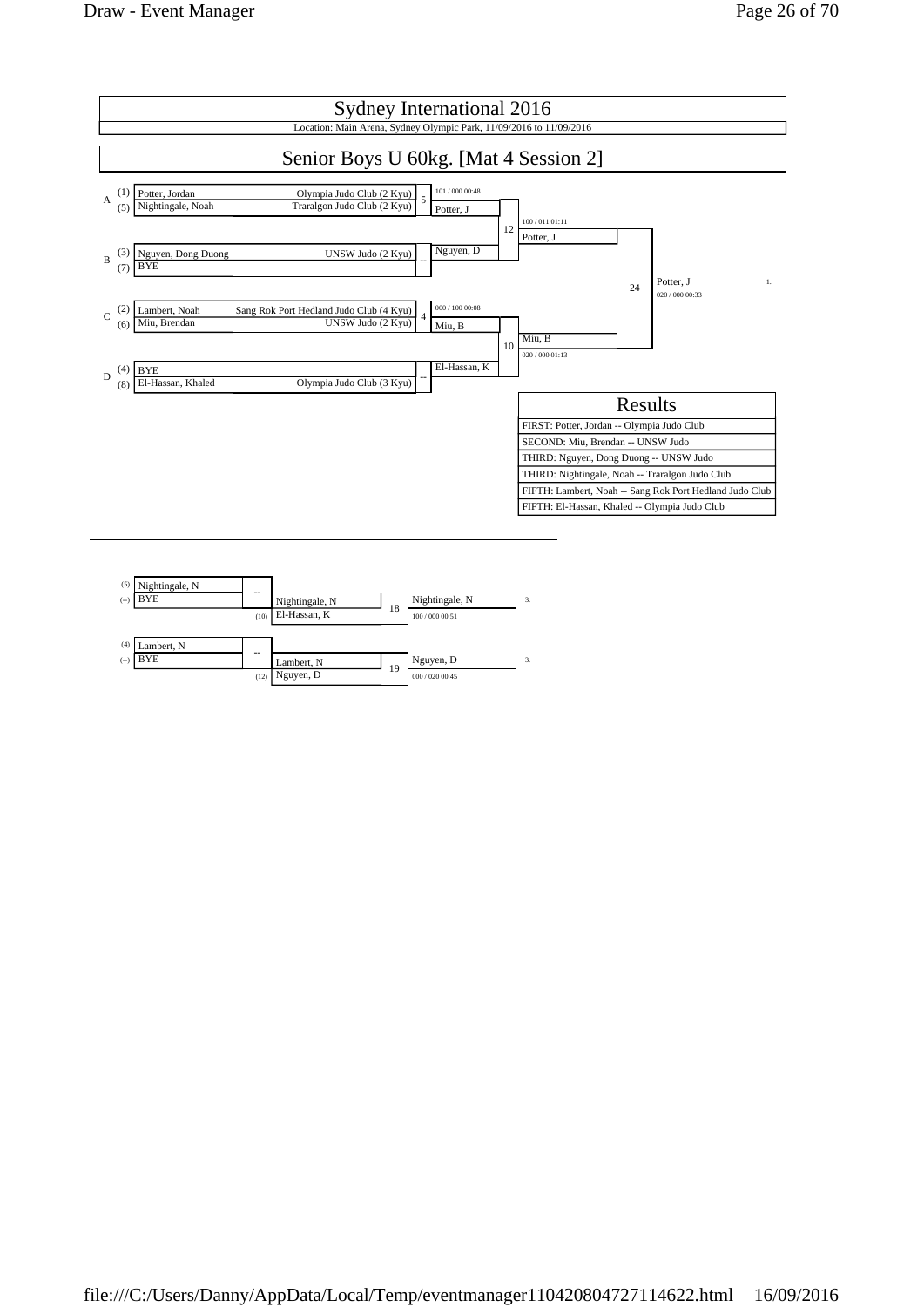# Sydney International 2016

Location: Main Arena, Sydney Olympic Park, 11/09/2016 to 11/09/2016

## Senior Boys U 60kg. [Mat 4 Session 2]

| Pool | Seed | Name | Club | Match | Winner | Score |
|---|---|---|---|---|---|---|
| A | (1) | Potter, Jordan | Olympia Judo Club (2 Kyu) | 5 | Potter, J | 101 / 000 00:48 |
| | (5) | Nightingale, Noah | Traralgon Judo Club (2 Kyu) | | | |
| B | (3) | Nguyen, Dong Duong | UNSW Judo (2 Kyu) | -- | Nguyen, D | |
| | (7) | BYE | | | | |
| C | (2) | Lambert, Noah | Sang Rok Port Hedland Judo Club (4 Kyu) | 4 | Miu, B | 000 / 100 00:08 |
| | (6) | Miu, Brendan | UNSW Judo (2 Kyu) | | | |
| D | (4) | BYE | | -- | El-Hassan, K | |
| | (8) | El-Hassan, Khaled | Olympia Judo Club (3 Kyu) | | | |

| Match | Contestants | Winner | Score |
|---|---|---|---|
| 12 | Potter, J vs Nguyen, D | Potter, J | 100 / 011 01:11 |
| 10 | Miu, B vs El-Hassan, K | Miu, B | 020 / 000 01:13 |
| 24 | Potter, J vs Miu, B | Potter, J (1.) | 020 / 000 00:33 |

### Results

| Results |
|---|
| FIRST: Potter, Jordan -- Olympia Judo Club |
| SECOND: Miu, Brendan -- UNSW Judo |
| THIRD: Nguyen, Dong Duong -- UNSW Judo |
| THIRD: Nightingale, Noah -- Traralgon Judo Club |
| FIFTH: Lambert, Noah -- Sang Rok Port Hedland Judo Club |
| FIFTH: El-Hassan, Khaled -- Olympia Judo Club |

### Repechage

| Seed | Name | Match | Next | Match | Winner | Score | Place |
|---|---|---|---|---|---|---|---|
| (5) | Nightingale, N | -- | Nightingale, N | 18 | Nightingale, N | 100 / 000 00:51 | 3. |
| (--) | BYE | (10) | El-Hassan, K | | | | |
| (4) | Lambert, N | -- | Lambert, N | 19 | Nguyen, D | 000 / 020 00:45 | 3. |
| (--) | BYE | (12) | Nguyen, D | | | | |

file:///C:/Users/Danny/AppData/Local/Temp/eventmanager110420804727114622.html 16/09/2016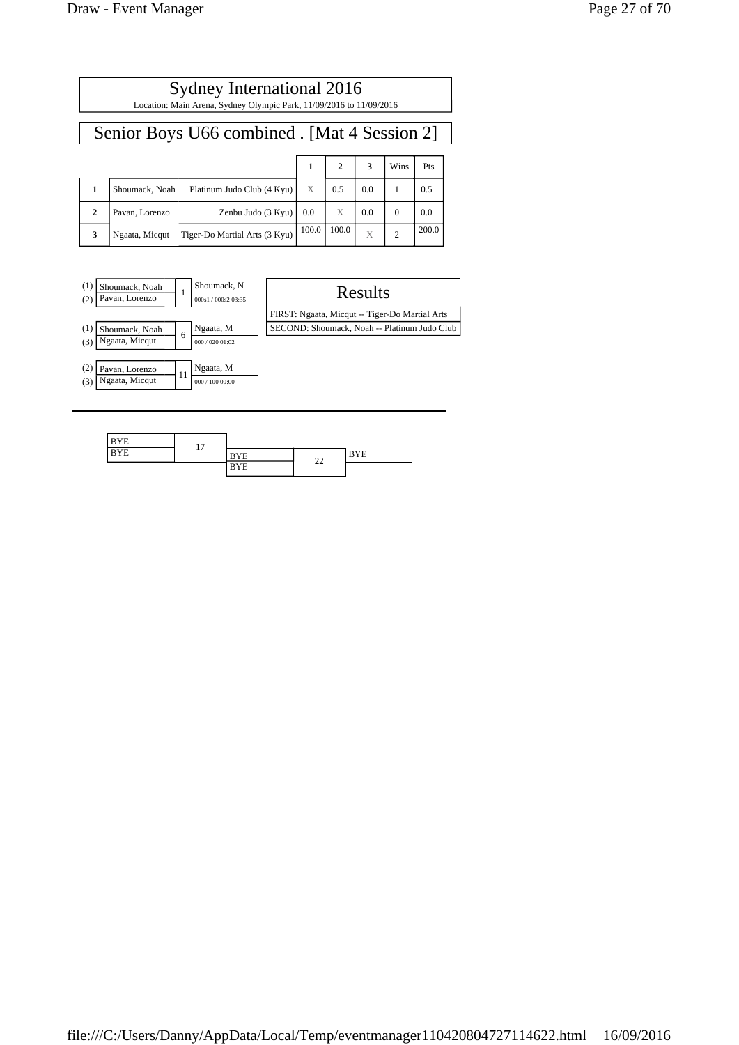# Sydney International 2016

Location: Main Arena, Sydney Olympic Park, 11/09/2016 to 11/09/2016

## Senior Boys U66 combined . [Mat 4 Session 2]

| | | | 1 | 2 | 3 | Wins | Pts |
|---|---|---|---|---|---|---|---|
| **1** | Shoumack, Noah | Platinum Judo Club (4 Kyu) | X | 0.5 | 0.0 | 1 | 0.5 |
| **2** | Pavan, Lorenzo | Zenbu Judo (3 Kyu) | 0.0 | X | 0.0 | 0 | 0.0 |
| **3** | Ngaata, Micqut | Tiger-Do Martial Arts (3 Kyu) | 100.0 | 100.0 | X | 2 | 200.0 |

| Contest | Competitors | Winner | Score |
|---|---|---|---|
| 1 | (1) Shoumack, Noah / (2) Pavan, Lorenzo | Shoumack, N | 000s1 / 000s2 03:35 |
| 6 | (1) Shoumack, Noah / (3) Ngaata, Micqut | Ngaata, M | 000 / 020 01:02 |
| 11 | (2) Pavan, Lorenzo / (3) Ngaata, Micqut | Ngaata, M | 000 / 100 00:00 |

### Results

FIRST: Ngaata, Micqut -- Tiger-Do Martial Arts

SECOND: Shoumack, Noah -- Platinum Judo Club

---

| Contest | Competitors | Winner |
|---|---|---|
| 17 | BYE / BYE | BYE |
| 22 | BYE / BYE | BYE |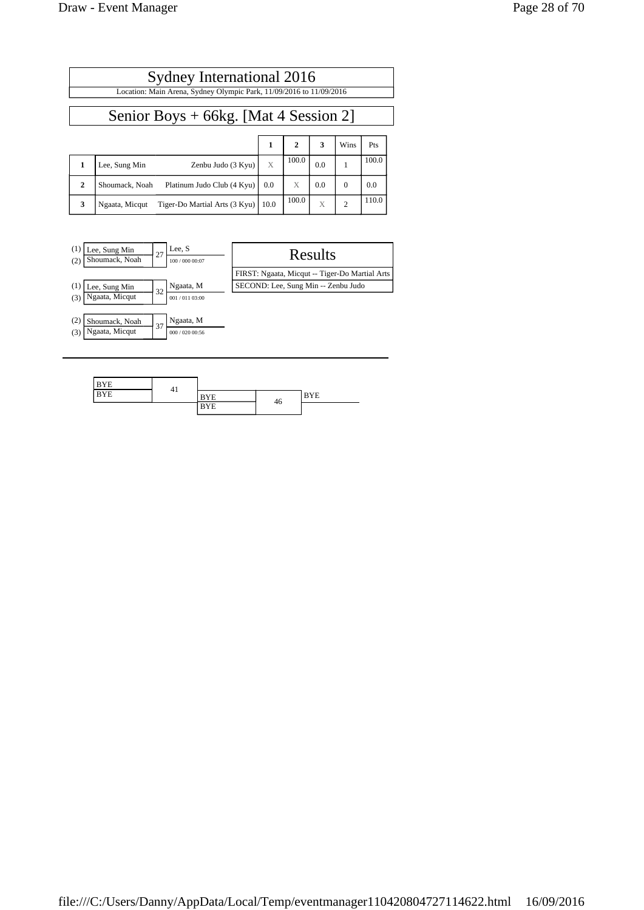# Sydney International 2016

Location: Main Arena, Sydney Olympic Park, 11/09/2016 to 11/09/2016

## Senior Boys + 66kg. [Mat 4 Session 2]

| | | | 1 | 2 | 3 | Wins | Pts |
|---|---|---|---|---|---|---|---|
| **1** | Lee, Sung Min | Zenbu Judo (3 Kyu) | X | 100.0 | 0.0 | 1 | 100.0 |
| **2** | Shoumack, Noah | Platinum Judo Club (4 Kyu) | 0.0 | X | 0.0 | 0 | 0.0 |
| **3** | Ngaata, Micqut | Tiger-Do Martial Arts (3 Kyu) | 10.0 | 100.0 | X | 2 | 110.0 |

| Contest | Competitors | Winner | Score |
|---|---|---|---|
| 27 | (1) Lee, Sung Min vs (2) Shoumack, Noah | Lee, S | 100 / 000 00:07 |
| 32 | (1) Lee, Sung Min vs (3) Ngaata, Micqut | Ngaata, M | 001 / 011 03:00 |
| 37 | (2) Shoumack, Noah vs (3) Ngaata, Micqut | Ngaata, M | 000 / 020 00:56 |

### Results

FIRST: Ngaata, Micqut -- Tiger-Do Martial Arts

SECOND: Lee, Sung Min -- Zenbu Judo

---

| Contest | Competitors | Winner |
|---|---|---|
| 41 | BYE vs BYE | |
| 46 | BYE vs BYE | BYE |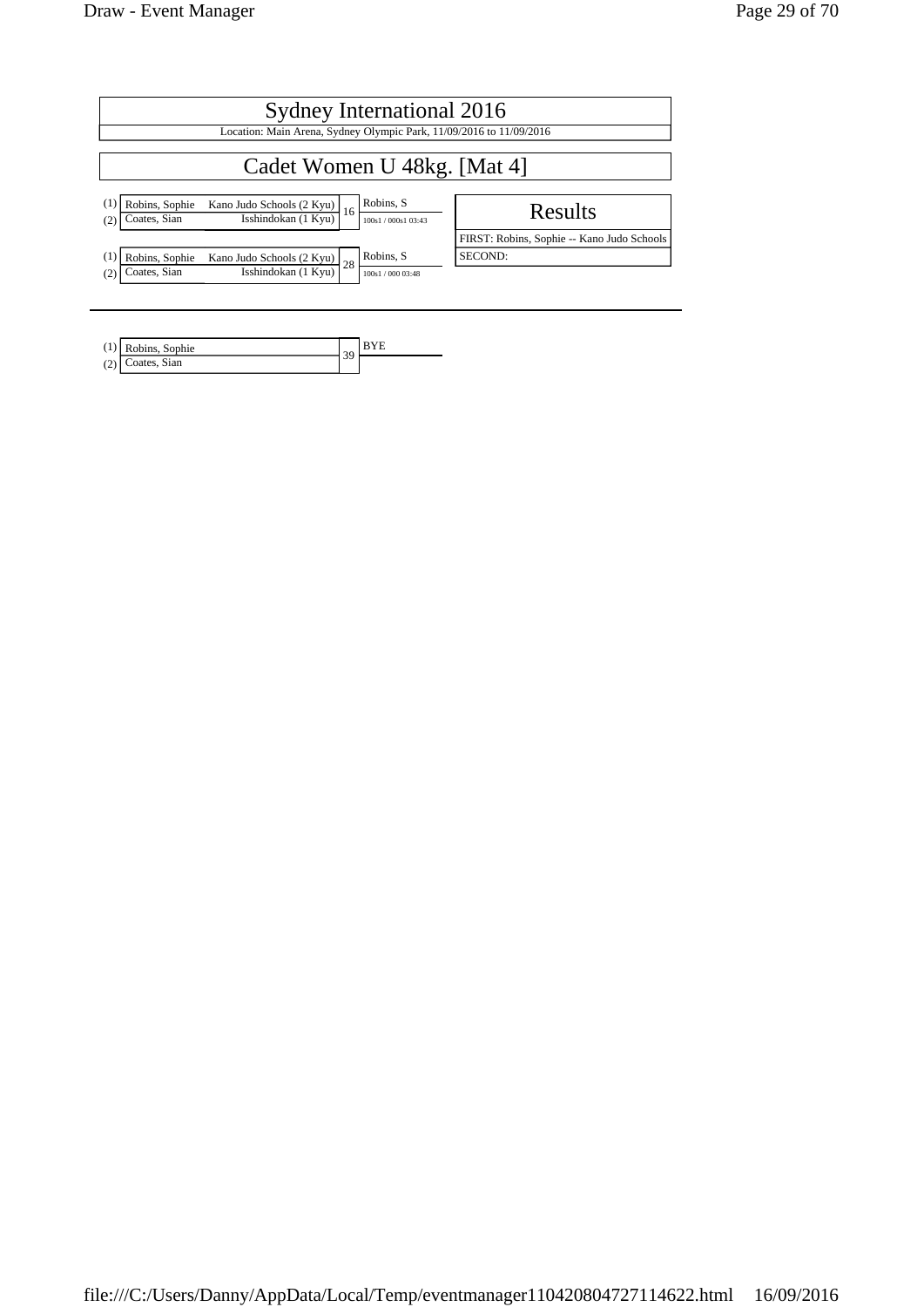# Sydney International 2016

Location: Main Arena, Sydney Olympic Park, 11/09/2016 to 11/09/2016

## Cadet Women U 48kg. [Mat 4]

| | Name | Club | Contest | Winner | Score |
|---|---|---|---|---|---|
| (1) | Robins, Sophie | Kano Judo Schools (2 Kyu) | 16 | Robins, S | 100s1 / 000s1 03:43 |
| (2) | Coates, Sian | Isshindokan (1 Kyu) | | | |

| | Name | Club | Contest | Winner | Score |
|---|---|---|---|---|---|
| (1) | Robins, Sophie | Kano Judo Schools (2 Kyu) | 28 | Robins, S | 100s1 / 000 03:48 |
| (2) | Coates, Sian | Isshindokan (1 Kyu) | | | |

| Results |
|---|
| FIRST: Robins, Sophie -- Kano Judo Schools |
| SECOND: |

---

| | Name | Contest | Winner |
|---|---|---|---|
| (1) | Robins, Sophie | 39 | BYE |
| (2) | Coates, Sian | | |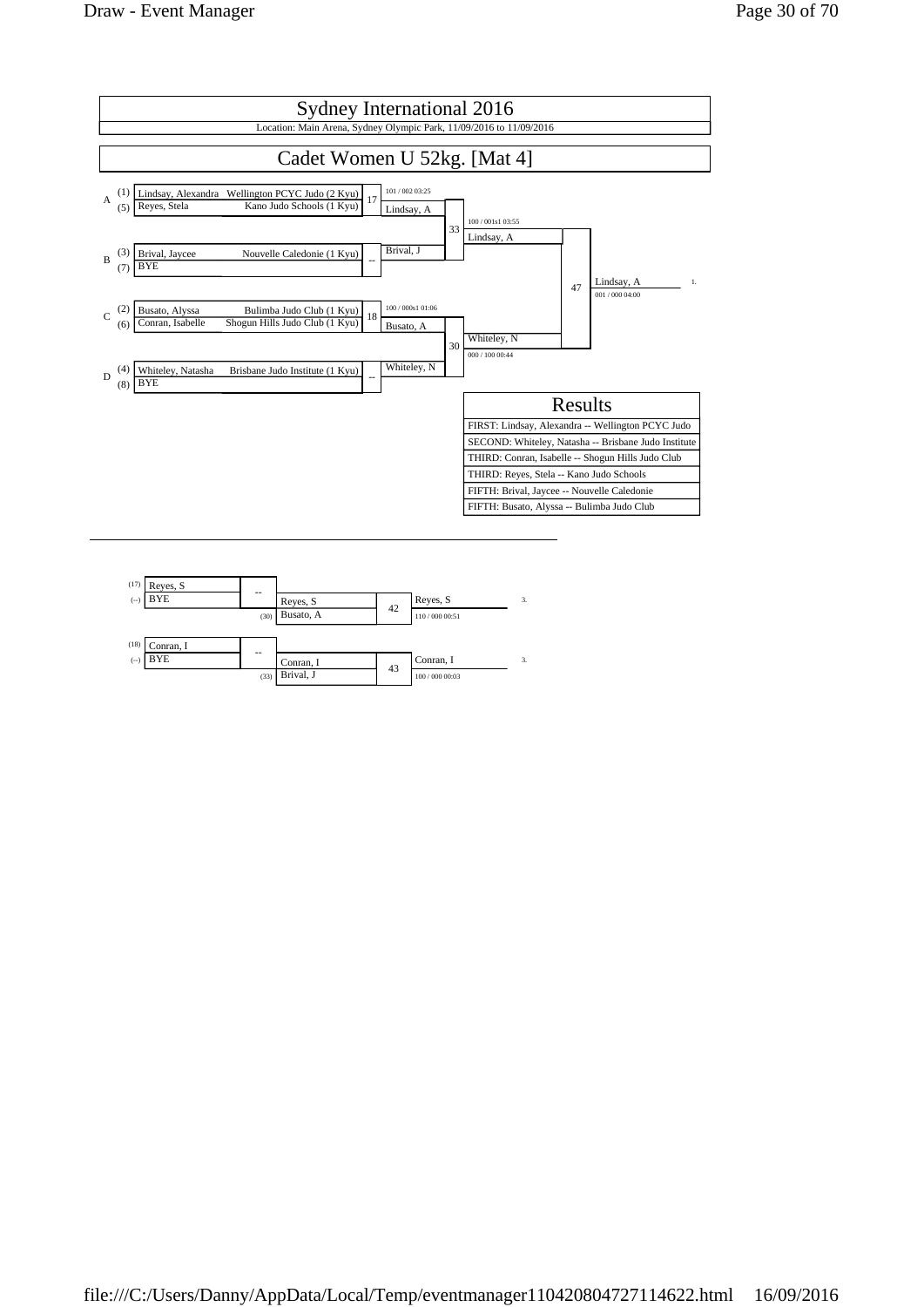# Sydney International 2016

Location: Main Arena, Sydney Olympic Park, 11/09/2016 to 11/09/2016

## Cadet Women U 52kg. [Mat 4]

| Pool | Seed | Name | Club | Contest | Winner | Score |
|---|---|---|---|---|---|---|
| A | (1) | Lindsay, Alexandra | Wellington PCYC Judo (2 Kyu) | 17 | Lindsay, A | 101 / 002 03:25 |
| | (5) | Reyes, Stela | Kano Judo Schools (1 Kyu) | | | |
| B | (3) | Brival, Jaycee | Nouvelle Caledonie (1 Kyu) | -- | Brival, J | |
| | (7) | BYE | | | | |
| C | (2) | Busato, Alyssa | Bulimba Judo Club (1 Kyu) | 18 | Busato, A | 100 / 000s1 01:06 |
| | (6) | Conran, Isabelle | Shogun Hills Judo Club (1 Kyu) | | | |
| D | (4) | Whiteley, Natasha | Brisbane Judo Institute (1 Kyu) | -- | Whiteley, N | |
| | (8) | BYE | | | | |

| Contest | Competitors | Winner | Score |
|---|---|---|---|
| 33 | Lindsay, A vs Brival, J | Lindsay, A | 100 / 001s1 03:55 |
| 30 | Busato, A vs Whiteley, N | Whiteley, N | 000 / 100 00:44 |
| 47 | Lindsay, A vs Whiteley, N | Lindsay, A (1.) | 001 / 000 04:00 |

### Results

| Results |
|---|
| FIRST: Lindsay, Alexandra -- Wellington PCYC Judo |
| SECOND: Whiteley, Natasha -- Brisbane Judo Institute |
| THIRD: Conran, Isabelle -- Shogun Hills Judo Club |
| THIRD: Reyes, Stela -- Kano Judo Schools |
| FIFTH: Brival, Jaycee -- Nouvelle Caledonie |
| FIFTH: Busato, Alyssa -- Bulimba Judo Club |

---

### Repechage

| Seed | Name | Contest | Winner | Opponent | Contest | Winner | Score | Place |
|---|---|---|---|---|---|---|---|---|
| (17) | Reyes, S | -- | Reyes, S | (30) Busato, A | 42 | Reyes, S | 110 / 000 00:51 | 3. |
| (--) | BYE | | | | | | | |
| (18) | Conran, I | -- | Conran, I | (33) Brival, J | 43 | Conran, I | 100 / 000 00:03 | 3. |
| (--) | BYE | | | | | | | |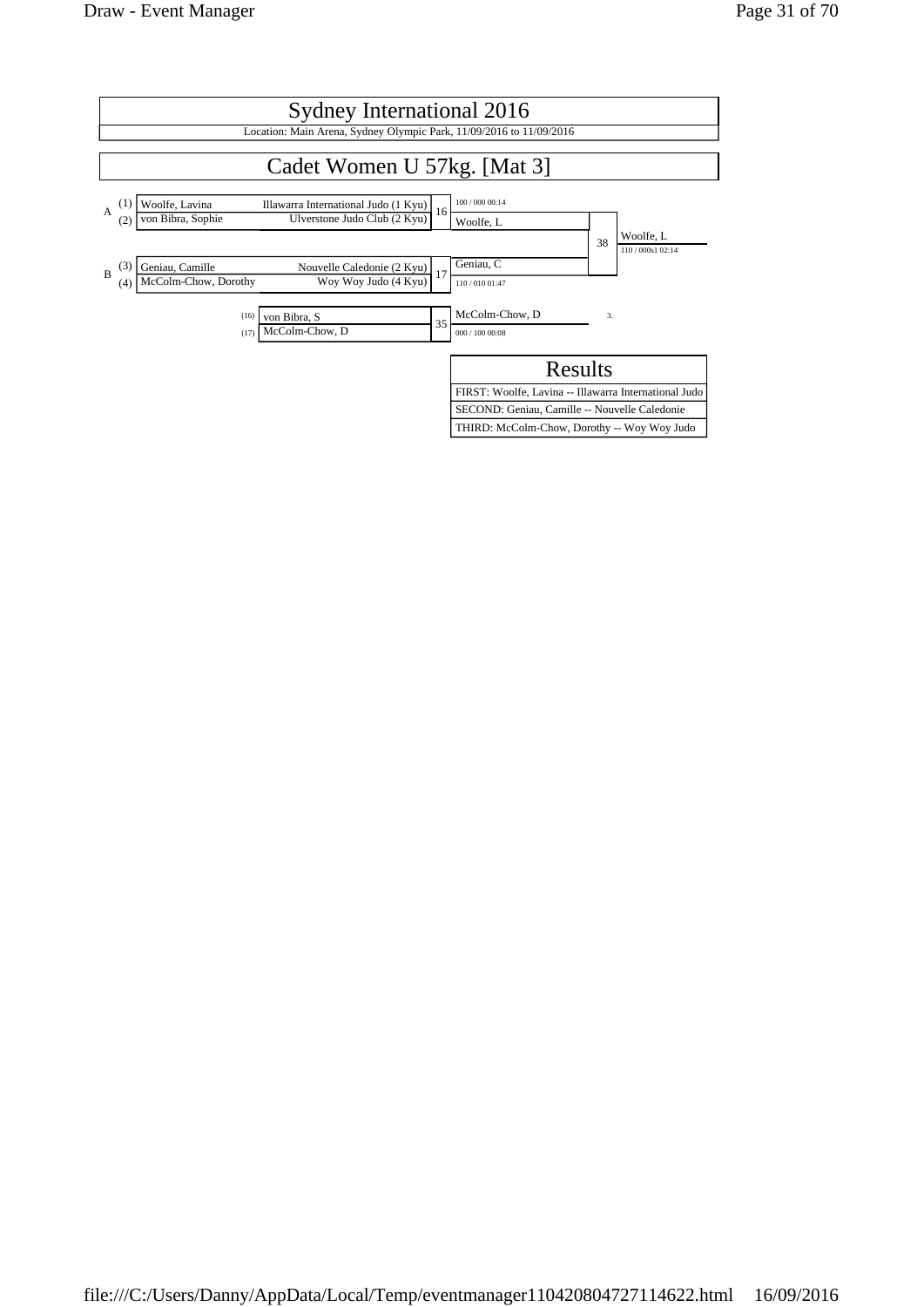# Sydney International 2016

Location: Main Arena, Sydney Olympic Park, 11/09/2016 to 11/09/2016

## Cadet Women U 57kg. [Mat 3]

| Pool | Seed | Name | Club |
|---|---|---|---|
| A | (1) | Woolfe, Lavina | Illawarra International Judo (1 Kyu) |
| | (2) | von Bibra, Sophie | Ulverstone Judo Club (2 Kyu) |
| B | (3) | Geniau, Camille | Nouvelle Caledonie (2 Kyu) |
| | (4) | McColm-Chow, Dorothy | Woy Woy Judo (4 Kyu) |

| Contest | Competitors | Winner | Score |
|---|---|---|---|
| 16 | Woolfe, Lavina vs von Bibra, Sophie | Woolfe, L | 100 / 000 00:14 |
| 17 | Geniau, Camille vs McColm-Chow, Dorothy | Geniau, C | 110 / 010 01:47 |
| 38 | Woolfe, L vs Geniau, C | Woolfe, L | 110 / 000s1 02:14 |
| 35 | (16) von Bibra, S vs (17) McColm-Chow, D | McColm-Chow, D (3.) | 000 / 100 00:08 |

### Results

- FIRST: Woolfe, Lavina -- Illawarra International Judo
- SECOND: Geniau, Camille -- Nouvelle Caledonie
- THIRD: McColm-Chow, Dorothy -- Woy Woy Judo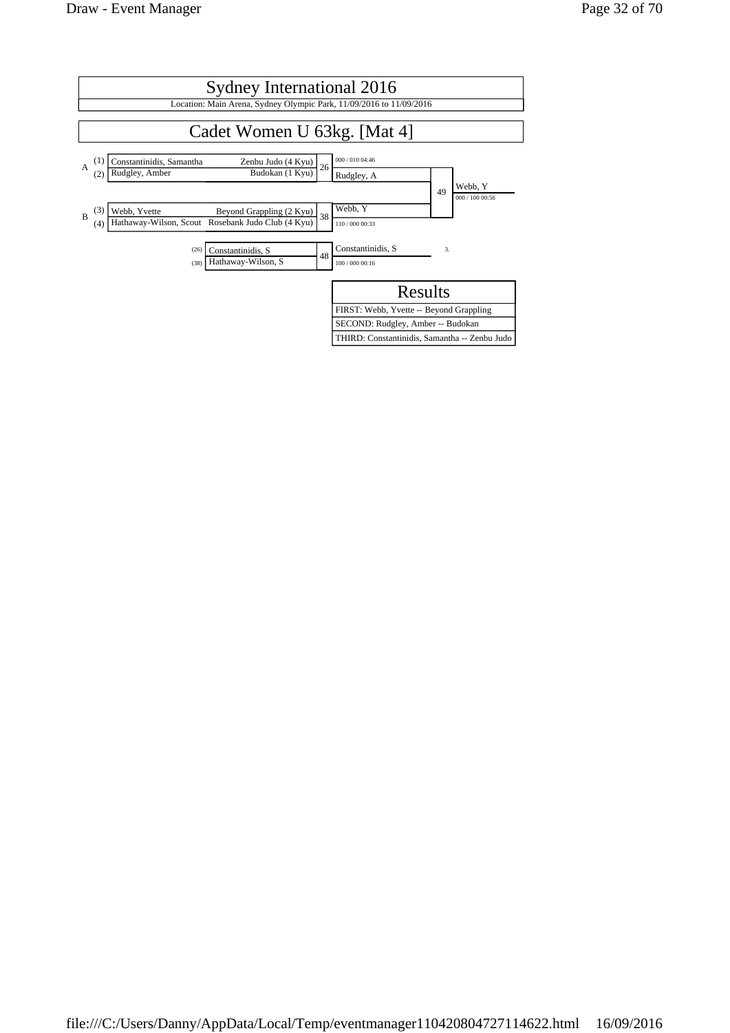# Sydney International 2016

Location: Main Arena, Sydney Olympic Park, 11/09/2016 to 11/09/2016

## Cadet Women U 63kg. [Mat 4]

| Pool | Seed | Name | Club | Contest |
|---|---|---|---|---|
| A | (1) | Constantinidis, Samantha | Zenbu Judo (4 Kyu) | 26 |
| | (2) | Rudgley, Amber | Budokan (1 Kyu) | |
| B | (3) | Webb, Yvette | Beyond Grappling (2 Kyu) | 38 |
| | (4) | Hathaway-Wilson, Scout | Rosebank Judo Club (4 Kyu) | |

Contest 26: Rudgley, A (000 / 010 04:46)

Contest 38: Webb, Y (110 / 000 00:33)

Contest 49: Webb, Y (000 / 100 00:56)

| Seed | Name | Contest | Winner |
|---|---|---|---|
| (26) | Constantinidis, S | 48 | Constantinidis, S (100 / 000 00:16) — 3. |
| (38) | Hathaway-Wilson, S | | |

### Results

FIRST: Webb, Yvette -- Beyond Grappling

SECOND: Rudgley, Amber -- Budokan

THIRD: Constantinidis, Samantha -- Zenbu Judo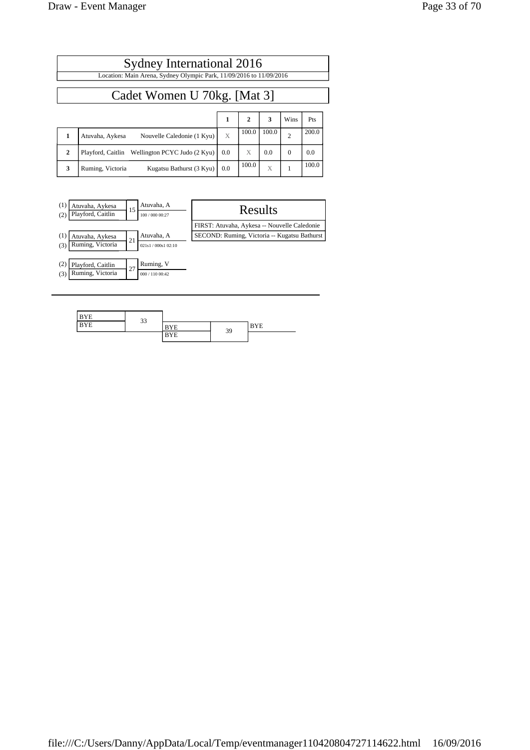# Sydney International 2016

Location: Main Arena, Sydney Olympic Park, 11/09/2016 to 11/09/2016

## Cadet Women U 70kg. [Mat 3]

| | | | 1 | 2 | 3 | Wins | Pts |
|---|---|---|---|---|---|---|---|
| 1 | Atuvaha, Aykesa | Nouvelle Caledonie (1 Kyu) | X | 100.0 | 100.0 | 2 | 200.0 |
| 2 | Playford, Caitlin | Wellington PCYC Judo (2 Kyu) | 0.0 | X | 0.0 | 0 | 0.0 |
| 3 | Ruming, Victoria | Kugatsu Bathurst (3 Kyu) | 0.0 | 100.0 | X | 1 | 100.0 |

| | Competitors | Contest | Winner | Score |
|---|---|---|---|---|
| (1) | Atuvaha, Aykesa | 15 | Atuvaha, A | 100 / 000 00:27 |
| (2) | Playford, Caitlin | | | |
| (1) | Atuvaha, Aykesa | 21 | Atuvaha, A | 021s1 / 000s1 02:10 |
| (3) | Ruming, Victoria | | | |
| (2) | Playford, Caitlin | 27 | Ruming, V | 000 / 110 00:42 |
| (3) | Ruming, Victoria | | | |

### Results

FIRST: Atuvaha, Aykesa -- Nouvelle Caledonie

SECOND: Ruming, Victoria -- Kugatsu Bathurst

| Competitors | Contest | Competitors | Contest | Winner |
|---|---|---|---|---|
| BYE / BYE | 33 | BYE / BYE | 39 | BYE |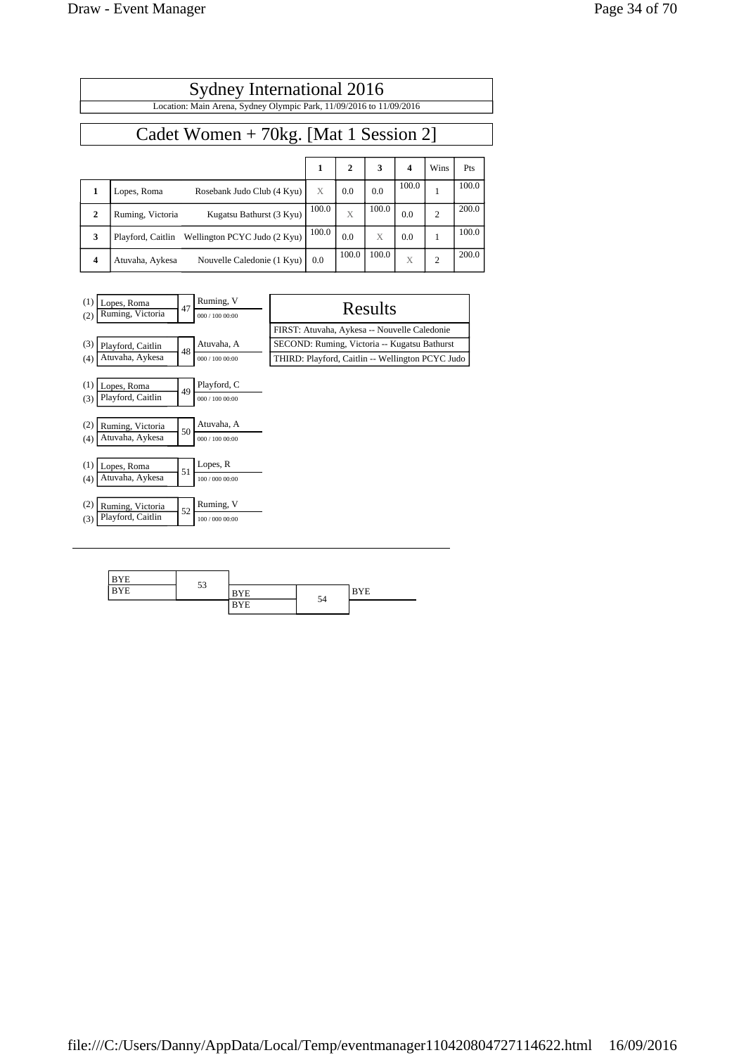# Sydney International 2016

Location: Main Arena, Sydney Olympic Park, 11/09/2016 to 11/09/2016

## Cadet Women + 70kg. [Mat 1 Session 2]

| | | | 1 | 2 | 3 | 4 | Wins | Pts |
|---|---|---|---|---|---|---|---|---|
| 1 | Lopes, Roma | Rosebank Judo Club (4 Kyu) | X | 0.0 | 0.0 | 100.0 | 1 | 100.0 |
| 2 | Ruming, Victoria | Kugatsu Bathurst (3 Kyu) | 100.0 | X | 100.0 | 0.0 | 2 | 200.0 |
| 3 | Playford, Caitlin | Wellington PCYC Judo (2 Kyu) | 100.0 | 0.0 | X | 0.0 | 1 | 100.0 |
| 4 | Atuvaha, Aykesa | Nouvelle Caledonie (1 Kyu) | 0.0 | 100.0 | 100.0 | X | 2 | 200.0 |

| Contest | Player A | Player B | Winner | Score |
|---|---|---|---|---|
| 47 | (1) Lopes, Roma | (2) Ruming, Victoria | Ruming, V | 000 / 100 00:00 |
| 48 | (3) Playford, Caitlin | (4) Atuvaha, Aykesa | Atuvaha, A | 000 / 100 00:00 |
| 49 | (1) Lopes, Roma | (3) Playford, Caitlin | Playford, C | 000 / 100 00:00 |
| 50 | (2) Ruming, Victoria | (4) Atuvaha, Aykesa | Atuvaha, A | 000 / 100 00:00 |
| 51 | (1) Lopes, Roma | (4) Atuvaha, Aykesa | Lopes, R | 100 / 000 00:00 |
| 52 | (2) Ruming, Victoria | (3) Playford, Caitlin | Ruming, V | 100 / 000 00:00 |

### Results

FIRST: Atuvaha, Aykesa -- Nouvelle Caledonie

SECOND: Ruming, Victoria -- Kugatsu Bathurst

THIRD: Playford, Caitlin -- Wellington PCYC Judo

| Contest | Player A | Player B | Winner |
|---|---|---|---|
| 53 | BYE | BYE | BYE |
| 54 | BYE | BYE | BYE |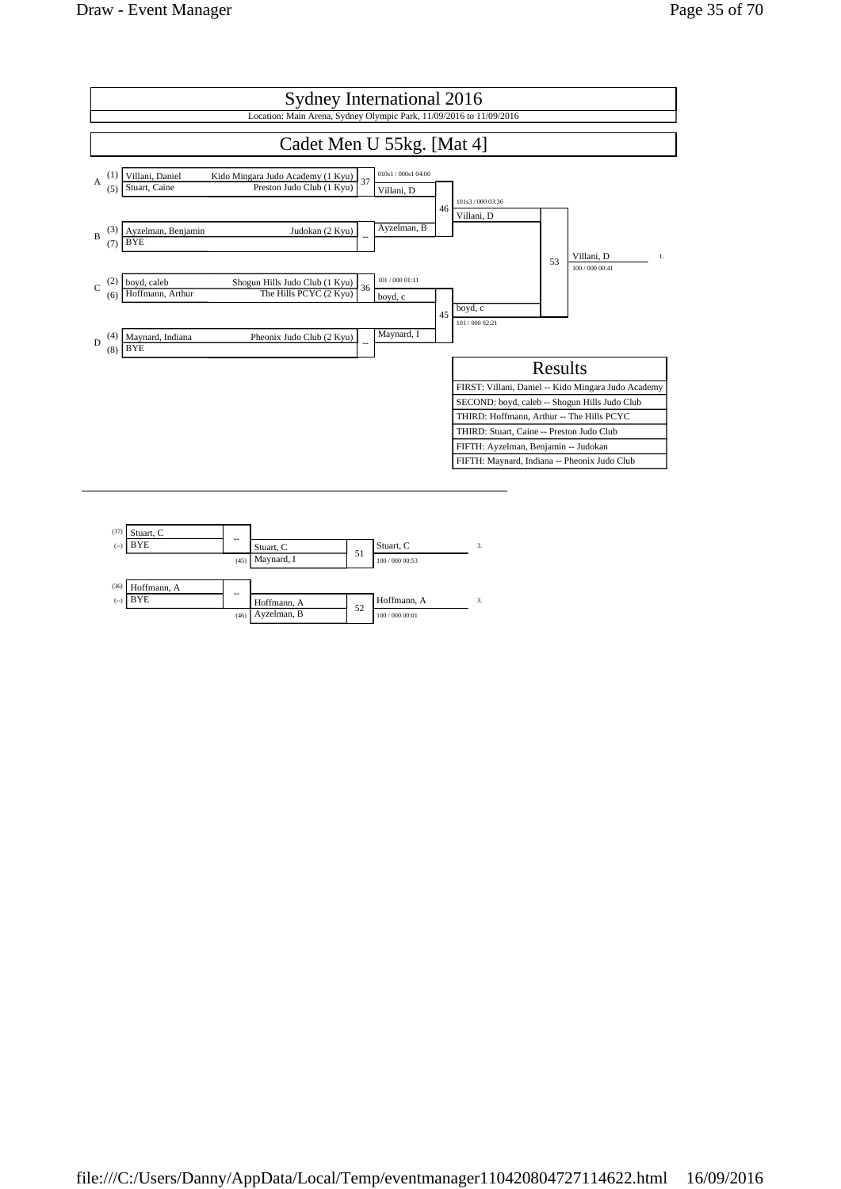# Sydney International 2016

Location: Main Arena, Sydney Olympic Park, 11/09/2016 to 11/09/2016

## Cadet Men U 55kg. [Mat 4]

| Pool | Seed | Name | Club | Contest | Winner / Score | Contest | Winner / Score | Contest | Winner / Score | Place |
|---|---|---|---|---|---|---|---|---|---|---|
| A | (1) | Villani, Daniel | Kido Mingara Judo Academy (1 Kyu) | 37 | 010s1 / 000s1 04:00 Villani, D | 46 | 101s3 / 000 03:36 Villani, D | 53 | Villani, D 100 / 000 00:41 | 1. |
| | (5) | Stuart, Caine | Preston Judo Club (1 Kyu) | | | | | | | |
| B | (3) | Ayzelman, Benjamin | Judokan (2 Kyu) | -- | Ayzelman, B | | | | | |
| | (7) | BYE | | | | | | | | |
| C | (2) | boyd, caleb | Shogun Hills Judo Club (1 Kyu) | 36 | 101 / 000 01:11 boyd, c | 45 | boyd, c 101 / 000 02:21 | | | |
| | (6) | Hoffmann, Arthur | The Hills PCYC (2 Kyu) | | | | | | | |
| D | (4) | Maynard, Indiana | Pheonix Judo Club (2 Kyu) | -- | Maynard, I | | | | | |
| | (8) | BYE | | | | | | | | |

### Results

| Results |
|---|
| FIRST: Villani, Daniel -- Kido Mingara Judo Academy |
| SECOND: boyd, caleb -- Shogun Hills Judo Club |
| THIRD: Hoffmann, Arthur -- The Hills PCYC |
| THIRD: Stuart, Caine -- Preston Judo Club |
| FIFTH: Ayzelman, Benjamin -- Judokan |
| FIFTH: Maynard, Indiana -- Pheonix Judo Club |

---

### Repechage

| From | Name | Contest | From | Name | Contest | Winner / Score | Place |
|---|---|---|---|---|---|---|---|
| (37) | Stuart, C | -- | | Stuart, C | 51 | Stuart, C 100 / 000 00:53 | 3. |
| (--) | BYE | | (45) | Maynard, I | | | |
| (36) | Hoffmann, A | -- | | Hoffmann, A | 52 | Hoffmann, A 100 / 000 00:01 | 3. |
| (--) | BYE | | (46) | Ayzelman, B | | | |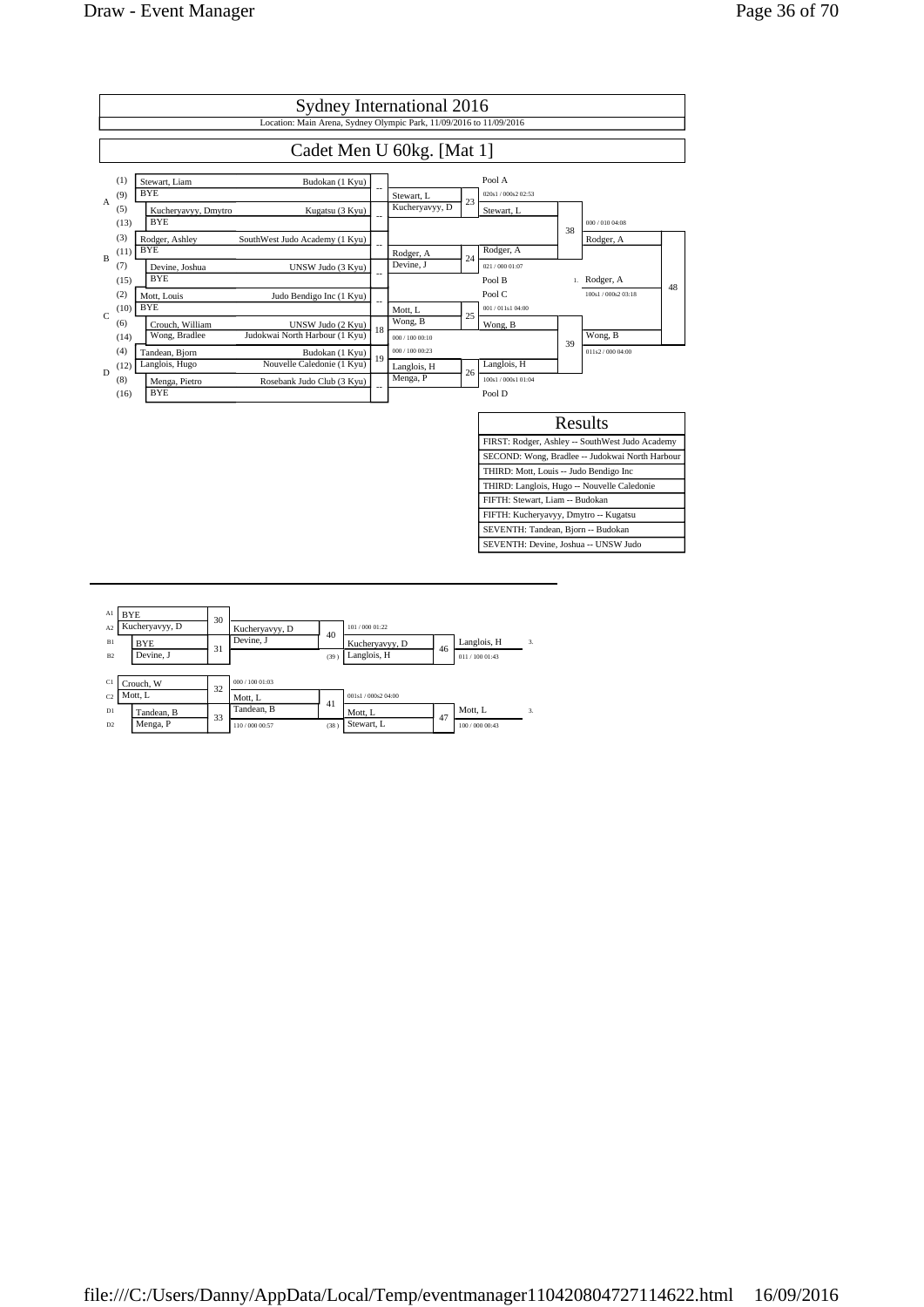# Sydney International 2016

Location: Main Arena, Sydney Olympic Park, 11/09/2016 to 11/09/2016

## Cadet Men U 60kg. [Mat 1]

### Main Draw

| Pool | Seed | Name | Club | Contest | Result |
|---|---|---|---|---|---|
| A | (1) | Stewart, Liam | Budokan (1 Kyu) | -- | Stewart, L |
| A | (9) | BYE | | | |
| A | (5) | Kucheryavyy, Dmytro | Kugatsu (3 Kyu) | -- | Kucheryavyy, D |
| A | (13) | BYE | | | |
| B | (3) | Rodger, Ashley | SouthWest Judo Academy (1 Kyu) | -- | Rodger, A |
| B | (11) | BYE | | | |
| B | (7) | Devine, Joshua | UNSW Judo (3 Kyu) | -- | Devine, J |
| B | (15) | BYE | | | |
| C | (2) | Mott, Louis | Judo Bendigo Inc (1 Kyu) | -- | Mott, L |
| C | (10) | BYE | | | |
| C | (6) | Crouch, William | UNSW Judo (2 Kyu) | 18 | Wong, B (000 / 100 00:10) |
| C | (14) | Wong, Bradlee | Judokwai North Harbour (1 Kyu) | | |
| D | (4) | Tandean, Bjorn | Budokan (1 Kyu) | 19 | Langlois, H (000 / 100 00:23) |
| D | (12) | Langlois, Hugo | Nouvelle Caledonie (1 Kyu) | | |
| D | (8) | Menga, Pietro | Rosebank Judo Club (3 Kyu) | -- | Menga, P |
| D | (16) | BYE | | | |

| Contest | Competitors | Winner | Score |
|---|---|---|---|
| 23 | Stewart, L vs Kucheryavyy, D | Stewart, L (Pool A) | 020s1 / 000s2 02:53 |
| 24 | Rodger, A vs Devine, J | Rodger, A (Pool B) | 021 / 000 01:07 |
| 25 | Mott, L vs Wong, B | Wong, B (Pool C) | 001 / 011s1 04:00 |
| 26 | Langlois, H vs Menga, P | Langlois, H (Pool D) | 100s1 / 000s1 01:04 |
| 38 | Stewart, L vs Rodger, A | Rodger, A | 000 / 010 04:08 |
| 39 | Wong, B vs Langlois, H | Wong, B | 011s2 / 000 04:00 |
| 48 | Rodger, A vs Wong, B | 1. Rodger, A | 100s1 / 000s2 03:18 |

## Results

| Results |
|---|
| FIRST: Rodger, Ashley -- SouthWest Judo Academy |
| SECOND: Wong, Bradlee -- Judokwai North Harbour |
| THIRD: Mott, Louis -- Judo Bendigo Inc |
| THIRD: Langlois, Hugo -- Nouvelle Caledonie |
| FIFTH: Stewart, Liam -- Budokan |
| FIFTH: Kucheryavyy, Dmytro -- Kugatsu |
| SEVENTH: Tandean, Bjorn -- Budokan |
| SEVENTH: Devine, Joshua -- UNSW Judo |

### Repechage

| Position | Name | Contest | Winner | Contest | Opponent | Winner | Contest | Final |
|---|---|---|---|---|---|---|---|---|
| A1 | BYE | 30 | Kucheryavyy, D | 40 | | Kucheryavyy, D (101 / 000 01:22) | 46 | Langlois, H 3. (011 / 100 01:43) |
| A2 | Kucheryavyy, D | | | | | | | |
| B1 | BYE | 31 | Devine, J | | | | | |
| B2 | Devine, J | | | | (39) | Langlois, H | | |
| C1 | Crouch, W | 32 | Mott, L (000 / 100 01:03) | 41 | | Mott, L (001s1 / 000s2 04:00) | 47 | Mott, L 3. (100 / 000 00:43) |
| C2 | Mott, L | | | | | | | |
| D1 | Tandean, B | 33 | Tandean, B (110 / 000 00:57) | | | | | |
| D2 | Menga, P | | | | (38) | Stewart, L | | |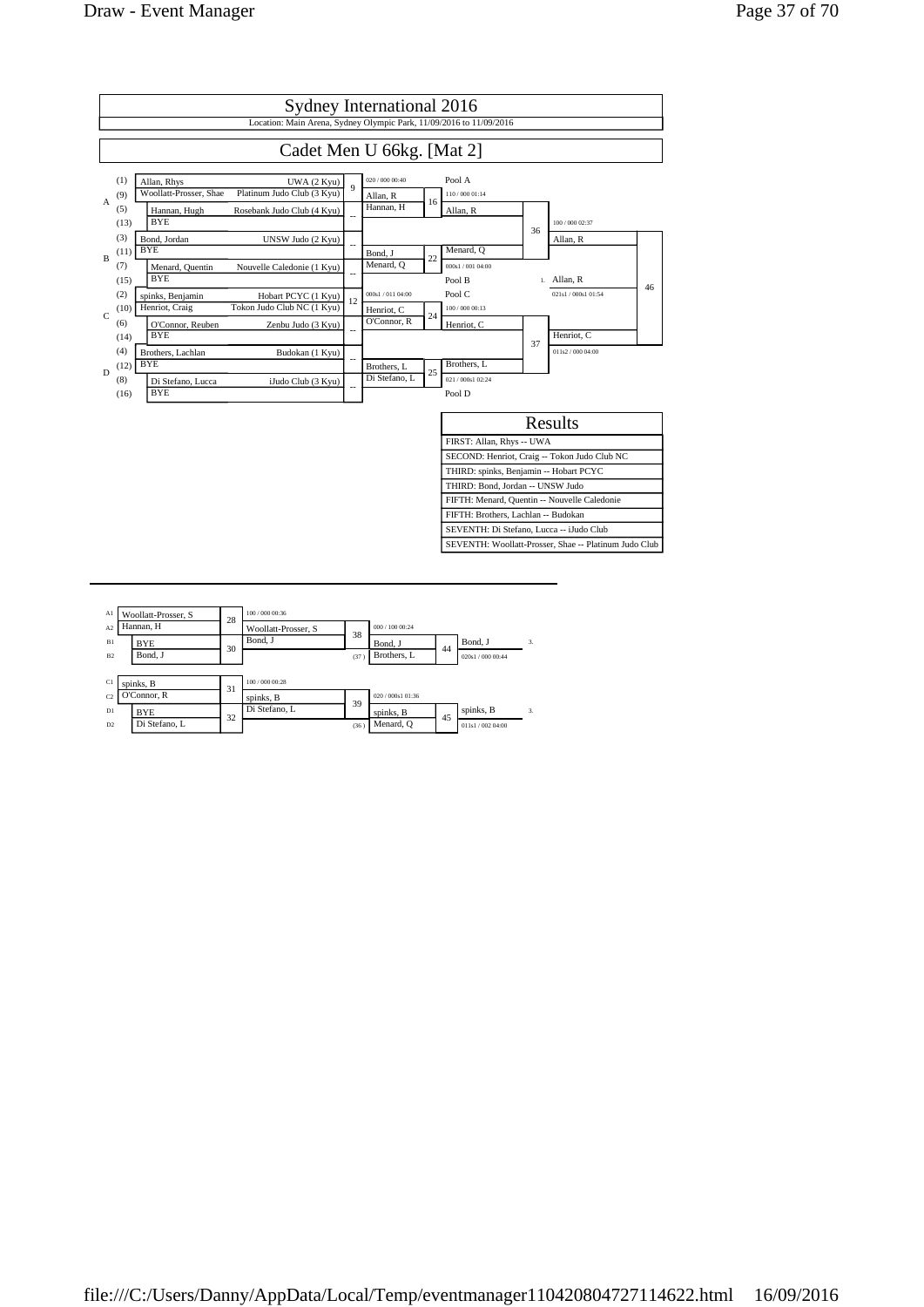# Sydney International 2016

Location: Main Arena, Sydney Olympic Park, 11/09/2016 to 11/09/2016

## Cadet Men U 66kg. [Mat 2]

| Pool | Seed | Name | Club | Match | Round 2 | Match | Pool Winner | Match | Final | Match |
|---|---|---|---|---|---|---|---|---|---|---|
| A | (1) | Allan, Rhys | UWA (2 Kyu) | 9 | 020 / 000 00:40 Allan, R | 16 | Pool A: 110 / 000 01:14 Allan, R | 36 | 100 / 000 02:37 Allan, R | 46 |
| | (9) | Woollatt-Prosser, Shae | Platinum Judo Club (3 Kyu) | | | | | | | |
| | (5) | Hannan, Hugh | Rosebank Judo Club (4 Kyu) | -- | Hannan, H | | | | | |
| | (13) | BYE | | | | | | | | |
| B | (3) | Bond, Jordan | UNSW Judo (2 Kyu) | -- | Bond, J | 22 | Pool B: Menard, Q (000s1 / 001 04:00) | | | |
| | (11) | BYE | | | | | | | | |
| | (7) | Menard, Quentin | Nouvelle Caledonie (1 Kyu) | -- | Menard, Q | | | | | |
| | (15) | BYE | | | | | | | | |
| C | (2) | spinks, Benjamin | Hobart PCYC (1 Kyu) | 12 | 000s1 / 011 04:00 Henriot, C | 24 | Pool C: 100 / 000 00:13 Henriot, C | 37 | Henriot, C (011s2 / 000 04:00) | |
| | (10) | Henriot, Craig | Tokon Judo Club NC (1 Kyu) | | | | | | | |
| | (6) | O'Connor, Reuben | Zenbu Judo (3 Kyu) | -- | O'Connor, R | | | | | |
| | (14) | BYE | | | | | | | | |
| D | (4) | Brothers, Lachlan | Budokan (1 Kyu) | -- | Brothers, L | 25 | Pool D: Brothers, L (021 / 000s1 02:24) | | | |
| | (12) | BYE | | | | | | | | |
| | (8) | Di Stefano, Lucca | iJudo Club (3 Kyu) | -- | Di Stefano, L | | | | | |
| | (16) | BYE | | | | | | | | |

1. Allan, R (021s1 / 000s1 01:54)

### Results

| Results |
|---|
| FIRST: Allan, Rhys -- UWA |
| SECOND: Henriot, Craig -- Tokon Judo Club NC |
| THIRD: spinks, Benjamin -- Hobart PCYC |
| THIRD: Bond, Jordan -- UNSW Judo |
| FIFTH: Menard, Quentin -- Nouvelle Caledonie |
| FIFTH: Brothers, Lachlan -- Budokan |
| SEVENTH: Di Stefano, Lucca -- iJudo Club |
| SEVENTH: Woollatt-Prosser, Shae -- Platinum Judo Club |

### Repechage

| Pos | Name | Match | Winner | Match | Winner | Match | Winner | |
|---|---|---|---|---|---|---|---|---|
| A1 | Woollatt-Prosser, S | 28 | 100 / 000 00:36 Woollatt-Prosser, S | 38 | 000 / 100 00:24 Bond, J | 44 | Bond, J (020s1 / 000 00:44) | 3. |
| A2 | Hannan, H | | | | | | | |
| B1 | BYE | 30 | Bond, J | | | | | |
| B2 | Bond, J | | | (37) | Brothers, L | | | |
| C1 | spinks, B | 31 | 100 / 000 00:28 spinks, B | 39 | 020 / 000s1 01:36 spinks, B | 45 | spinks, B (011s1 / 002 04:00) | 3. |
| C2 | O'Connor, R | | | | | | | |
| D1 | BYE | 32 | Di Stefano, L | | | | | |
| D2 | Di Stefano, L | | | (36) | Menard, Q | | | |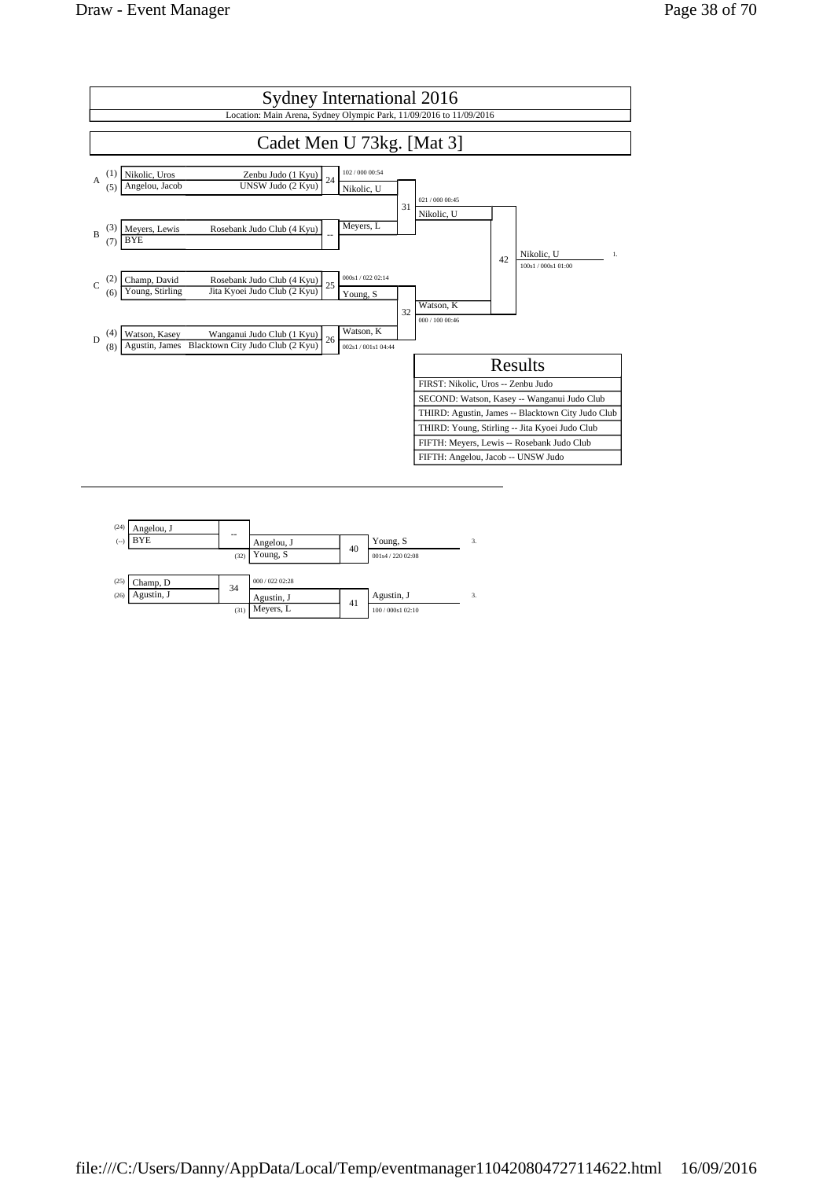# Sydney International 2016

Location: Main Arena, Sydney Olympic Park, 11/09/2016 to 11/09/2016

## Cadet Men U 73kg. [Mat 3]

| Pool | Seed | Name | Club | Contest | Winner | Score |
|---|---|---|---|---|---|---|
| A | (1) | Nikolic, Uros | Zenbu Judo (1 Kyu) | 24 | Nikolic, U | 102 / 000 00:54 |
| | (5) | Angelou, Jacob | UNSW Judo (2 Kyu) | | | |
| B | (3) | Meyers, Lewis | Rosebank Judo Club (4 Kyu) | -- | Meyers, L | |
| | (7) | BYE | | | | |
| C | (2) | Champ, David | Rosebank Judo Club (4 Kyu) | 25 | Young, S | 000s1 / 022 02:14 |
| | (6) | Young, Stirling | Jita Kyoei Judo Club (2 Kyu) | | | |
| D | (4) | Watson, Kasey | Wanganui Judo Club (1 Kyu) | 26 | Watson, K | 002s1 / 001s1 04:44 |
| | (8) | Agustin, James | Blacktown City Judo Club (2 Kyu) | | | |

| Contest | Contestants | Winner | Score |
|---|---|---|---|
| 31 | Nikolic, U vs Meyers, L | Nikolic, U | 021 / 000 00:45 |
| 32 | Young, S vs Watson, K | Watson, K | 000 / 100 00:46 |
| 42 | Nikolic, U vs Watson, K | Nikolic, U (1.) | 100s1 / 000s1 01:00 |

### Results

| Results |
|---|
| FIRST: Nikolic, Uros -- Zenbu Judo |
| SECOND: Watson, Kasey -- Wanganui Judo Club |
| THIRD: Agustin, James -- Blacktown City Judo Club |
| THIRD: Young, Stirling -- Jita Kyoei Judo Club |
| FIFTH: Meyers, Lewis -- Rosebank Judo Club |
| FIFTH: Angelou, Jacob -- UNSW Judo |

### Repechage

| Contest | Contestants | Winner | Score |
|---|---|---|---|
| -- | (24) Angelou, J vs (--) BYE | Angelou, J | |
| 40 | Angelou, J vs (32) Young, S | Young, S (3.) | 001s4 / 220 02:08 |
| 34 | (25) Champ, D vs (26) Agustin, J | Agustin, J | 000 / 022 02:28 |
| 41 | Agustin, J vs (31) Meyers, L | Agustin, J (3.) | 100 / 000s1 02:10 |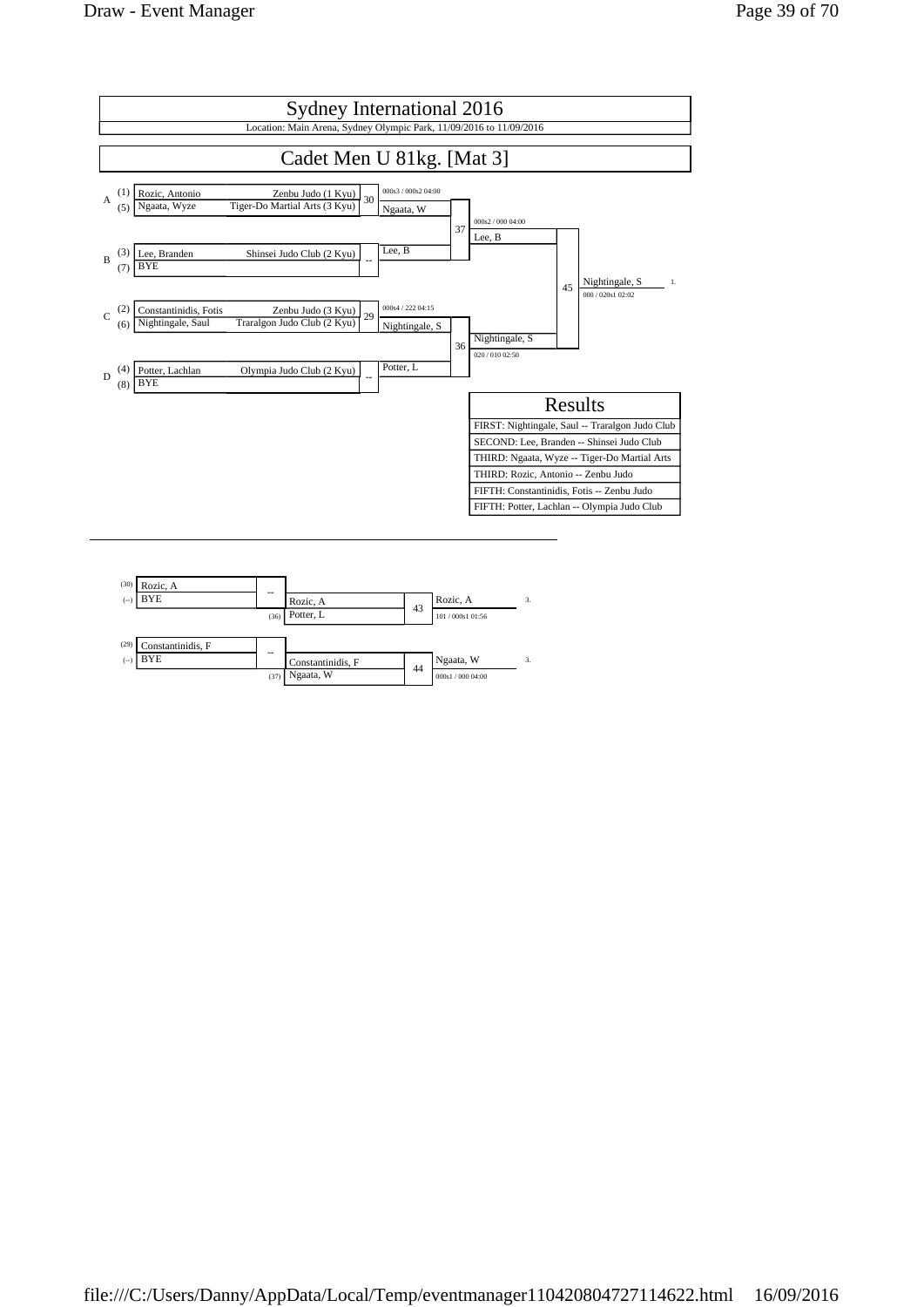# Sydney International 2016

Location: Main Arena, Sydney Olympic Park, 11/09/2016 to 11/09/2016

## Cadet Men U 81kg. [Mat 3]

### Main Draw

| Pool | Seed | Name | Club |
|---|---|---|---|
| A | (1) | Rozic, Antonio | Zenbu Judo (1 Kyu) |
| A | (5) | Ngaata, Wyze | Tiger-Do Martial Arts (3 Kyu) |
| B | (3) | Lee, Branden | Shinsei Judo Club (2 Kyu) |
| B | (7) | BYE | |
| C | (2) | Constantinidis, Fotis | Zenbu Judo (3 Kyu) |
| C | (6) | Nightingale, Saul | Traralgon Judo Club (2 Kyu) |
| D | (4) | Potter, Lachlan | Olympia Judo Club (2 Kyu) |
| D | (8) | BYE | |

| Contest | Winner | Score |
|---|---|---|
| 30 | Ngaata, W | 000s3 / 000s2 04:00 |
| -- | Lee, B | |
| 29 | Nightingale, S | 000s4 / 222 04:15 |
| -- | Potter, L | |
| 37 | Lee, B | 000s2 / 000 04:00 |
| 36 | Nightingale, S | 020 / 010 02:50 |
| 45 | Nightingale, S (1.) | 000 / 020s1 02:02 |

### Results

| Results |
|---|
| FIRST: Nightingale, Saul -- Traralgon Judo Club |
| SECOND: Lee, Branden -- Shinsei Judo Club |
| THIRD: Ngaata, Wyze -- Tiger-Do Martial Arts |
| THIRD: Rozic, Antonio -- Zenbu Judo |
| FIFTH: Constantinidis, Fotis -- Zenbu Judo |
| FIFTH: Potter, Lachlan -- Olympia Judo Club |

### Repechage

| Contest | Competitors | Winner | Score |
|---|---|---|---|
| -- | (30) Rozic, A vs (--) BYE | Rozic, A | |
| 43 | Rozic, A vs (36) Potter, L | Rozic, A (3.) | 101 / 000s1 01:56 |
| -- | (29) Constantinidis, F vs (--) BYE | Constantinidis, F | |
| 44 | Constantinidis, F vs (37) Ngaata, W | Ngaata, W (3.) | 000s1 / 000 04:00 |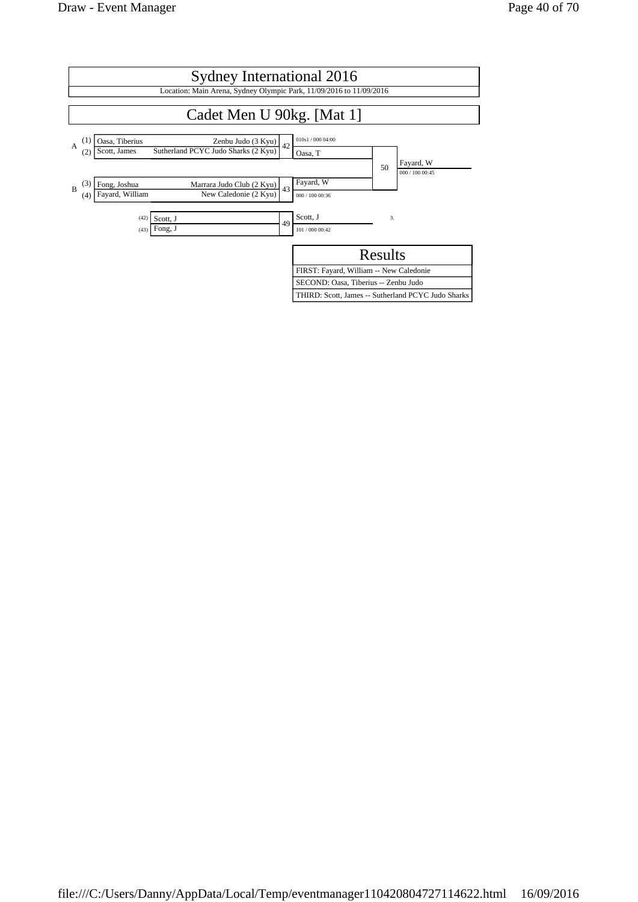# Sydney International 2016

Location: Main Arena, Sydney Olympic Park, 11/09/2016 to 11/09/2016

## Cadet Men U 90kg. [Mat 1]

| Pool | Seed | Name | Club | Contest | Winner | Score |
|---|---|---|---|---|---|---|
| A | (1) | Oasa, Tiberius | Zenbu Judo (3 Kyu) | 42 | Oasa, T | 010s1 / 000 04:00 |
| A | (2) | Scott, James | Sutherland PCYC Judo Sharks (2 Kyu) | | | |
| B | (3) | Fong, Joshua | Marrara Judo Club (2 Kyu) | 43 | Fayard, W | 000 / 100 00:36 |
| B | (4) | Fayard, William | New Caledonie (2 Kyu) | | | |

Final (Contest 50): Oasa, T vs Fayard, W — Winner: Fayard, W (000 / 100 00:45)

Repechage (Contest 49):

| Seed | Name | Contest | Winner | Score |
|---|---|---|---|---|
| (42) | Scott, J | 49 | Scott, J | 101 / 000 00:42 |
| (43) | Fong, J | | | |

3.

### Results

| Results |
|---|
| FIRST: Fayard, William -- New Caledonie |
| SECOND: Oasa, Tiberius -- Zenbu Judo |
| THIRD: Scott, James -- Sutherland PCYC Judo Sharks |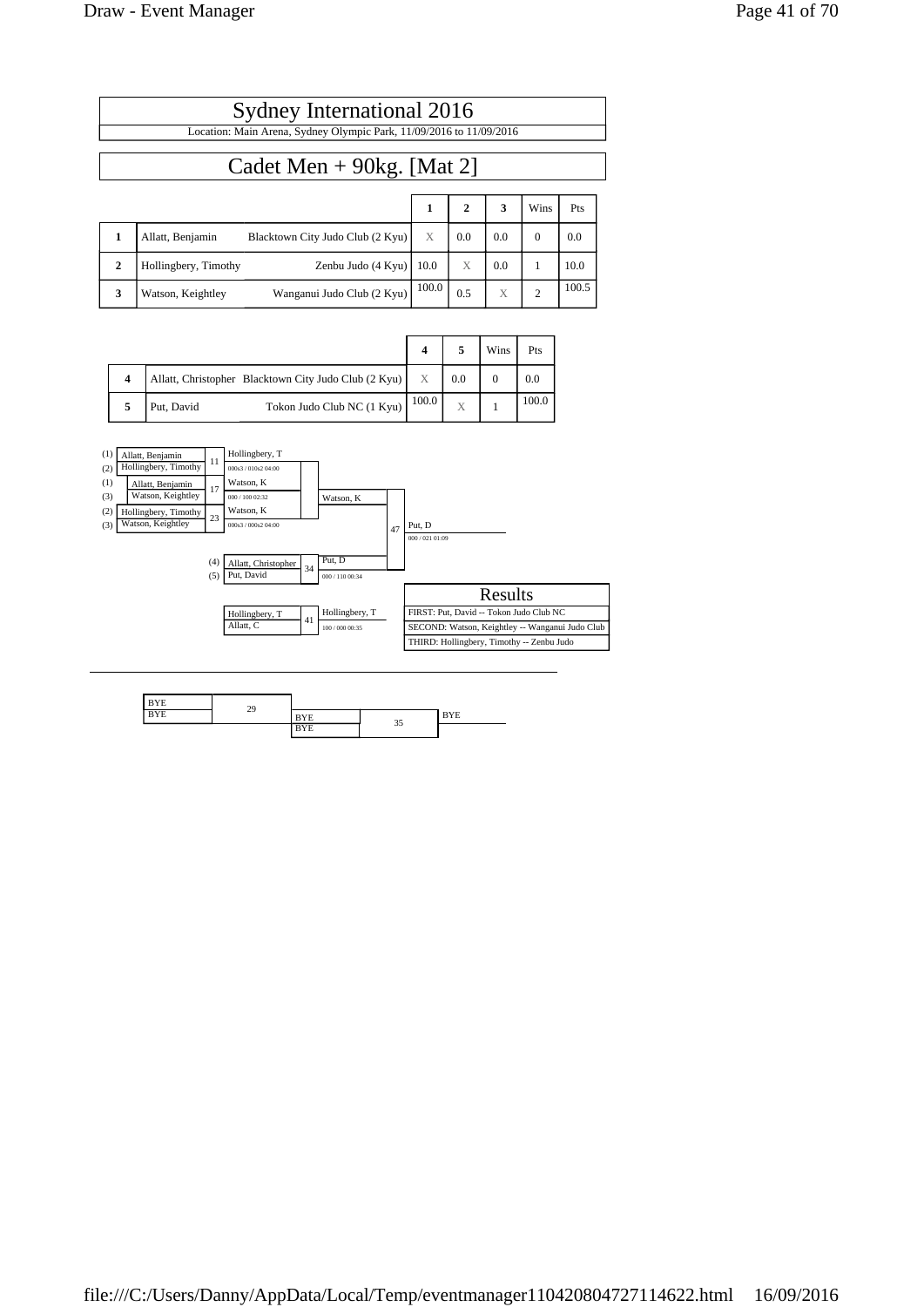# Sydney International 2016

Location: Main Arena, Sydney Olympic Park, 11/09/2016 to 11/09/2016

## Cadet Men + 90kg. [Mat 2]

| | | | 1 | 2 | 3 | Wins | Pts |
|---|---|---|---|---|---|---|---|
| 1 | Allatt, Benjamin | Blacktown City Judo Club (2 Kyu) | X | 0.0 | 0.0 | 0 | 0.0 |
| 2 | Hollingbery, Timothy | Zenbu Judo (4 Kyu) | 10.0 | X | 0.0 | 1 | 10.0 |
| 3 | Watson, Keightley | Wanganui Judo Club (2 Kyu) | 100.0 | 0.5 | X | 2 | 100.5 |

| | | | 4 | 5 | Wins | Pts |
|---|---|---|---|---|---|---|
| 4 | Allatt, Christopher | Blacktown City Judo Club (2 Kyu) | X | 0.0 | 0 | 0.0 |
| 5 | Put, David | Tokon Judo Club NC (1 Kyu) | 100.0 | X | 1 | 100.0 |

| Contest | Competitors | Winner | Score |
|---|---|---|---|
| 11 | (1) Allatt, Benjamin vs (2) Hollingbery, Timothy | Hollingbery, T | 000s3 / 010s2 04:00 |
| 17 | (1) Allatt, Benjamin vs (3) Watson, Keightley | Watson, K | 000 / 100 02:32 |
| 23 | (2) Hollingbery, Timothy vs (3) Watson, Keightley | Watson, K | 000s3 / 000s2 04:00 |
| 34 | (4) Allatt, Christopher vs (5) Put, David | Put, D | 000 / 110 00:34 |
| 47 | Watson, K vs Put, D | Put, D | 000 / 021 01:09 |
| 41 | Hollingbery, T vs Allatt, C | Hollingbery, T | 100 / 000 00:35 |

### Results

- FIRST: Put, David -- Tokon Judo Club NC
- SECOND: Watson, Keightley -- Wanganui Judo Club
- THIRD: Hollingbery, Timothy -- Zenbu Judo

| Contest | Competitors | Winner |
|---|---|---|
| 29 | BYE vs BYE | |
| 35 | BYE vs BYE | BYE |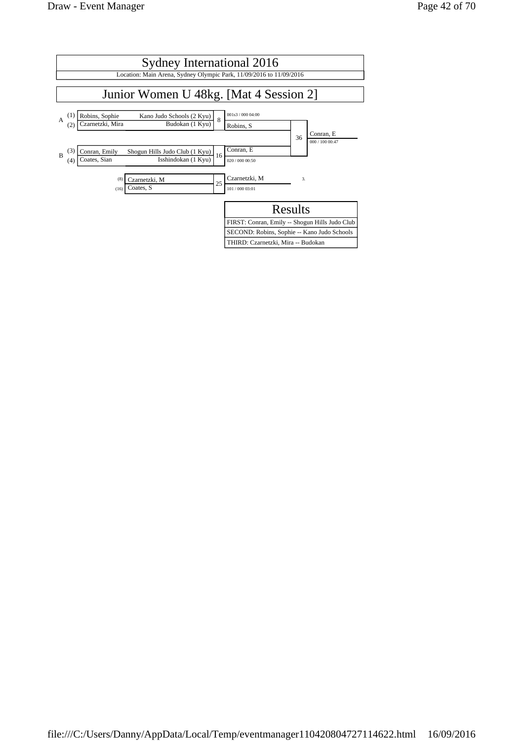# Sydney International 2016

Location: Main Arena, Sydney Olympic Park, 11/09/2016 to 11/09/2016

## Junior Women U 48kg. [Mat 4 Session 2]

**Pool A**

| Seed | Name | Club | Contest | Result |
|---|---|---|---|---|
| (1) | Robins, Sophie | Kano Judo Schools (2 Kyu) | 8 | Robins, S (001s3 / 000 04:00) |
| (2) | Czarnetzki, Mira | Budokan (1 Kyu) | | |

**Pool B**

| Seed | Name | Club | Contest | Result |
|---|---|---|---|---|
| (3) | Conran, Emily | Shogun Hills Judo Club (1 Kyu) | 16 | Conran, E (020 / 000 00:50) |
| (4) | Coates, Sian | Isshindokan (1 Kyu) | | |

**Final**

| Contest | Contestants | Winner |
|---|---|---|
| 36 | Robins, S vs Conran, E | Conran, E (000 / 100 00:47) |

**Bronze**

| Seed | Name | Contest | Winner |
|---|---|---|---|
| (8) | Czarnetzki, M | 25 | Czarnetzki, M (101 / 000 03:01) — 3. |
| (16) | Coates, S | | |

### Results

| Results |
|---|
| FIRST: Conran, Emily -- Shogun Hills Judo Club |
| SECOND: Robins, Sophie -- Kano Judo Schools |
| THIRD: Czarnetzki, Mira -- Budokan |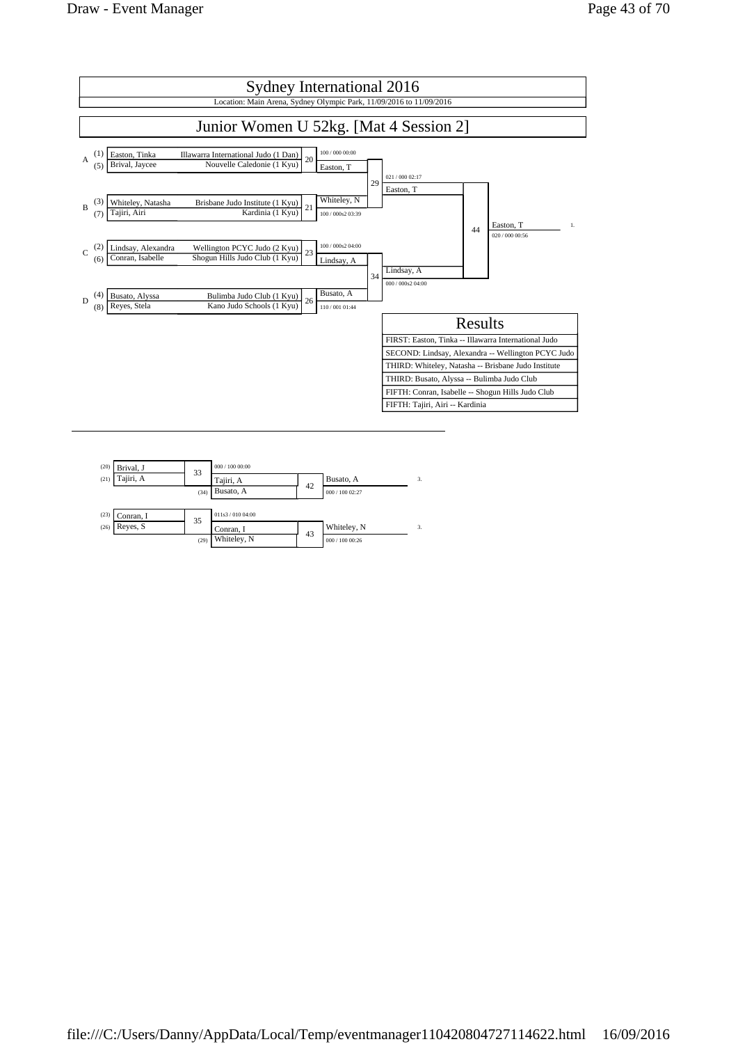# Sydney International 2016

Location: Main Arena, Sydney Olympic Park, 11/09/2016 to 11/09/2016

## Junior Women U 52kg. [Mat 4 Session 2]

| Pool | Seed | Name | Club | Match | Winner | Score |
|---|---|---|---|---|---|---|
| A | (1) | Easton, Tinka | Illawarra International Judo (1 Dan) | 20 | Easton, T | 100 / 000 00:00 |
| | (5) | Brival, Jaycee | Nouvelle Caledonie (1 Kyu) | | | |
| B | (3) | Whiteley, Natasha | Brisbane Judo Institute (1 Kyu) | 21 | Whiteley, N | 100 / 000s2 03:39 |
| | (7) | Tajiri, Airi | Kardinia (1 Kyu) | | | |
| C | (2) | Lindsay, Alexandra | Wellington PCYC Judo (2 Kyu) | 23 | Lindsay, A | 100 / 000s2 04:00 |
| | (6) | Conran, Isabelle | Shogun Hills Judo Club (1 Kyu) | | | |
| D | (4) | Busato, Alyssa | Bulimba Judo Club (1 Kyu) | 26 | Busato, A | 110 / 001 01:44 |
| | (8) | Reyes, Stela | Kano Judo Schools (1 Kyu) | | | |

| Match | Contestants | Winner | Score |
|---|---|---|---|
| 29 | Easton, T vs Whiteley, N | Easton, T | 021 / 000 02:17 |
| 34 | Lindsay, A vs Busato, A | Lindsay, A | 000 / 000s2 04:00 |
| 44 | Easton, T vs Lindsay, A | Easton, T (1.) | 020 / 000 00:56 |

### Results

| Results |
|---|
| FIRST: Easton, Tinka -- Illawarra International Judo |
| SECOND: Lindsay, Alexandra -- Wellington PCYC Judo |
| THIRD: Whiteley, Natasha -- Brisbane Judo Institute |
| THIRD: Busato, Alyssa -- Bulimba Judo Club |
| FIFTH: Conran, Isabelle -- Shogun Hills Judo Club |
| FIFTH: Tajiri, Airi -- Kardinia |

### Repechage

| Match | Contestants | Winner | Score |
|---|---|---|---|
| 33 | (20) Brival, J vs (21) Tajiri, A | Tajiri, A | 000 / 100 00:00 |
| 42 | Tajiri, A vs (34) Busato, A | Busato, A (3.) | 000 / 100 02:27 |
| 35 | (23) Conran, I vs (26) Reyes, S | Conran, I | 011s3 / 010 04:00 |
| 43 | Conran, I vs (29) Whiteley, N | Whiteley, N (3.) | 000 / 100 00:26 |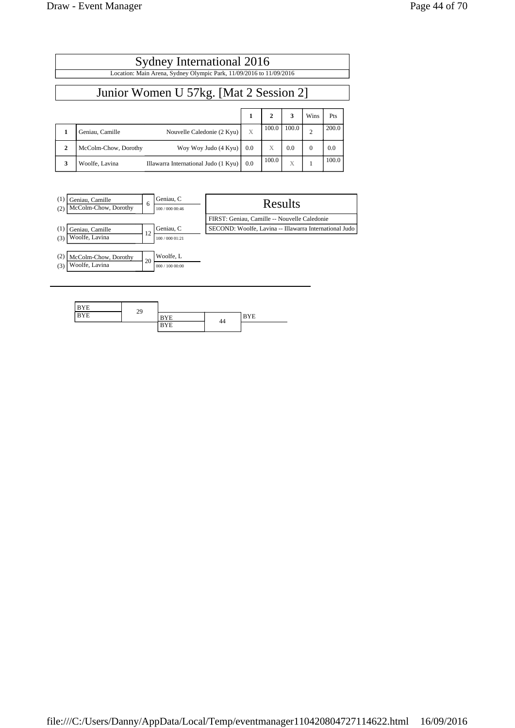# Sydney International 2016

Location: Main Arena, Sydney Olympic Park, 11/09/2016 to 11/09/2016

## Junior Women U 57kg. [Mat 2 Session 2]

| | | | 1 | 2 | 3 | Wins | Pts |
|---|---|---|---|---|---|---|---|
| 1 | Geniau, Camille | Nouvelle Caledonie (2 Kyu) | X | 100.0 | 100.0 | 2 | 200.0 |
| 2 | McColm-Chow, Dorothy | Woy Woy Judo (4 Kyu) | 0.0 | X | 0.0 | 0 | 0.0 |
| 3 | Woolfe, Lavina | Illawarra International Judo (1 Kyu) | 0.0 | 100.0 | X | 1 | 100.0 |

| Contest | Competitors | Winner | Score |
|---|---|---|---|
| 6 | (1) Geniau, Camille vs (2) McColm-Chow, Dorothy | Geniau, C | 100 / 000 00:46 |
| 12 | (1) Geniau, Camille vs (3) Woolfe, Lavina | Geniau, C | 100 / 000 01:21 |
| 20 | (2) McColm-Chow, Dorothy vs (3) Woolfe, Lavina | Woolfe, L | 000 / 100 00:00 |

### Results

FIRST: Geniau, Camille -- Nouvelle Caledonie

SECOND: Woolfe, Lavina -- Illawarra International Judo

| Contest | Competitors | Winner |
|---|---|---|
| 29 | BYE vs BYE | BYE |
| 44 | BYE vs BYE | BYE |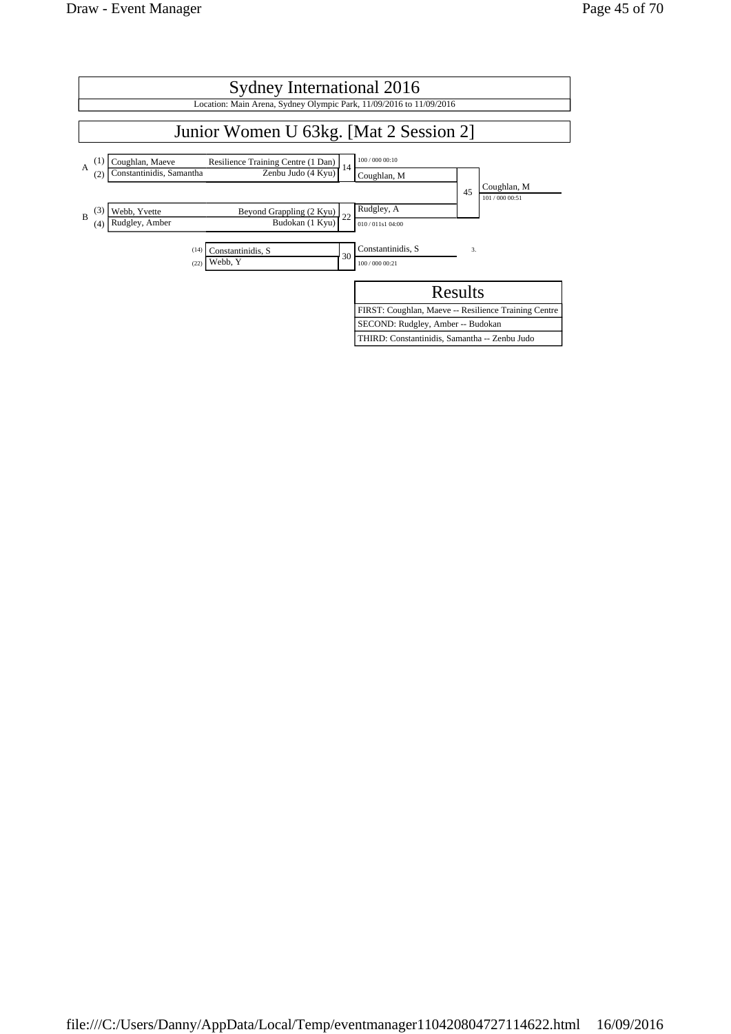# Sydney International 2016

Location: Main Arena, Sydney Olympic Park, 11/09/2016 to 11/09/2016

## Junior Women U 63kg. [Mat 2 Session 2]

| Pool | Seed | Name | Club | Contest | Winner | Score |
|---|---|---|---|---|---|---|
| A | (1) | Coughlan, Maeve | Resilience Training Centre (1 Dan) | 14 | Coughlan, M | 100 / 000 00:10 |
| | (2) | Constantinidis, Samantha | Zenbu Judo (4 Kyu) | | | |
| B | (3) | Webb, Yvette | Beyond Grappling (2 Kyu) | 22 | Rudgley, A | 010 / 011s1 04:00 |
| | (4) | Rudgley, Amber | Budokan (1 Kyu) | | | |

Final (45): Coughlan, M vs Rudgley, A — Winner: Coughlan, M (101 / 000 00:51)

| Contest | Competitor | Winner | Score |
|---|---|---|---|
| 30 | (14) Constantinidis, S | Constantinidis, S | 100 / 000 00:21 |
| | (22) Webb, Y | 3. | |

| Results |
|---|
| FIRST: Coughlan, Maeve -- Resilience Training Centre |
| SECOND: Rudgley, Amber -- Budokan |
| THIRD: Constantinidis, Samantha -- Zenbu Judo |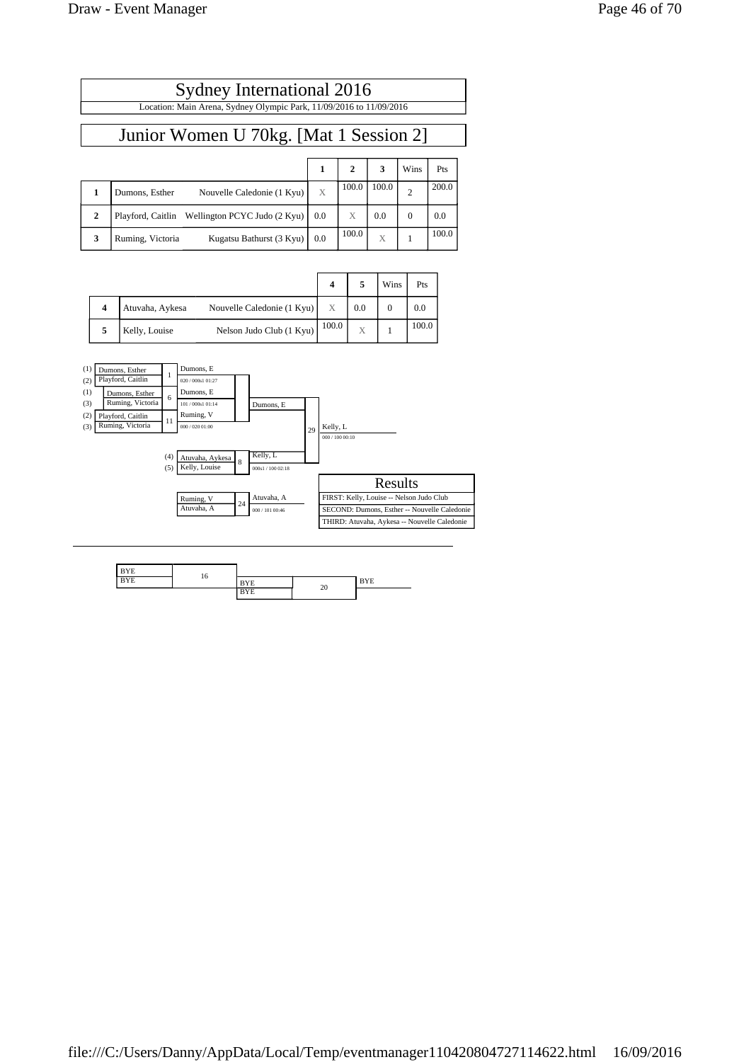# Sydney International 2016

Location: Main Arena, Sydney Olympic Park, 11/09/2016 to 11/09/2016

## Junior Women U 70kg. [Mat 1 Session 2]

| | | | 1 | 2 | 3 | Wins | Pts |
|---|---|---|---|---|---|---|---|
| 1 | Dumons, Esther | Nouvelle Caledonie (1 Kyu) | X | 100.0 | 100.0 | 2 | 200.0 |
| 2 | Playford, Caitlin | Wellington PCYC Judo (2 Kyu) | 0.0 | X | 0.0 | 0 | 0.0 |
| 3 | Ruming, Victoria | Kugatsu Bathurst (3 Kyu) | 0.0 | 100.0 | X | 1 | 100.0 |

| | | | 4 | 5 | Wins | Pts |
|---|---|---|---|---|---|---|
| 4 | Atuvaha, Aykesa | Nouvelle Caledonie (1 Kyu) | X | 0.0 | 0 | 0.0 |
| 5 | Kelly, Louise | Nelson Judo Club (1 Kyu) | 100.0 | X | 1 | 100.0 |

| Contest | Competitors | Winner | Score |
|---|---|---|---|
| 1 | (1) Dumons, Esther vs (2) Playford, Caitlin | Dumons, E | 020 / 000s1 01:27 |
| 6 | (1) Dumons, Esther vs (3) Ruming, Victoria | Dumons, E | 101 / 000s1 01:14 |
| 11 | (2) Playford, Caitlin vs (3) Ruming, Victoria | Ruming, V | 000 / 020 01:00 |
| 8 | (4) Atuvaha, Aykesa vs (5) Kelly, Louise | Kelly, L | 000s1 / 100 02:18 |
| 29 | Dumons, E vs Kelly, L | Kelly, L | 000 / 100 00:10 |
| 24 | Ruming, V vs Atuvaha, A | Atuvaha, A | 000 / 101 00:46 |
| 16 | BYE vs BYE | | |
| 20 | BYE vs BYE | BYE | |

### Results

FIRST: Kelly, Louise -- Nelson Judo Club

SECOND: Dumons, Esther -- Nouvelle Caledonie

THIRD: Atuvaha, Aykesa -- Nouvelle Caledonie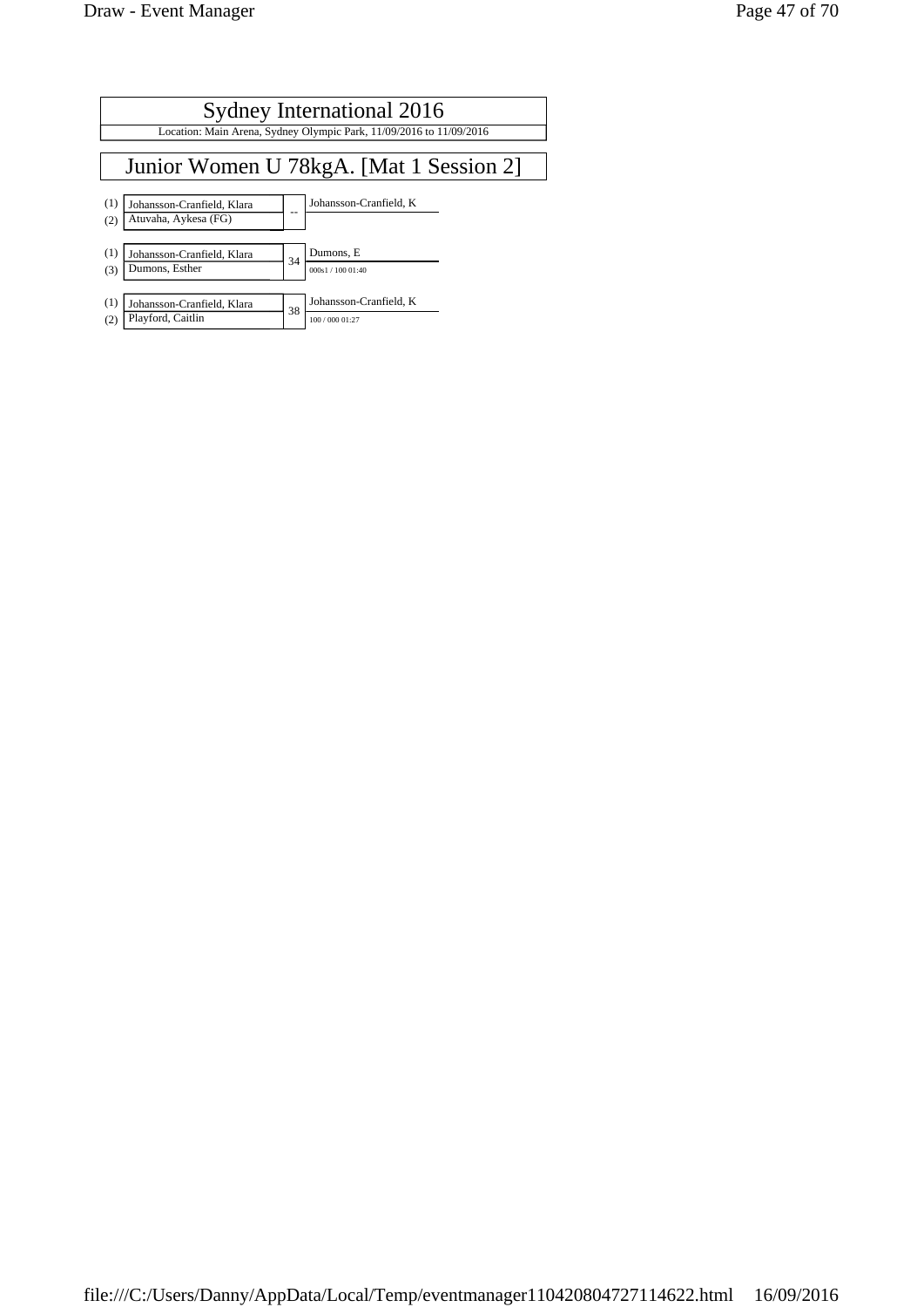# Sydney International 2016

Location: Main Arena, Sydney Olympic Park, 11/09/2016 to 11/09/2016

## Junior Women U 78kgA. [Mat 1 Session 2]

| Seed | Competitor | Contest | Winner | Score |
|---|---|---|---|---|
| (1) | Johansson-Cranfield, Klara | -- | Johansson-Cranfield, K | |
| (2) | Atuvaha, Aykesa (FG) | | | |
| (1) | Johansson-Cranfield, Klara | 34 | Dumons, E | 000s1 / 100 01:40 |
| (3) | Dumons, Esther | | | |
| (1) | Johansson-Cranfield, Klara | 38 | Johansson-Cranfield, K | 100 / 000 01:27 |
| (2) | Playford, Caitlin | | | |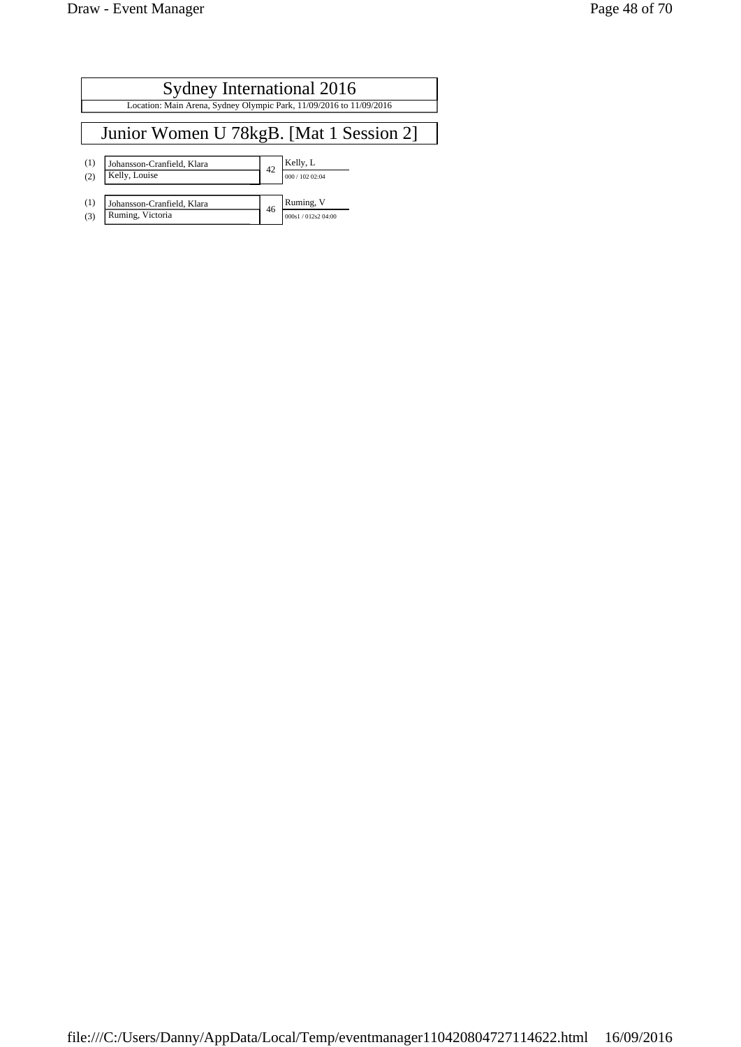# Sydney International 2016

Location: Main Arena, Sydney Olympic Park, 11/09/2016 to 11/09/2016

## Junior Women U 78kgB. [Mat 1 Session 2]

| Seed | Competitor | Contest | Winner | Score |
| --- | --- | --- | --- | --- |
| (1) | Johansson-Cranfield, Klara | 42 | Kelly, L | 000 / 102 02:04 |
| (2) | Kelly, Louise | | | |
| (1) | Johansson-Cranfield, Klara | 46 | Ruming, V | 000s1 / 012s2 04:00 |
| (3) | Ruming, Victoria | | | |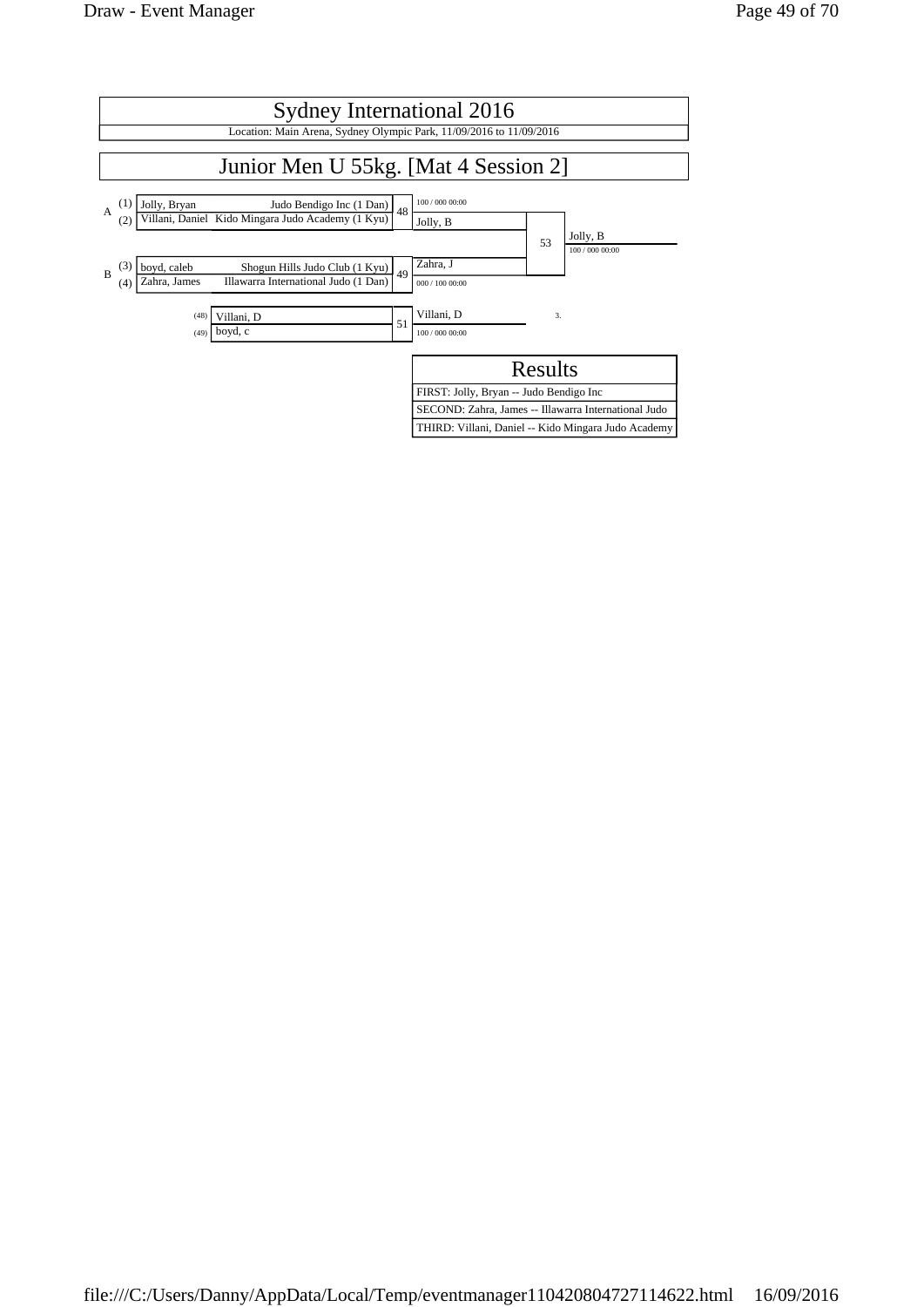# Sydney International 2016

Location: Main Arena, Sydney Olympic Park, 11/09/2016 to 11/09/2016

## Junior Men U 55kg. [Mat 4 Session 2]

A
(1) Jolly, Bryan — Judo Bendigo Inc (1 Dan)
(2) Villani, Daniel — Kido Mingara Judo Academy (1 Kyu)

48 — 100 / 000 00:00 — Jolly, B

B
(3) boyd, caleb — Shogun Hills Judo Club (1 Kyu)
(4) Zahra, James — Illawarra International Judo (1 Dan)

49 — Zahra, J — 000 / 100 00:00

53 — Jolly, B — 100 / 000 00:00

(48) Villani, D
(49) boyd, c

51 — Villani, D — 100 / 000 00:00 — 3.

| Results |
|---|
| FIRST: Jolly, Bryan -- Judo Bendigo Inc |
| SECOND: Zahra, James -- Illawarra International Judo |
| THIRD: Villani, Daniel -- Kido Mingara Judo Academy |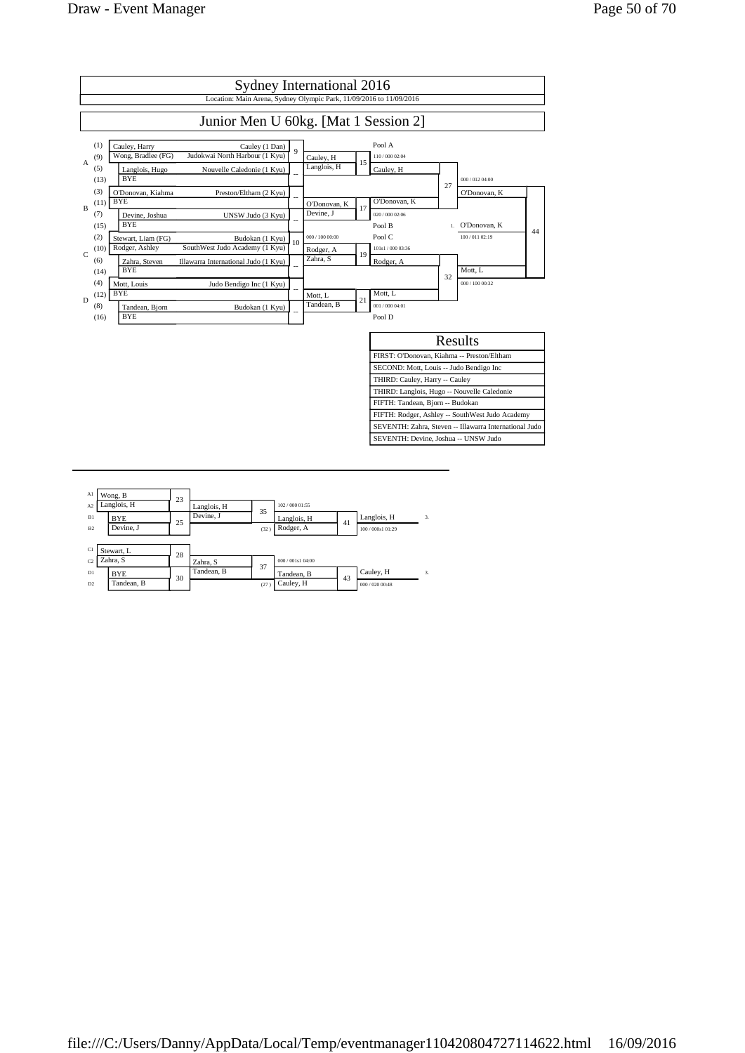# Sydney International 2016

Location: Main Arena, Sydney Olympic Park, 11/09/2016 to 11/09/2016

## Junior Men U 60kg. [Mat 1 Session 2]

| Pool | Seed | Name | Club | Match | Winner | Score | Match | Winner | Score | Match | Winner | Score |
|---|---|---|---|---|---|---|---|---|---|---|---|---|
| A | (1) | Cauley, Harry | Cauley (1 Dan) | 9 | Cauley, H | | 15 | Cauley, H | 110 / 000 02:04 | | | |
| | (9) | Wong, Bradlee (FG) | Judokwai North Harbour (1 Kyu) | | | | | | | | | |
| | (5) | Langlois, Hugo | Nouvelle Caledonie (1 Kyu) | -- | Langlois, H | | | | | | | |
| | (13) | BYE | | | | | | | | | | |
| B | (3) | O'Donovan, Kiahma | Preston/Eltham (2 Kyu) | -- | O'Donovan, K | | 17 | O'Donovan, K | 020 / 000 02:06 | 27 | O'Donovan, K | 000 / 012 04:00 |
| | (11) | BYE | | | | | | | | | | |
| | (7) | Devine, Joshua | UNSW Judo (3 Kyu) | -- | Devine, J | | | | | | | |
| | (15) | BYE | | | | | | | | | | |
| C | (2) | Stewart, Liam (FG) | Budokan (1 Kyu) | 10 | Rodger, A | 000 / 100 00:00 | 19 | Rodger, A | 101s1 / 000 03:36 | | | |
| | (10) | Rodger, Ashley | SouthWest Judo Academy (1 Kyu) | | | | | | | | | |
| | (6) | Zahra, Steven | Illawarra International Judo (1 Kyu) | -- | Zahra, S | | | | | | | |
| | (14) | BYE | | | | | | | | | | |
| D | (4) | Mott, Louis | Judo Bendigo Inc (1 Kyu) | -- | Mott, L | | 21 | Mott, L | 001 / 000 04:01 | 32 | Mott, L | 000 / 100 00:32 |
| | (12) | BYE | | | | | | | | | | |
| | (8) | Tandean, Bjorn | Budokan (1 Kyu) | -- | Tandean, B | | | | | | | |
| | (16) | BYE | | | | | | | | | | |

Final (44): O'Donovan, K vs Mott, L — 1. O'Donovan, K 100 / 011 02:19

| Results |
|---|
| FIRST: O'Donovan, Kiahma -- Preston/Eltham |
| SECOND: Mott, Louis -- Judo Bendigo Inc |
| THIRD: Cauley, Harry -- Cauley |
| THIRD: Langlois, Hugo -- Nouvelle Caledonie |
| FIFTH: Tandean, Bjorn -- Budokan |
| FIFTH: Rodger, Ashley -- SouthWest Judo Academy |
| SEVENTH: Zahra, Steven -- Illawarra International Judo |
| SEVENTH: Devine, Joshua -- UNSW Judo |

### Repechage

| Pos | Name | Match | Winner | Match | Winner | Score | Match | Winner | Score | Place |
|---|---|---|---|---|---|---|---|---|---|---|
| A1 | Wong, B | 23 | Langlois, H | 35 | Langlois, H | 102 / 000 01:55 | 41 | Langlois, H | 100 / 000s1 01:29 | 3. |
| A2 | Langlois, H | | | | | | | | | |
| B1 | BYE | 25 | Devine, J | | | | | | | |
| B2 | Devine, J | | | (32) | Rodger, A | | | | | |
| C1 | Stewart, L | 28 | Zahra, S | 37 | Tandean, B | 000 / 001s1 04:00 | 43 | Cauley, H | 000 / 020 00:48 | 3. |
| C2 | Zahra, S | | | | | | | | | |
| D1 | BYE | 30 | Tandean, B | | | | | | | |
| D2 | Tandean, B | | | (27) | Cauley, H | | | | | |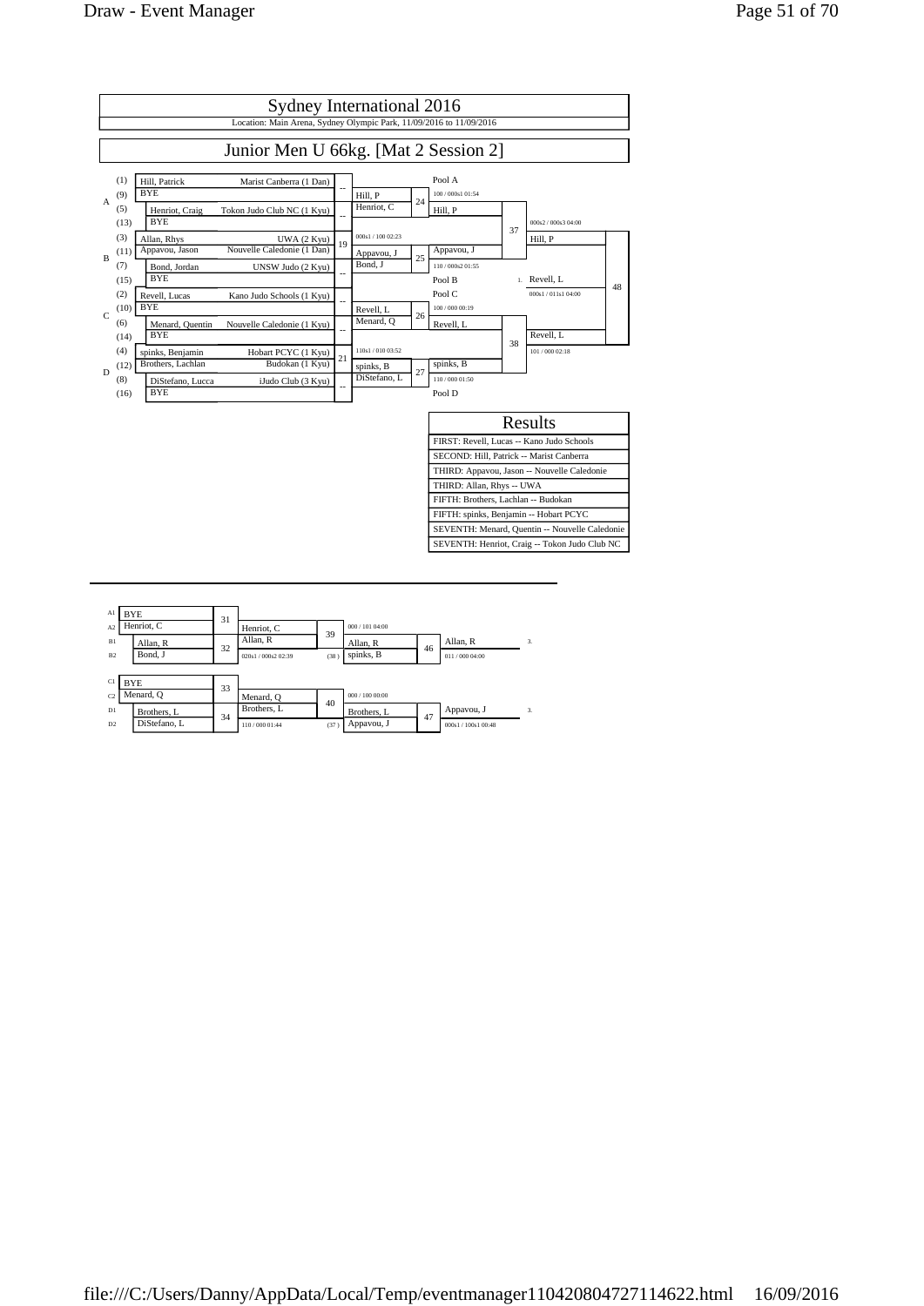# Sydney International 2016

Location: Main Arena, Sydney Olympic Park, 11/09/2016 to 11/09/2016

## Junior Men U 66kg. [Mat 2 Session 2]

| Pool | Seed | Name | Club | Contest | Winner | Score |
|---|---|---|---|---|---|---|
| A | (1) | Hill, Patrick | Marist Canberra (1 Dan) | -- | Hill, P | |
| A | (9) | BYE | | | | |
| A | (5) | Henriot, Craig | Tokon Judo Club NC (1 Kyu) | -- | Henriot, C | |
| A | (13) | BYE | | | | |
| B | (3) | Allan, Rhys | UWA (2 Kyu) | 19 | Appavou, J | 000s1 / 100 02:23 |
| B | (11) | Appavou, Jason | Nouvelle Caledonie (1 Dan) | | | |
| B | (7) | Bond, Jordan | UNSW Judo (2 Kyu) | -- | Bond, J | |
| B | (15) | BYE | | | | |
| C | (2) | Revell, Lucas | Kano Judo Schools (1 Kyu) | -- | Revell, L | |
| C | (10) | BYE | | | | |
| C | (6) | Menard, Quentin | Nouvelle Caledonie (1 Kyu) | -- | Menard, Q | |
| C | (14) | BYE | | | | |
| D | (4) | spinks, Benjamin | Hobart PCYC (1 Kyu) | 21 | spinks, B | 110s1 / 010 03:52 |
| D | (12) | Brothers, Lachlan | Budokan (1 Kyu) | | | |
| D | (8) | DiStefano, Lucca | iJudo Club (3 Kyu) | -- | DiStefano, L | |
| D | (16) | BYE | | | | |

| Contest | Competitors | Winner | Score |
|---|---|---|---|
| 24 | Hill, P / Henriot, C | Hill, P (Pool A) | 100 / 000s1 01:54 |
| 25 | Appavou, J / Bond, J | Appavou, J (Pool B) | 110 / 000s2 01:55 |
| 26 | Revell, L / Menard, Q | Revell, L (Pool C) | 100 / 000 00:19 |
| 27 | spinks, B / DiStefano, L | spinks, B (Pool D) | 110 / 000 01:50 |
| 37 | Hill, P / Appavou, J | Hill, P | 000s2 / 000s3 04:00 |
| 38 | Revell, L / spinks, B | Revell, L | 101 / 000 02:18 |
| 48 | Hill, P / Revell, L | 1. Revell, L | 000s1 / 011s1 04:00 |

### Results

| Results |
|---|
| FIRST: Revell, Lucas -- Kano Judo Schools |
| SECOND: Hill, Patrick -- Marist Canberra |
| THIRD: Appavou, Jason -- Nouvelle Caledonie |
| THIRD: Allan, Rhys -- UWA |
| FIFTH: Brothers, Lachlan -- Budokan |
| FIFTH: spinks, Benjamin -- Hobart PCYC |
| SEVENTH: Menard, Quentin -- Nouvelle Caledonie |
| SEVENTH: Henriot, Craig -- Tokon Judo Club NC |

### Repechage

| Contest | Competitors | Winner | Score |
|---|---|---|---|
| 31 | A1 BYE / A2 Henriot, C | Henriot, C | |
| 32 | B1 Allan, R / B2 Bond, J | Allan, R | 020s1 / 000s2 02:39 |
| 39 | Henriot, C / Allan, R | Allan, R | 000 / 101 04:00 |
| 46 | Allan, R / spinks, B (38) | Allan, R — 3. | 011 / 000 04:00 |
| 33 | C1 BYE / C2 Menard, Q | Menard, Q | |
| 34 | D1 Brothers, L / D2 DiStefano, L | Brothers, L | 110 / 000 01:44 |
| 40 | Menard, Q / Brothers, L | Brothers, L | 000 / 100 00:00 |
| 47 | Brothers, L / Appavou, J (37) | Appavou, J — 3. | 000s1 / 100s1 00:48 |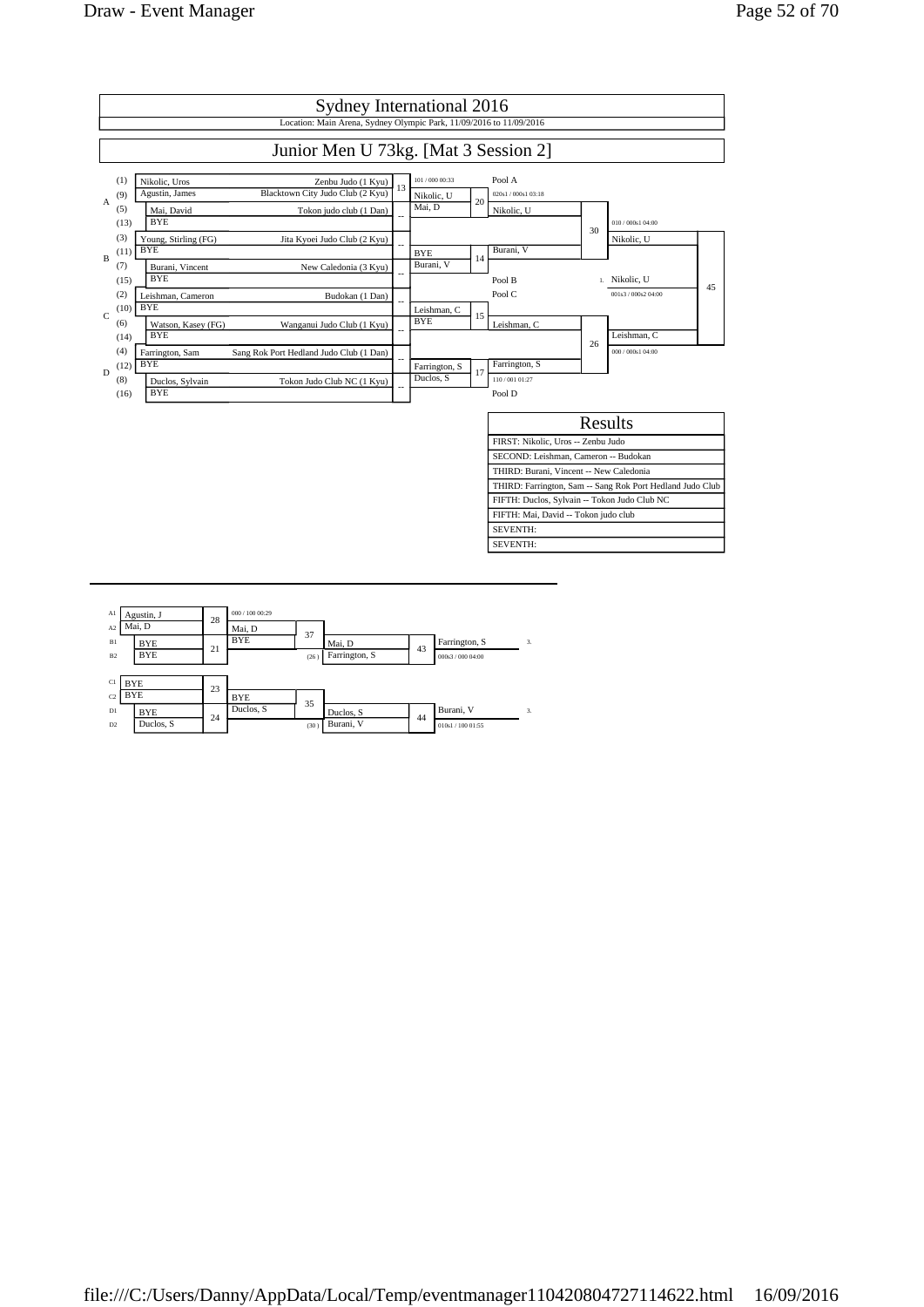# Sydney International 2016

Location: Main Arena, Sydney Olympic Park, 11/09/2016 to 11/09/2016

## Junior Men U 73kg. [Mat 3 Session 2]

### Main Draw

| Pool | Seed | Name | Club | Contest | Result | Contest | Winner | Contest | Winner |
|---|---|---|---|---|---|---|---|---|---|
| A | (1) | Nikolic, Uros | Zenbu Judo (1 Kyu) | 13 | Nikolic, U (101 / 000 00:33) | 20 | Nikolic, U (020s1 / 000s1 03:18) | 30 | Nikolic, U (010 / 000k1 04:00) |
| | (9) | Agustin, James | Blacktown City Judo Club (2 Kyu) | | | | | | |
| | (5) | Mai, David | Tokon judo club (1 Dan) | -- | Mai, D | | | | |
| | (13) | BYE | | | | | | | |
| B | (3) | Young, Stirling (FG) | Jita Kyoei Judo Club (2 Kyu) | -- | BYE | 14 | Burani, V | | |
| | (11) | BYE | | | | | | | |
| | (7) | Burani, Vincent | New Caledonia (3 Kyu) | -- | Burani, V | | | | |
| | (15) | BYE | | | | | | | |
| C | (2) | Leishman, Cameron | Budokan (1 Dan) | -- | Leishman, C | 15 | Leishman, C | 26 | Leishman, C (000 / 000k1 04:00) |
| | (10) | BYE | | | | | | | |
| | (6) | Watson, Kasey (FG) | Wanganui Judo Club (1 Kyu) | -- | BYE | | | | |
| | (14) | BYE | | | | | | | |
| D | (4) | Farrington, Sam | Sang Rok Port Hedland Judo Club (1 Dan) | -- | Farrington, S | 17 | Farrington, S (110 / 001 01:27) | | |
| | (12) | BYE | | | | | | | |
| | (8) | Duclos, Sylvain | Tokon Judo Club NC (1 Kyu) | -- | Duclos, S | | | | |
| | (16) | BYE | | | | | | | |

Pool A: Nikolic, U — Pool B: Burani, V — Pool C: Leishman, C — Pool D: Farrington, S

Final (45): 1. Nikolic, U (001s3 / 000s2 04:00)

### Results

| Results |
|---|
| FIRST: Nikolic, Uros -- Zenbu Judo |
| SECOND: Leishman, Cameron -- Budokan |
| THIRD: Burani, Vincent -- New Caledonia |
| THIRD: Farrington, Sam -- Sang Rok Port Hedland Judo Club |
| FIFTH: Duclos, Sylvain -- Tokon Judo Club NC |
| FIFTH: Mai, David -- Tokon judo club |
| SEVENTH: |
| SEVENTH: |

### Repechage

| Position | Name | Contest | Winner | Contest | Winner | Contest | Winner | Place |
|---|---|---|---|---|---|---|---|---|
| A1 | Agustin, J | 28 | Mai, D (000 / 100 00:29) | 37 | Mai, D | 43 | Farrington, S (000s3 / 000 04:00) | 3. |
| A2 | Mai, D | | | | | | | |
| B1 | BYE | 21 | BYE | | Farrington, S (26) | | | |
| B2 | BYE | | | | | | | |
| C1 | BYE | 23 | BYE | 35 | Duclos, S | 44 | Burani, V (010s1 / 100 01:55) | 3. |
| C2 | BYE | | | | | | | |
| D1 | BYE | 24 | Duclos, S | | Burani, V (30) | | | |
| D2 | Duclos, S | | | | | | | |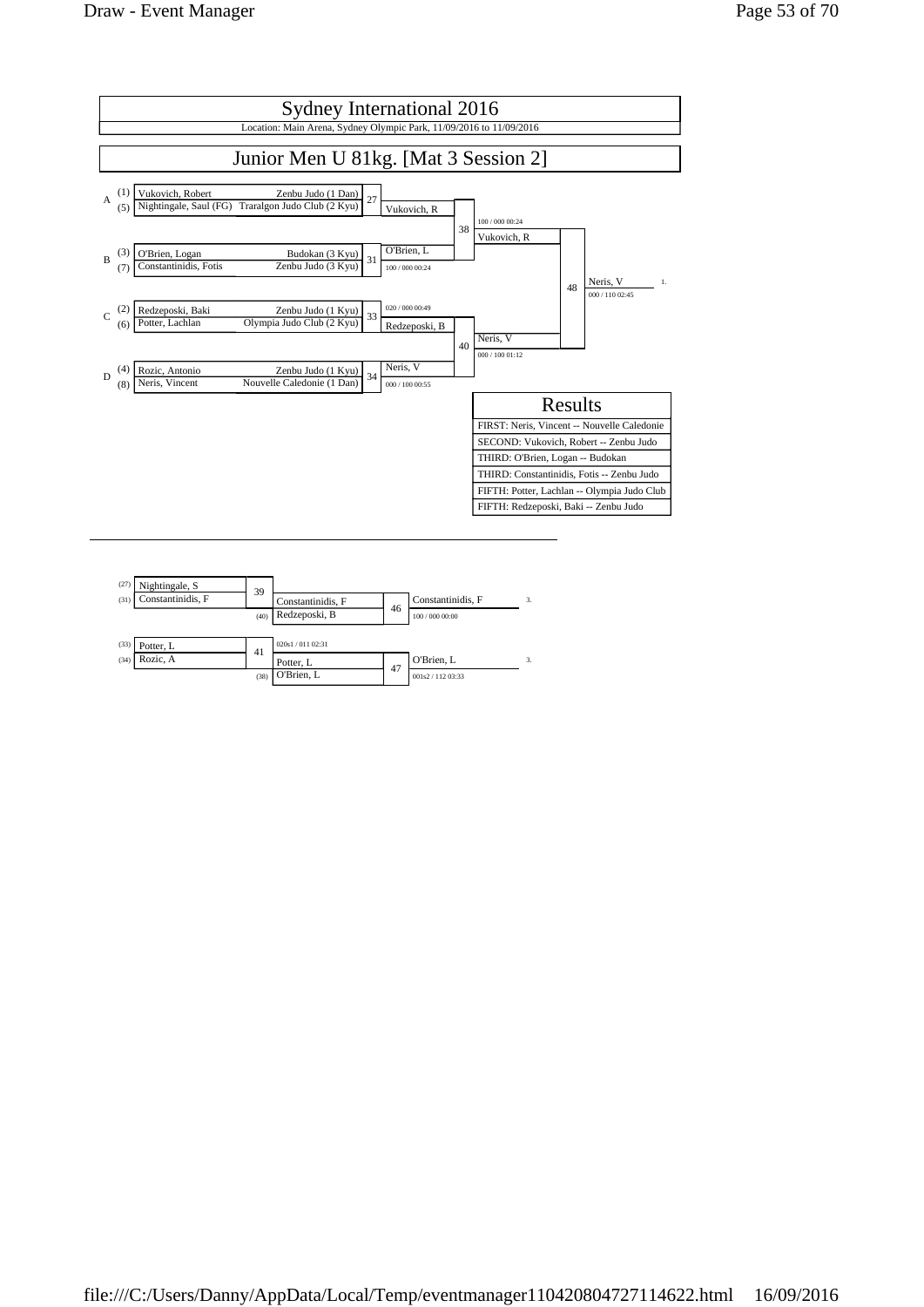# Sydney International 2016

Location: Main Arena, Sydney Olympic Park, 11/09/2016 to 11/09/2016

## Junior Men U 81kg. [Mat 3 Session 2]

| Pool | Seed | Name | Club | Contest | Winner | Score |
|---|---|---|---|---|---|---|
| A | (1) | Vukovich, Robert | Zenbu Judo (1 Dan) | 27 | Vukovich, R | |
| | (5) | Nightingale, Saul (FG) | Traralgon Judo Club (2 Kyu) | | | |
| B | (3) | O'Brien, Logan | Budokan (3 Kyu) | 31 | O'Brien, L | 100 / 000 00:24 |
| | (7) | Constantinidis, Fotis | Zenbu Judo (3 Kyu) | | | |
| C | (2) | Redzeposki, Baki | Zenbu Judo (1 Kyu) | 33 | Redzeposki, B | 020 / 000 00:49 |
| | (6) | Potter, Lachlan | Olympia Judo Club (2 Kyu) | | | |
| D | (4) | Rozic, Antonio | Zenbu Judo (1 Kyu) | 34 | Neris, V | 000 / 100 00:55 |
| | (8) | Neris, Vincent | Nouvelle Caledonie (1 Dan) | | | |

| Contest | Competitors | Winner | Score |
|---|---|---|---|
| 38 | Vukovich, R vs O'Brien, L | Vukovich, R | 100 / 000 00:24 |
| 40 | Redzeposki, B vs Neris, V | Neris, V | 000 / 100 01:12 |
| 48 | Vukovich, R vs Neris, V | Neris, V (1.) | 000 / 110 02:45 |

### Results

| Results |
|---|
| FIRST: Neris, Vincent -- Nouvelle Caledonie |
| SECOND: Vukovich, Robert -- Zenbu Judo |
| THIRD: O'Brien, Logan -- Budokan |
| THIRD: Constantinidis, Fotis -- Zenbu Judo |
| FIFTH: Potter, Lachlan -- Olympia Judo Club |
| FIFTH: Redzeposki, Baki -- Zenbu Judo |

### Repechage

| Contest | Competitors | Winner | Score |
|---|---|---|---|
| 39 | (27) Nightingale, S vs (31) Constantinidis, F | Constantinidis, F | |
| 41 | (33) Potter, L vs (34) Rozic, A | Potter, L | 020s1 / 011 02:31 |
| 46 | Constantinidis, F vs (40) Redzeposki, B | Constantinidis, F (3.) | 100 / 000 00:00 |
| 47 | Potter, L vs (38) O'Brien, L | O'Brien, L (3.) | 001s2 / 112 03:33 |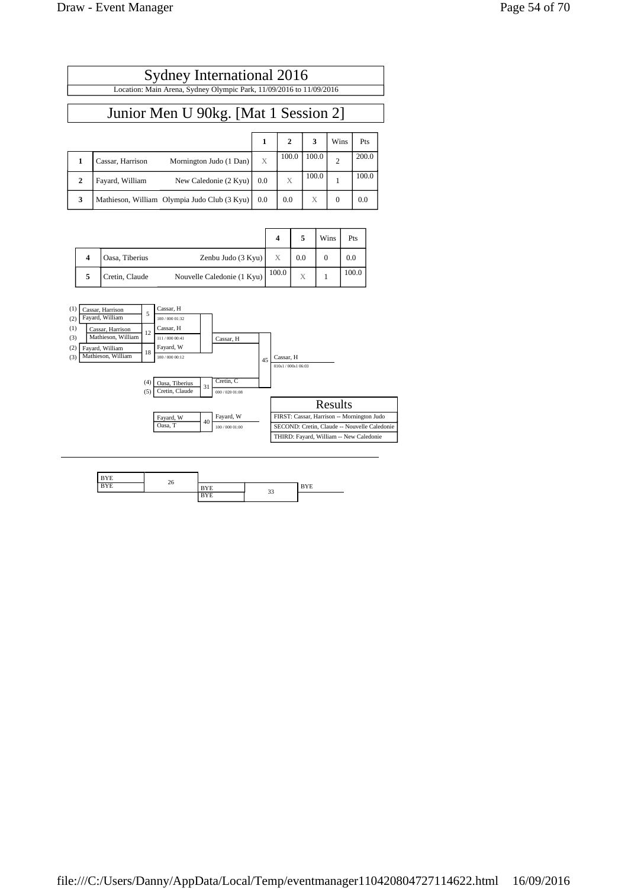# Sydney International 2016

Location: Main Arena, Sydney Olympic Park, 11/09/2016 to 11/09/2016

## Junior Men U 90kg. [Mat 1 Session 2]

| | | | 1 | 2 | 3 | Wins | Pts |
|---|---|---|---|---|---|---|---|
| 1 | Cassar, Harrison | Mornington Judo (1 Dan) | X | 100.0 | 100.0 | 2 | 200.0 |
| 2 | Fayard, William | New Caledonie (2 Kyu) | 0.0 | X | 100.0 | 1 | 100.0 |
| 3 | Mathieson, William | Olympia Judo Club (3 Kyu) | 0.0 | 0.0 | X | 0 | 0.0 |

| | | | 4 | 5 | Wins | Pts |
|---|---|---|---|---|---|---|
| 4 | Oasa, Tiberius | Zenbu Judo (3 Kyu) | X | 0.0 | 0 | 0.0 |
| 5 | Cretin, Claude | Nouvelle Caledonie (1 Kyu) | 100.0 | X | 1 | 100.0 |

(1) Cassar, Harrison vs (2) Fayard, William — Contest 5 — Winner: Cassar, H (100 / 000 01:32)

(1) Cassar, Harrison vs (3) Mathieson, William — Contest 12 — Winner: Cassar, H (111 / 000 00:41)

(2) Fayard, William vs (3) Mathieson, William — Contest 18 — Winner: Fayard, W (100 / 000 00:12)

(4) Oasa, Tiberius vs (5) Cretin, Claude — Contest 31 — Winner: Cretin, C (000 / 020 01:08)

Fayard, W vs Oasa, T — Contest 40 — Winner: Fayard, W (100 / 000 01:00)

Cassar, H vs Cretin, C — Contest 45 — Winner: Cassar, H (010s1 / 000s1 06:03)

### Results

- FIRST: Cassar, Harrison -- Mornington Judo
- SECOND: Cretin, Claude -- Nouvelle Caledonie
- THIRD: Fayard, William -- New Caledonie

---

BYE vs BYE — Contest 26

BYE vs BYE — Contest 33 — BYE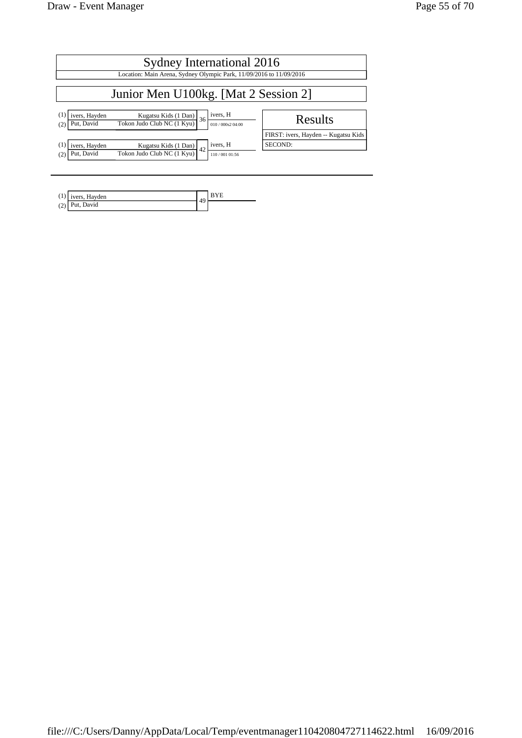# Sydney International 2016

Location: Main Arena, Sydney Olympic Park, 11/09/2016 to 11/09/2016

## Junior Men U100kg. [Mat 2 Session 2]

| | Name | Club | Match | Winner |
|---|---|---|---|---|
| (1) | ivers, Hayden | Kugatsu Kids (1 Dan) | 36 | ivers, H |
| (2) | Put, David | Tokon Judo Club NC (1 Kyu) | | 010 / 000s2 04:00 |

| | Name | Club | Match | Winner |
|---|---|---|---|---|
| (1) | ivers, Hayden | Kugatsu Kids (1 Dan) | 42 | ivers, H |
| (2) | Put, David | Tokon Judo Club NC (1 Kyu) | | 110 / 001 01:56 |

| Results |
|---|
| FIRST: ivers, Hayden -- Kugatsu Kids |
| SECOND: |

---

| | Name | Match | Winner |
|---|---|---|---|
| (1) | ivers, Hayden | 49 | BYE |
| (2) | Put, David | | |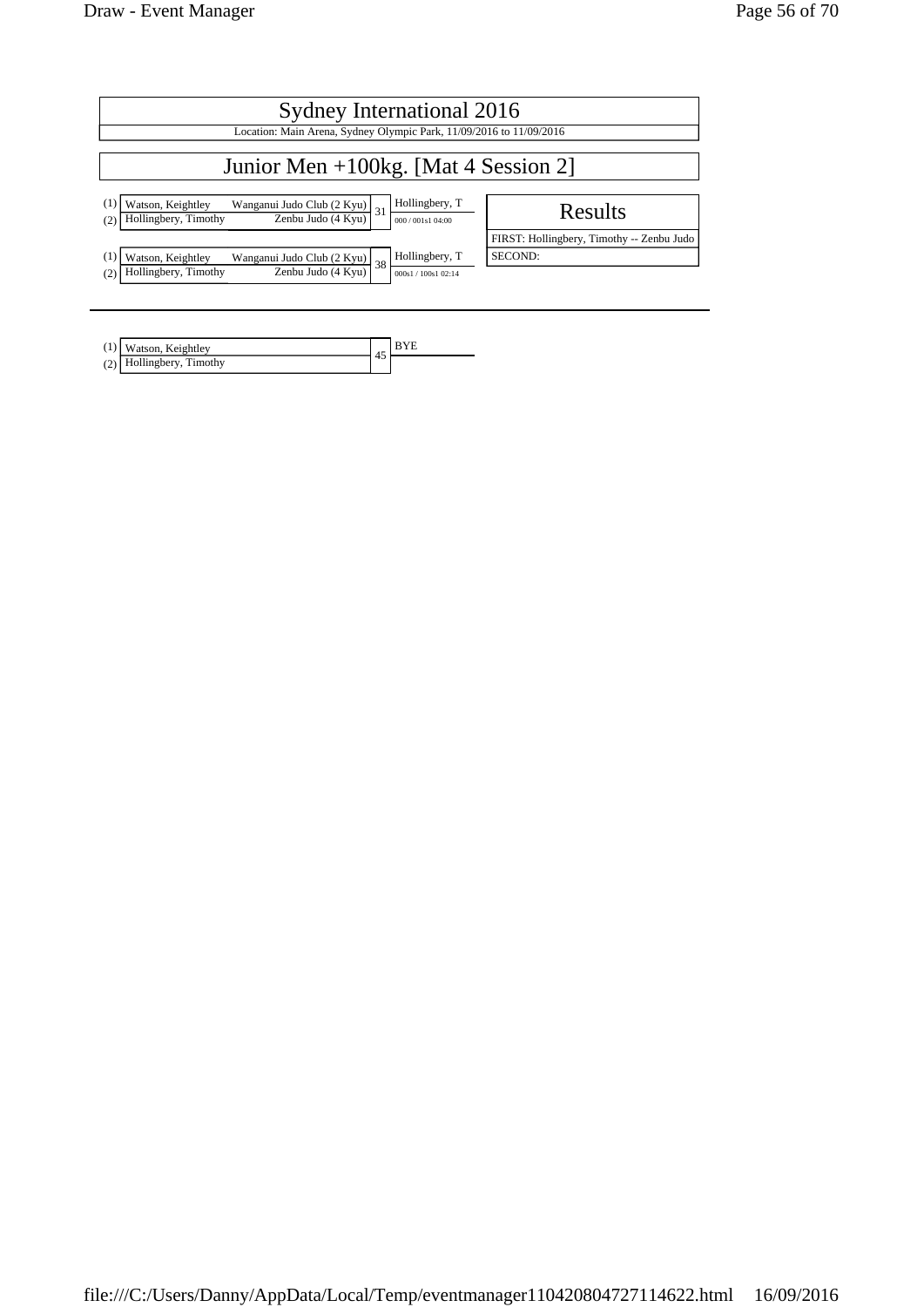# Sydney International 2016

Location: Main Arena, Sydney Olympic Park, 11/09/2016 to 11/09/2016

## Junior Men +100kg. [Mat 4 Session 2]

| | Competitor | Club | Match | Winner | Score |
|---|---|---|---|---|---|
| (1) | Watson, Keightley | Wanganui Judo Club (2 Kyu) | 31 | Hollingbery, T | 000 / 001s1 04:00 |
| (2) | Hollingbery, Timothy | Zenbu Judo (4 Kyu) | | | |
| (1) | Watson, Keightley | Wanganui Judo Club (2 Kyu) | 38 | Hollingbery, T | 000s1 / 100s1 02:14 |
| (2) | Hollingbery, Timothy | Zenbu Judo (4 Kyu) | | | |

### Results

FIRST: Hollingbery, Timothy -- Zenbu Judo

SECOND:

---

| | Competitor | Match | Winner |
|---|---|---|---|
| (1) | Watson, Keightley | 45 | BYE |
| (2) | Hollingbery, Timothy | | |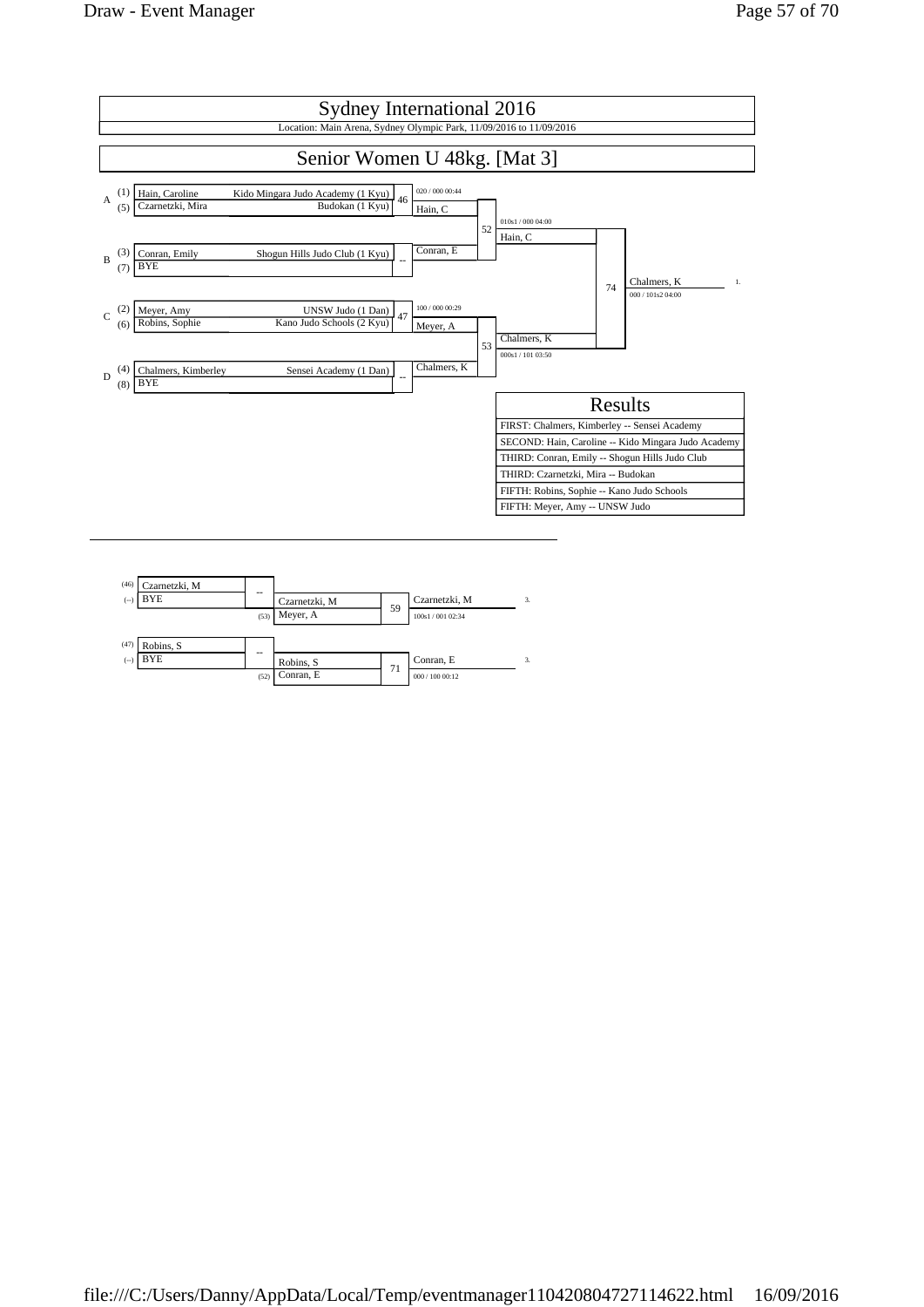# Sydney International 2016

Location: Main Arena, Sydney Olympic Park, 11/09/2016 to 11/09/2016

## Senior Women U 48kg. [Mat 3]

| Pool | Seed | Name | Club | Contest | Result |
|---|---|---|---|---|---|
| A | (1) | Hain, Caroline | Kido Mingara Judo Academy (1 Kyu) | 46 | Hain, C (020 / 000 00:44) |
| | (5) | Czarnetzki, Mira | Budokan (1 Kyu) | | |
| B | (3) | Conran, Emily | Shogun Hills Judo Club (1 Kyu) | -- | Conran, E |
| | (7) | BYE | | | |
| C | (2) | Meyer, Amy | UNSW Judo (1 Dan) | 47 | Meyer, A (100 / 000 00:29) |
| | (6) | Robins, Sophie | Kano Judo Schools (2 Kyu) | | |
| D | (4) | Chalmers, Kimberley | Sensei Academy (1 Dan) | -- | Chalmers, K |
| | (8) | BYE | | | |

| Contest | Competitors | Winner | Score |
|---|---|---|---|
| 52 | Hain, C vs Conran, E | Hain, C | 010s1 / 000 04:00 |
| 53 | Meyer, A vs Chalmers, K | Chalmers, K | 000s1 / 101 03:50 |
| 74 | Hain, C vs Chalmers, K | Chalmers, K (1.) | 000 / 101s2 04:00 |

### Results

| Results |
|---|
| FIRST: Chalmers, Kimberley -- Sensei Academy |
| SECOND: Hain, Caroline -- Kido Mingara Judo Academy |
| THIRD: Conran, Emily -- Shogun Hills Judo Club |
| THIRD: Czarnetzki, Mira -- Budokan |
| FIFTH: Robins, Sophie -- Kano Judo Schools |
| FIFTH: Meyer, Amy -- UNSW Judo |

### Repechage

| From | Name | Contest | Winner | From | Opponent | Contest | Winner | Score | Place |
|---|---|---|---|---|---|---|---|---|---|
| (46) | Czarnetzki, M | -- | Czarnetzki, M | (53) | Meyer, A | 59 | Czarnetzki, M | 100s1 / 001 02:34 | 3. |
| (--) | BYE | | | | | | | | |
| (47) | Robins, S | -- | Robins, S | (52) | Conran, E | 71 | Conran, E | 000 / 100 00:12 | 3. |
| (--) | BYE | | | | | | | | |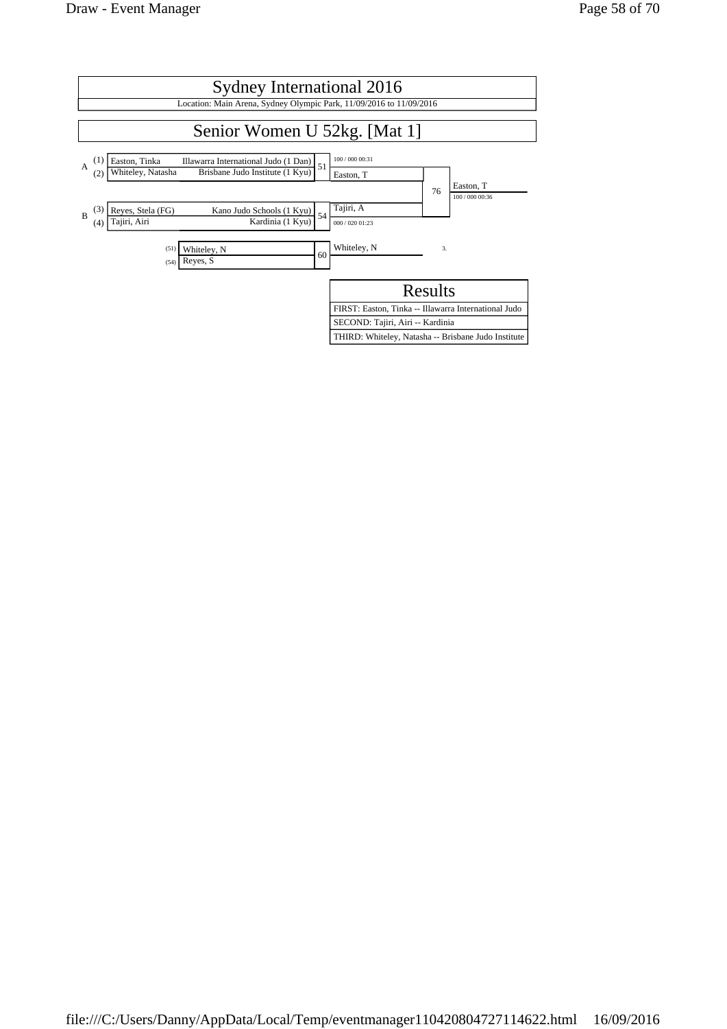# Sydney International 2016

Location: Main Arena, Sydney Olympic Park, 11/09/2016 to 11/09/2016

## Senior Women U 52kg. [Mat 1]

| Pool | Seed | Name | Club | Match | Winner | Score |
|---|---|---|---|---|---|---|
| A | (1) | Easton, Tinka | Illawarra International Judo (1 Dan) | 51 | Easton, T | 100 / 000 00:31 |
| | (2) | Whiteley, Natasha | Brisbane Judo Institute (1 Kyu) | | | |
| B | (3) | Reyes, Stela (FG) | Kano Judo Schools (1 Kyu) | 54 | Tajiri, A | 000 / 020 01:23 |
| | (4) | Tajiri, Airi | Kardinia (1 Kyu) | | | |

Final (76): Easton, T vs Tajiri, A — Winner: Easton, T (100 / 000 00:36)

Repechage (60): (51) Whiteley, N vs (54) Reyes, S — Winner: Whiteley, N — 3.

| Results |
|---|
| FIRST: Easton, Tinka -- Illawarra International Judo |
| SECOND: Tajiri, Airi -- Kardinia |
| THIRD: Whiteley, Natasha -- Brisbane Judo Institute |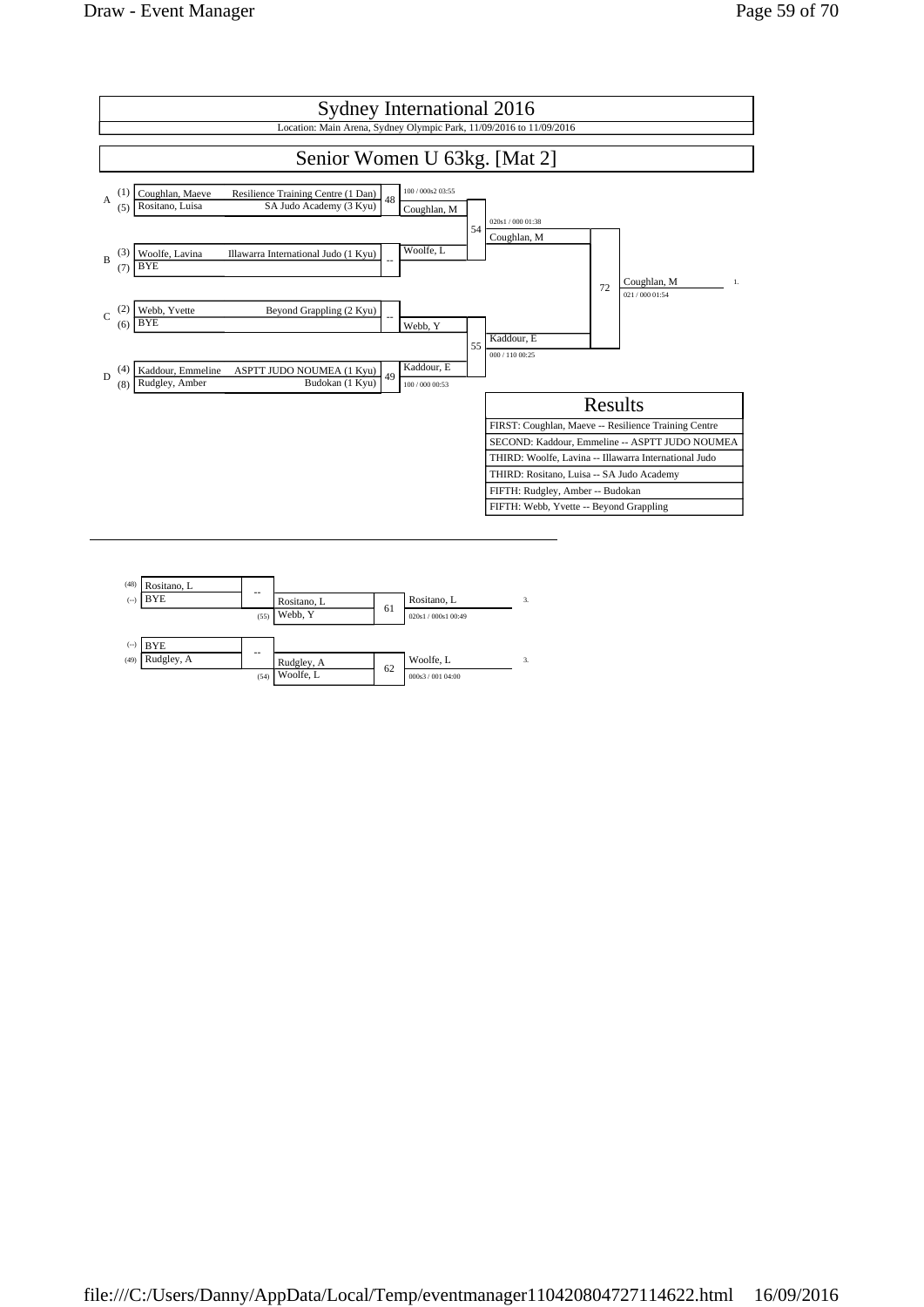# Sydney International 2016

Location: Main Arena, Sydney Olympic Park, 11/09/2016 to 11/09/2016

## Senior Women U 63kg. [Mat 2]

### Main Draw

| Pool | Seed | Name | Club | Contest | Winner / Score | Contest | Winner / Score | Contest | Winner / Score | Place |
|---|---|---|---|---|---|---|---|---|---|---|
| A | (1) | Coughlan, Maeve | Resilience Training Centre (1 Dan) | 48 | Coughlan, M (100 / 000s2 03:55) | 54 | Coughlan, M (020s1 / 000 01:38) | 72 | Coughlan, M (021 / 000 01:54) | 1. |
| A | (5) | Rositano, Luisa | SA Judo Academy (3 Kyu) | | | | | | | |
| B | (3) | Woolfe, Lavina | Illawarra International Judo (1 Kyu) | -- | Woolfe, L | | | | | |
| B | (7) | BYE | | | | | | | | |
| C | (2) | Webb, Yvette | Beyond Grappling (2 Kyu) | -- | Webb, Y | 55 | Kaddour, E (000 / 110 00:25) | | | |
| C | (6) | BYE | | | | | | | | |
| D | (4) | Kaddour, Emmeline | ASPTT JUDO NOUMEA (1 Kyu) | 49 | Kaddour, E (100 / 000 00:53) | | | | | |
| D | (8) | Rudgley, Amber | Budokan (1 Kyu) | | | | | | | |

### Results

| Results |
|---|
| FIRST: Coughlan, Maeve -- Resilience Training Centre |
| SECOND: Kaddour, Emmeline -- ASPTT JUDO NOUMEA |
| THIRD: Woolfe, Lavina -- Illawarra International Judo |
| THIRD: Rositano, Luisa -- SA Judo Academy |
| FIFTH: Rudgley, Amber -- Budokan |
| FIFTH: Webb, Yvette -- Beyond Grappling |

### Repechage

| From | Name | Contest | Winner | From | Opponent | Contest | Winner / Score | Place |
|---|---|---|---|---|---|---|---|---|
| (48) | Rositano, L | -- | Rositano, L | (55) | Webb, Y | 61 | Rositano, L (020s1 / 000s1 00:49) | 3. |
| (--) | BYE | | | | | | | |
| (--) | BYE | -- | Rudgley, A | (54) | Woolfe, L | 62 | Woolfe, L (000s3 / 001 04:00) | 3. |
| (49) | Rudgley, A | | | | | | | |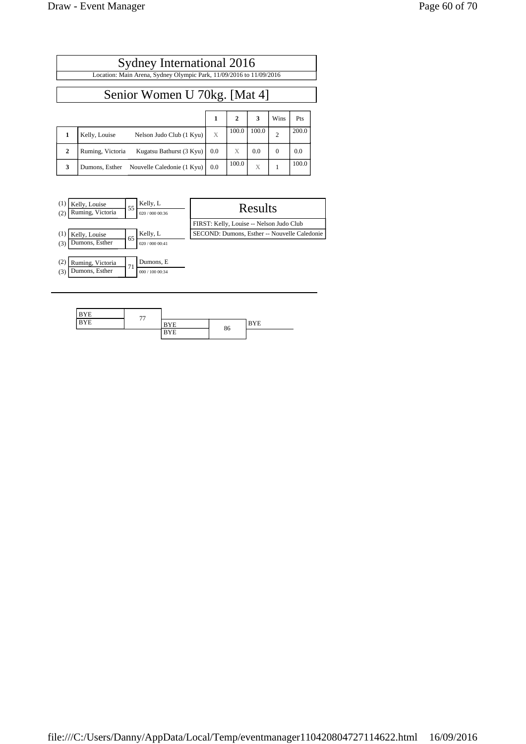# Sydney International 2016

Location: Main Arena, Sydney Olympic Park, 11/09/2016 to 11/09/2016

## Senior Women U 70kg. [Mat 4]

| | | | 1 | 2 | 3 | Wins | Pts |
|---|---|---|---|---|---|---|---|
| **1** | Kelly, Louise | Nelson Judo Club (1 Kyu) | X | 100.0 | 100.0 | 2 | 200.0 |
| **2** | Ruming, Victoria | Kugatsu Bathurst (3 Kyu) | 0.0 | X | 0.0 | 0 | 0.0 |
| **3** | Dumons, Esther | Nouvelle Caledonie (1 Kyu) | 0.0 | 100.0 | X | 1 | 100.0 |

| | Contestants | Match | Winner | Score |
|---|---|---|---|---|
| (1) | Kelly, Louise | 55 | Kelly, L | 020 / 000 00:36 |
| (2) | Ruming, Victoria | | | |
| (1) | Kelly, Louise | 65 | Kelly, L | 020 / 000 00:41 |
| (3) | Dumons, Esther | | | |
| (2) | Ruming, Victoria | 71 | Dumons, E | 000 / 100 00:34 |
| (3) | Dumons, Esther | | | |

### Results

FIRST: Kelly, Louise -- Nelson Judo Club

SECOND: Dumons, Esther -- Nouvelle Caledonie

| Contestants | Match | Contestants | Match | Winner |
|---|---|---|---|---|
| BYE | 77 | BYE | 86 | BYE |
| BYE | | BYE | | |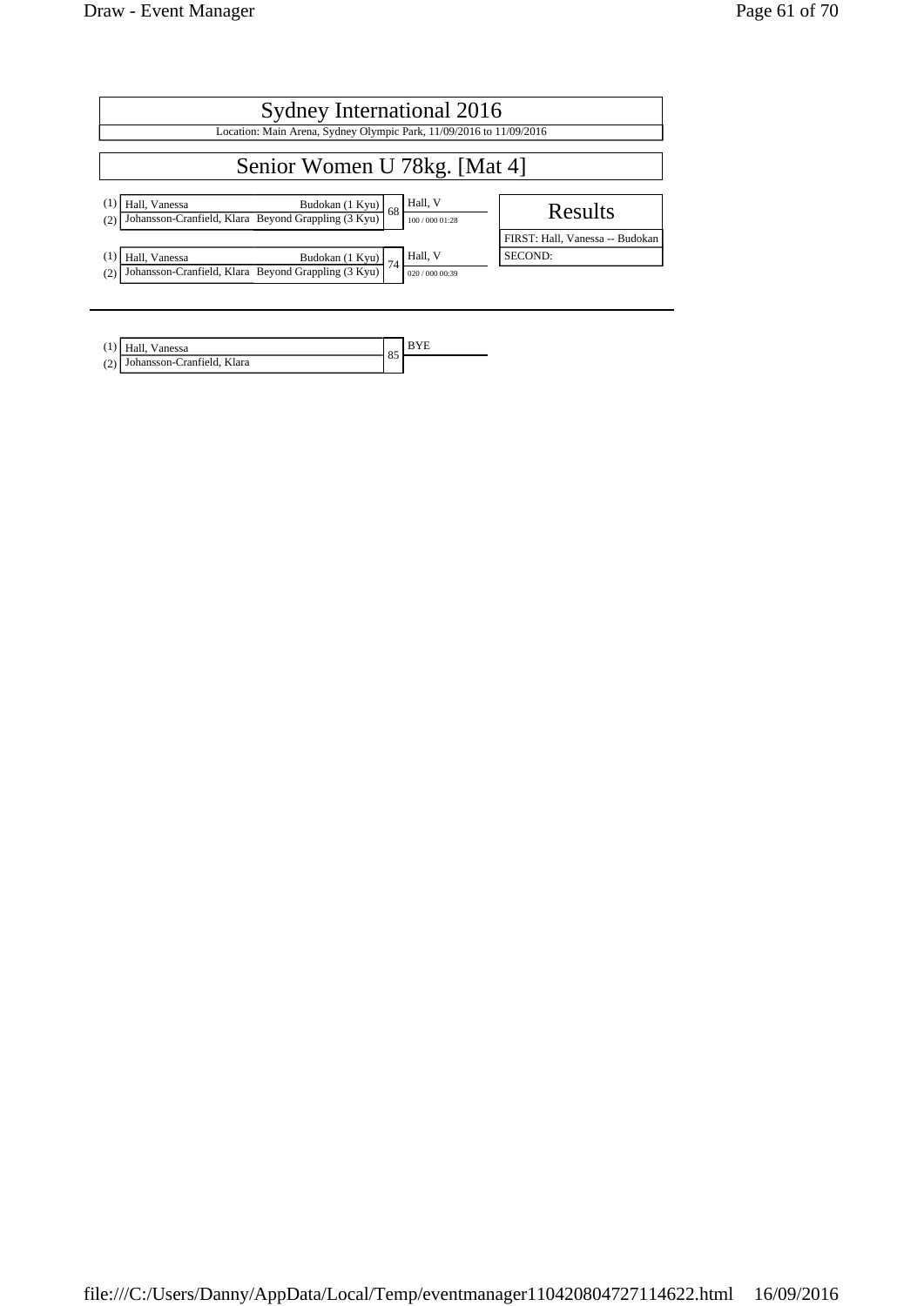# Sydney International 2016

Location: Main Arena, Sydney Olympic Park, 11/09/2016 to 11/09/2016

## Senior Women U 78kg. [Mat 4]

| | Competitor | Club | Match | Winner | Score |
|---|---|---|---|---|---|
| (1) | Hall, Vanessa | Budokan (1 Kyu) | 68 | Hall, V | 100 / 000 01:28 |
| (2) | Johansson-Cranfield, Klara | Beyond Grappling (3 Kyu) | | | |
| (1) | Hall, Vanessa | Budokan (1 Kyu) | 74 | Hall, V | 020 / 000 00:39 |
| (2) | Johansson-Cranfield, Klara | Beyond Grappling (3 Kyu) | | | |

### Results

FIRST: Hall, Vanessa -- Budokan

SECOND:

| | Competitor | Match | Winner |
|---|---|---|---|
| (1) | Hall, Vanessa | 85 | BYE |
| (2) | Johansson-Cranfield, Klara | | |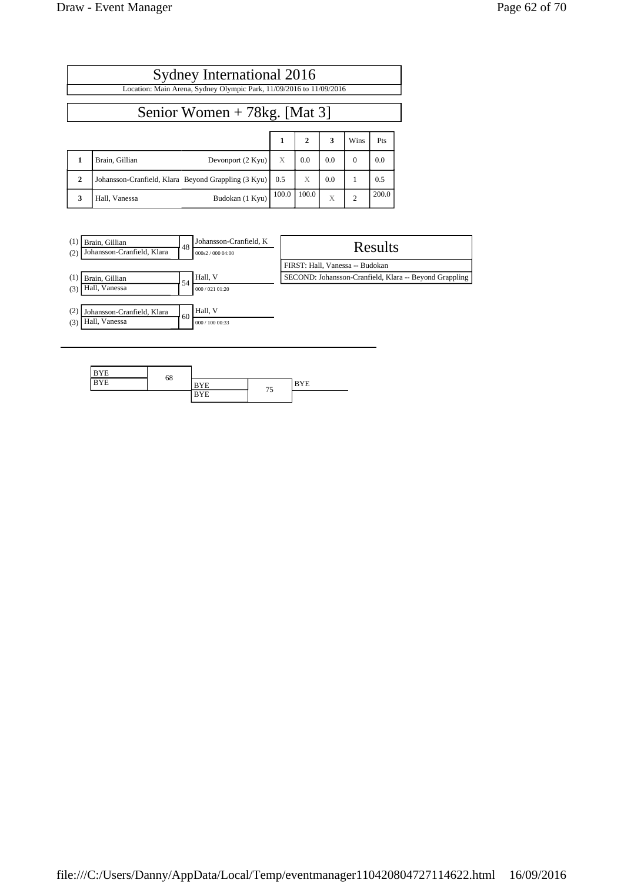# Sydney International 2016

Location: Main Arena, Sydney Olympic Park, 11/09/2016 to 11/09/2016

## Senior Women + 78kg. [Mat 3]

| | | | 1 | 2 | 3 | Wins | Pts |
|---|---|---|---|---|---|---|---|
| **1** | Brain, Gillian | Devonport (2 Kyu) | X | 0.0 | 0.0 | 0 | 0.0 |
| **2** | Johansson-Cranfield, Klara | Beyond Grappling (3 Kyu) | 0.5 | X | 0.0 | 1 | 0.5 |
| **3** | Hall, Vanessa | Budokan (1 Kyu) | 100.0 | 100.0 | X | 2 | 200.0 |

| Contest | Competitors | Winner | Score |
|---|---|---|---|
| 48 | (1) Brain, Gillian / (2) Johansson-Cranfield, Klara | Johansson-Cranfield, K | 000s2 / 000 04:00 |
| 54 | (1) Brain, Gillian / (3) Hall, Vanessa | Hall, V | 000 / 021 01:20 |
| 60 | (2) Johansson-Cranfield, Klara / (3) Hall, Vanessa | Hall, V | 000 / 100 00:33 |

### Results

FIRST: Hall, Vanessa -- Budokan

SECOND: Johansson-Cranfield, Klara -- Beyond Grappling

| Contest | Competitors | Winner |
|---|---|---|
| 68 | BYE / BYE | BYE |
| 75 | BYE / BYE | BYE |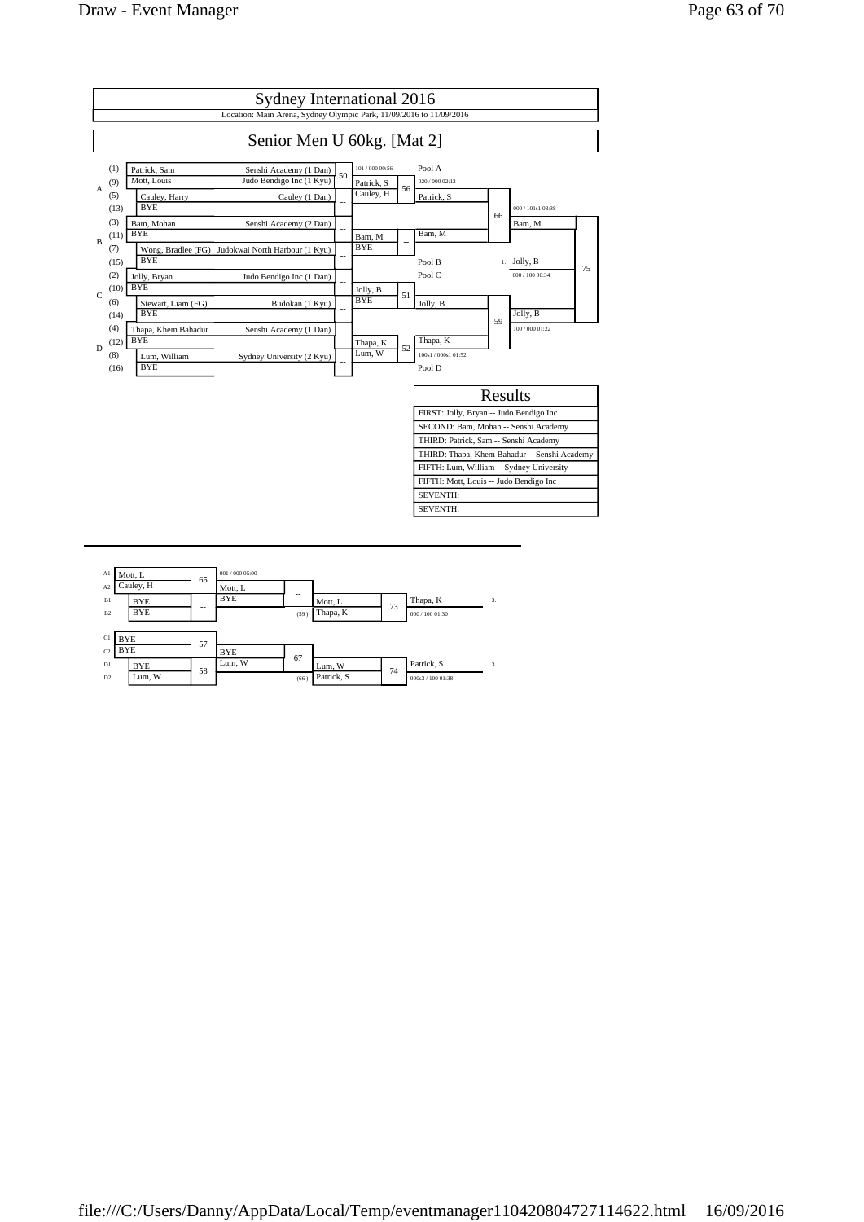# Sydney International 2016

Location: Main Arena, Sydney Olympic Park, 11/09/2016 to 11/09/2016

## Senior Men U 60kg. [Mat 2]

| Pool | Seed | Name | Club |
|---|---|---|---|
| A | (1) | Patrick, Sam | Senshi Academy (1 Dan) |
| | (9) | Mott, Louis | Judo Bendigo Inc (1 Kyu) |
| | (5) | Cauley, Harry | Cauley (1 Dan) |
| | (13) | BYE | |
| B | (3) | Bam, Mohan | Senshi Academy (2 Dan) |
| | (11) | BYE | |
| | (7) | Wong, Bradlee (FG) | Judokwai North Harbour (1 Kyu) |
| | (15) | BYE | |
| C | (2) | Jolly, Bryan | Judo Bendigo Inc (1 Dan) |
| | (10) | BYE | |
| | (6) | Stewart, Liam (FG) | Budokan (1 Kyu) |
| | (14) | BYE | |
| D | (4) | Thapa, Khem Bahadur | Senshi Academy (1 Dan) |
| | (12) | BYE | |
| | (8) | Lum, William | Sydney University (2 Kyu) |
| | (16) | BYE | |

**First round:**
- Contest 50: Patrick, S (101 / 000 00:56)
- Contest --: Cauley, H
- Contest --: Bam, M
- Contest --: BYE
- Contest --: Jolly, B
- Contest --: BYE
- Contest --: Thapa, K
- Contest --: Lum, W

**Second round:**
- Contest 56: Patrick, S (020 / 000 02:13) — Pool A
- Contest --: Bam, M — Pool B
- Contest 51: Jolly, B — Pool C
- Contest 52: Thapa, K (100s1 / 000s1 01:52) — Pool D

**Semi-finals:**
- Contest 66: Bam, M (000 / 101s1 03:38)
- Contest 59: Jolly, B (100 / 000 01:22)

**Final:**
- Contest 75: 1. Jolly, B (000 / 100 00:34)

## Results

| Results |
|---|
| FIRST: Jolly, Bryan -- Judo Bendigo Inc |
| SECOND: Bam, Mohan -- Senshi Academy |
| THIRD: Patrick, Sam -- Senshi Academy |
| THIRD: Thapa, Khem Bahadur -- Senshi Academy |
| FIFTH: Lum, William -- Sydney University |
| FIFTH: Mott, Louis -- Judo Bendigo Inc |
| SEVENTH: |
| SEVENTH: |

## Repechage

- A1 Mott, L / A2 Cauley, H — Contest 65: Mott, L (001 / 000 05:00)
- B1 BYE / B2 BYE — Contest --: BYE
- Contest --: Mott, L vs BYE → Mott, L
- Contest 73: Mott, L vs Thapa, K (59) → 3. Thapa, K (000 / 100 01:30)

- C1 BYE / C2 BYE — Contest 57: BYE
- D1 BYE / D2 Lum, W — Contest 58: Lum, W
- Contest 67: BYE vs Lum, W → Lum, W
- Contest 74: Lum, W vs Patrick, S (66) → 3. Patrick, S (000s3 / 100 01:38)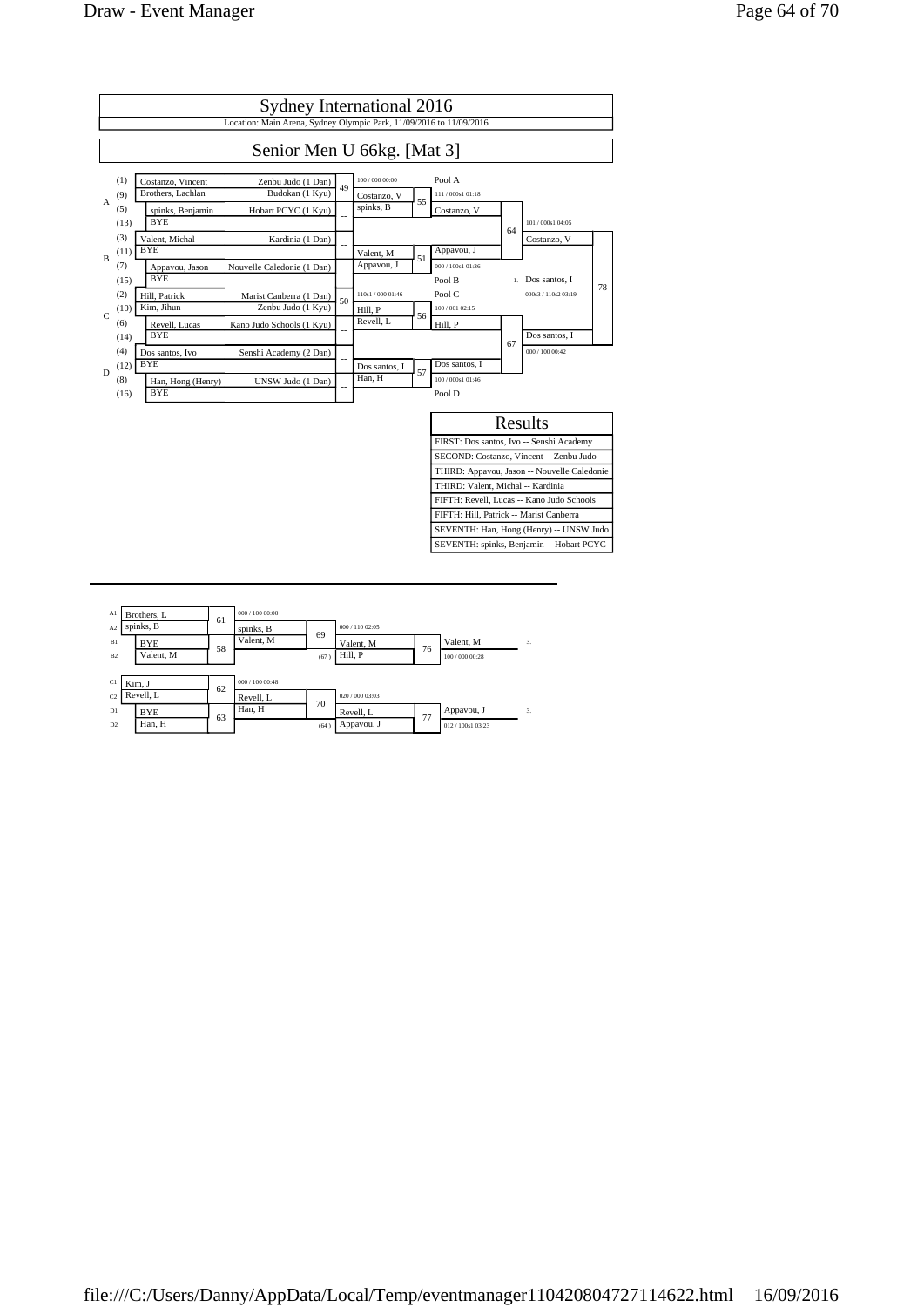# Sydney International 2016

Location: Main Arena, Sydney Olympic Park, 11/09/2016 to 11/09/2016

## Senior Men U 66kg. [Mat 3]

| Pool | Seed | Name | Club |
|---|---|---|---|
| A | (1) | Costanzo, Vincent | Zenbu Judo (1 Dan) |
| A | (9) | Brothers, Lachlan | Budokan (1 Kyu) |
| A | (5) | spinks, Benjamin | Hobart PCYC (1 Kyu) |
| A | (13) | BYE | |
| B | (3) | Valent, Michal | Kardinia (1 Dan) |
| B | (11) | BYE | |
| B | (7) | Appavou, Jason | Nouvelle Caledonie (1 Dan) |
| B | (15) | BYE | |
| C | (2) | Hill, Patrick | Marist Canberra (1 Dan) |
| C | (10) | Kim, Jihun | Zenbu Judo (1 Kyu) |
| C | (6) | Revell, Lucas | Kano Judo Schools (1 Kyu) |
| C | (14) | BYE | |
| D | (4) | Dos santos, Ivo | Senshi Academy (2 Dan) |
| D | (12) | BYE | |
| D | (8) | Han, Hong (Henry) | UNSW Judo (1 Dan) |
| D | (16) | BYE | |

### Main Draw

| Contest | Competitors | Winner | Score |
|---|---|---|---|
| 49 | Costanzo, Vincent vs Brothers, Lachlan | Costanzo, V | 100 / 000 00:00 |
| -- | spinks, Benjamin vs BYE | spinks, B | |
| -- | Valent, Michal vs BYE | Valent, M | |
| -- | Appavou, Jason vs BYE | Appavou, J | |
| 50 | Hill, Patrick vs Kim, Jihun | Hill, P | 110s1 / 000 01:46 |
| -- | Revell, Lucas vs BYE | Revell, L | |
| -- | Dos santos, Ivo vs BYE | Dos santos, I | |
| -- | Han, Hong (Henry) vs BYE | Han, H | |
| 55 | Costanzo, V vs spinks, B | Costanzo, V (Pool A) | 111 / 000s1 01:18 |
| 51 | Valent, M vs Appavou, J | Appavou, J (Pool B) | 000 / 100s1 01:36 |
| 56 | Hill, P vs Revell, L | Hill, P (Pool C) | 100 / 001 02:15 |
| 57 | Dos santos, I vs Han, H | Dos santos, I (Pool D) | 100 / 000s1 01:46 |
| 64 | Costanzo, V vs Appavou, J | Costanzo, V | 101 / 000s1 04:05 |
| 67 | Hill, P vs Dos santos, I | Dos santos, I | 000 / 100 00:42 |
| 78 | Costanzo, V vs Dos santos, I | 1. Dos santos, I | 000s3 / 110s2 03:19 |

### Results

| Results |
|---|
| FIRST: Dos santos, Ivo -- Senshi Academy |
| SECOND: Costanzo, Vincent -- Zenbu Judo |
| THIRD: Appavou, Jason -- Nouvelle Caledonie |
| THIRD: Valent, Michal -- Kardinia |
| FIFTH: Revell, Lucas -- Kano Judo Schools |
| FIFTH: Hill, Patrick -- Marist Canberra |
| SEVENTH: Han, Hong (Henry) -- UNSW Judo |
| SEVENTH: spinks, Benjamin -- Hobart PCYC |

### Repechage

| Contest | Competitors | Winner | Score |
|---|---|---|---|
| 61 | A1 Brothers, L vs A2 spinks, B | spinks, B | 000 / 100 00:00 |
| 58 | B1 BYE vs B2 Valent, M | Valent, M | |
| 69 | spinks, B vs Valent, M | Valent, M | 000 / 110 02:05 |
| 76 | Valent, M vs Hill, P (67) | Valent, M — 3. | 100 / 000 00:28 |
| 62 | C1 Kim, J vs C2 Revell, L | Revell, L | 000 / 100 00:48 |
| 63 | D1 BYE vs D2 Han, H | Han, H | |
| 70 | Revell, L vs Han, H | Revell, L | 020 / 000 03:03 |
| 77 | Revell, L vs Appavou, J (64) | Appavou, J — 3. | 012 / 100s1 03:23 |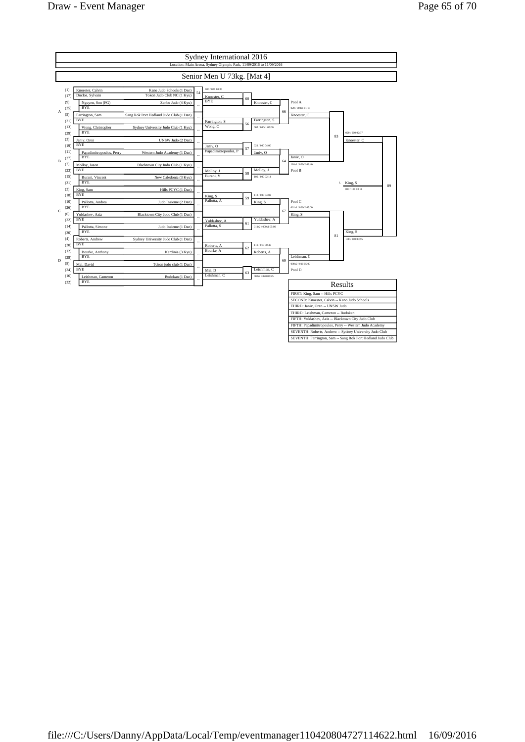# Sydney International 2016

Location: Main Arena, Sydney Olympic Park, 11/09/2016 to 11/09/2016

## Senior Men U 73kg. [Mat 4]

### Pool A

| Seed | Name | Club |
|---|---|---|
| (1) | Knoester, Calvin | Kano Judo Schools (1 Dan) |
| (17) | Duclos, Sylvain | Tokon Judo Club NC (1 Kyu) |
| (9) | Nguyen, Son (FG) | Zenbu Judo (4 Kyu) |
| (25) | BYE | |
| (5) | Farrington, Sam | Sang Rok Port Hedland Judo Club (1 Dan) |
| (21) | BYE | |
| (13) | Wong, Christopher | Sydney University Judo Club (1 Kyu) |
| (29) | BYE | |

- Match 54: Knoester, C (100 / 000 00:33)
- Match 60: Knoester, C def. BYE
- Match 56: Farrington, S def. Wong, C (002 / 000s1 05:00)
- Match 66: Knoester, C def. Farrington, S (020 / 000s1 01:15)

### Pool B

| Seed | Name | Club |
|---|---|---|
| (3) | Janiv, Oren | UNSW Judo (2 Dan) |
| (19) | BYE | |
| (11) | Papadimitropoulos, Perry | Western Judo Academy (1 Dan) |
| (27) | BYE | |
| (7) | Molloy, Jason | Blacktown City Judo Club (1 Kyu) |
| (23) | BYE | |
| (15) | Burani, Vincent | New Caledonia (3 Kyu) |
| (31) | BYE | |

- Match 57: Janiv, O def. Papadimitropoulos, P (023 / 000 04:00)
- Match 58: Molloy, J def. Burani, V (100 / 000 02:14)
- Match 64: Janiv, O def. Molloy, J (110s1 / 000s2 03:40)

### Pool C

| Seed | Name | Club |
|---|---|---|
| (2) | King, Sam | Hills PCYC (1 Dan) |
| (18) | BYE | |
| (10) | Pallotta, Andrea | Judo Insieme (2 Dan) |
| (26) | BYE | |
| (6) | Yuldashev, Aziz | Blacktown City Judo Club (1 Dan) |
| (22) | BYE | |
| (14) | Pallotta, Simone | Judo Insieme (1 Dan) |
| (30) | BYE | |

- Match 59: King, S def. Pallotta, A (112 / 000 04:02)
- Match 61: Yuldashev, A def. Pallotta, S (011s2 / 000s1 05:00)
- Match 67: King, S def. Yuldashev, A (001s1 / 000s2 05:00)

### Pool D

| Seed | Name | Club |
|---|---|---|
| (4) | Roberts, Andrew | Sydney University Judo Club (1 Dan) |
| (20) | BYE | |
| (12) | Bourke, Anthony | Kardinia (3 Kyu) |
| (28) | BYE | |
| (8) | Mai, David | Tokon judo club (1 Dan) |
| (24) | BYE | |
| (16) | Leishman, Cameron | Budokan (1 Dan) |
| (32) | BYE | |

- Match 62: Roberts, A def. Bourke, A (110 / 010 00:49)
- Match 63: Leishman, C def. Mai, D (000s2 / 020 03:25)
- Match 69: Leishman, C def. Roberts, A (000s2 / 010 05:00)

### Semi-finals and Final

- Match 83: Knoester, C def. Janiv, O (020 / 000 02:37)
- Match 81: King, S def. Leishman, C (100 / 000 00:55)
- Match 89: King, S def. Knoester, C (000 / 100 03:16)

### Results

| Results |
|---|
| FIRST: King, Sam -- Hills PCYC |
| SECOND: Knoester, Calvin -- Kano Judo Schools |
| THIRD: Janiv, Oren -- UNSW Judo |
| THIRD: Leishman, Cameron -- Budokan |
| FIFTH: Yuldashev, Aziz -- Blacktown City Judo Club |
| FIFTH: Papadimitropoulos, Perry -- Western Judo Academy |
| SEVENTH: Roberts, Andrew -- Sydney University Judo Club |
| SEVENTH: Farrington, Sam -- Sang Rok Port Hedland Judo Club |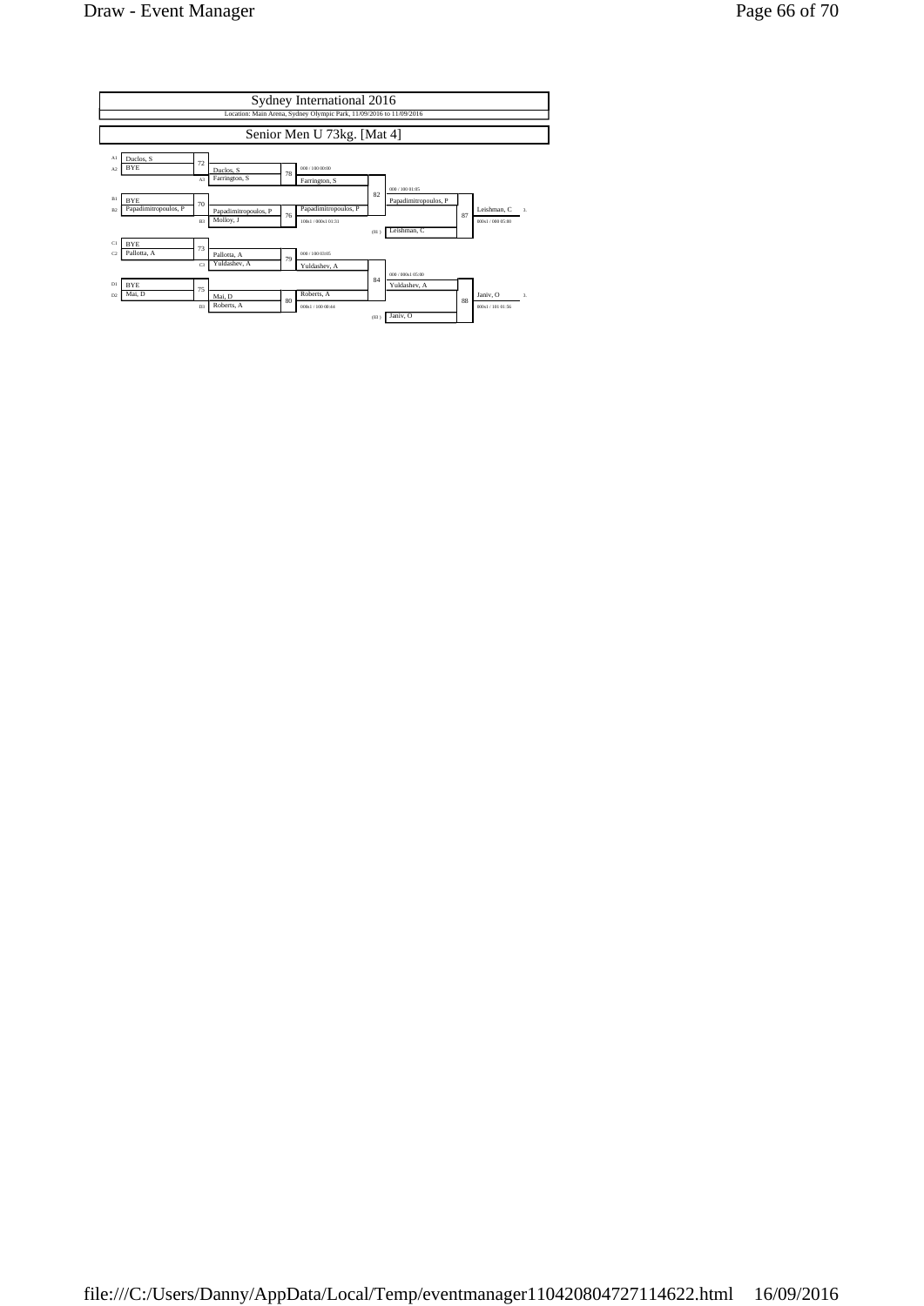# Sydney International 2016

Location: Main Arena, Sydney Olympic Park, 11/09/2016 to 11/09/2016

## Senior Men U 73kg. [Mat 4]

| Pos | Competitor | Match | Round 1 | Match | Round 2 | Match | Round 3 | Match | Final |
|---|---|---|---|---|---|---|---|---|---|
| A1 | Duclos, S | 72 | Duclos, S | 78 | 000 / 100 00:00 | | | | |
| A2 | BYE | | | | | | | | |
| | | A3 | Farrington, S | | Farrington, S | 82 | 000 / 100 01:05 | | |
| B1 | BYE | 70 | | | | | Papadimitropoulos, P | | |
| B2 | Papadimitropoulos, P | | Papadimitropoulos, P | 76 | Papadimitropoulos, P | | | 87 | Leishman, C 3. |
| | | B3 | Molloy, J | | 100s1 / 000s1 03:31 | | | | 000s1 / 000 05:00 |
| | | | | | | (81) | Leishman, C | | |
| C1 | BYE | 73 | | | | | | | |
| C2 | Pallotta, A | | Pallotta, A | 79 | 000 / 100 03:05 | | | | |
| | | C3 | Yuldashev, A | | Yuldashev, A | 84 | 000 / 000s1 05:00 | | |
| D1 | BYE | 75 | | | | | Yuldashev, A | | |
| D2 | Mai, D | | Mai, D | 80 | Roberts, A | | | 88 | Janiv, O 3. |
| | | D3 | Roberts, A | | 000s1 / 100 00:44 | | | | 000s1 / 101 01:56 |
| | | | | | | (83) | Janiv, O | | |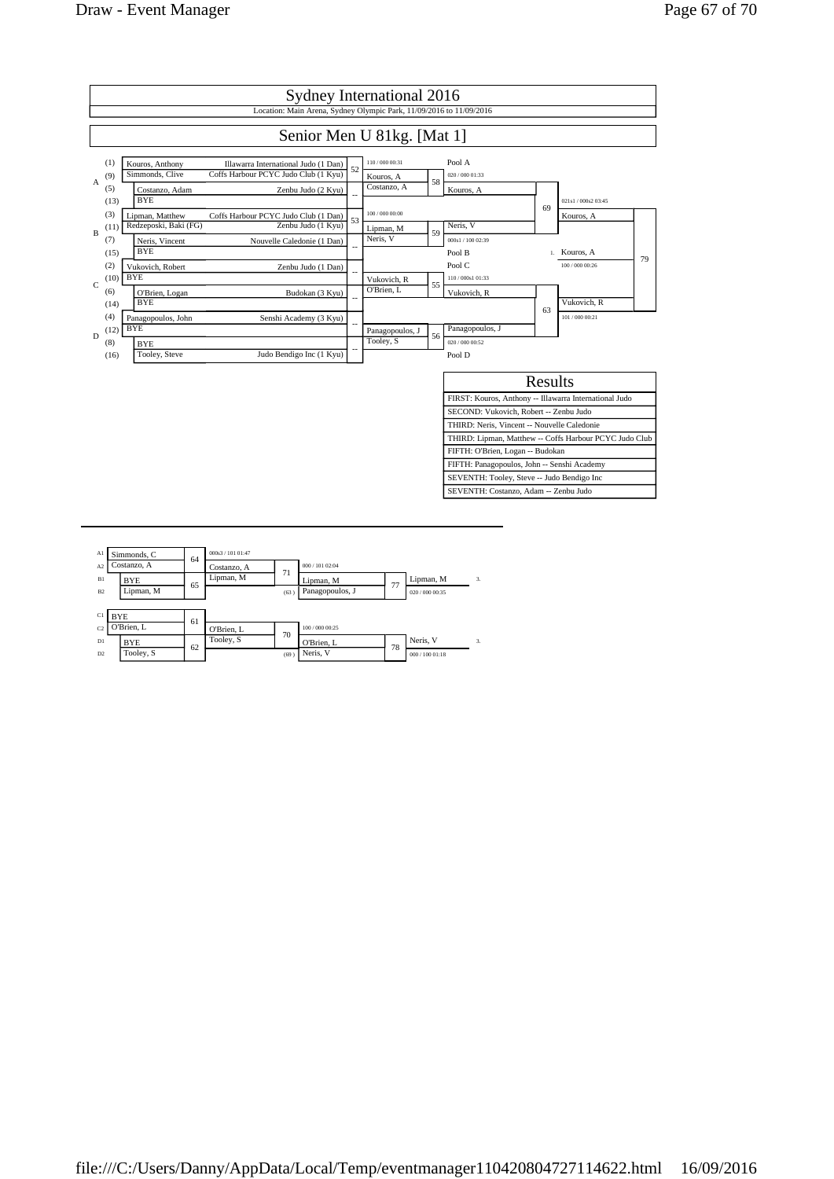# Sydney International 2016

Location: Main Arena, Sydney Olympic Park, 11/09/2016 to 11/09/2016

## Senior Men U 81kg. [Mat 1]

### Main Draw

| Pool | Seed | Name | Club |
|---|---|---|---|
| A | (1) | Kouros, Anthony | Illawarra International Judo (1 Dan) |
| A | (9) | Simmonds, Clive | Coffs Harbour PCYC Judo Club (1 Kyu) |
| A | (5) | Costanzo, Adam | Zenbu Judo (2 Kyu) |
| A | (13) | BYE | |
| B | (3) | Lipman, Matthew | Coffs Harbour PCYC Judo Club (1 Dan) |
| B | (11) | Redzeposki, Baki (FG) | Zenbu Judo (1 Kyu) |
| B | (7) | Neris, Vincent | Nouvelle Caledonie (1 Dan) |
| B | (15) | BYE | |
| C | (2) | Vukovich, Robert | Zenbu Judo (1 Dan) |
| C | (10) | BYE | |
| C | (6) | O'Brien, Logan | Budokan (3 Kyu) |
| C | (14) | BYE | |
| D | (4) | Panagopoulos, John | Senshi Academy (3 Kyu) |
| D | (12) | BYE | |
| D | (8) | BYE | |
| D | (16) | Tooley, Steve | Judo Bendigo Inc (1 Kyu) |

| Contest | Competitors | Winner | Score |
|---|---|---|---|
| 52 | Kouros, A vs Simmonds, C | Kouros, A | 110 / 000 00:31 |
| -- | Costanzo, A vs BYE | Costanzo, A | |
| 53 | Lipman, M vs Redzeposki, B | Lipman, M | 100 / 000 00:00 |
| -- | Neris, V vs BYE | Neris, V | |
| -- | Vukovich, R vs BYE | Vukovich, R | |
| -- | O'Brien, L vs BYE | O'Brien, L | |
| -- | Panagopoulos, J vs BYE | Panagopoulos, J | |
| -- | BYE vs Tooley, S | Tooley, S | |
| 58 | Kouros, A vs Costanzo, A | Kouros, A (Pool A) | 020 / 000 01:33 |
| 59 | Lipman, M vs Neris, V | Neris, V (Pool B) | 000s1 / 100 02:39 |
| 55 | Vukovich, R vs O'Brien, L | Vukovich, R (Pool C) | 110 / 000s1 01:33 |
| 56 | Panagopoulos, J vs Tooley, S | Panagopoulos, J (Pool D) | 020 / 000 00:52 |
| 69 | Kouros, A vs Neris, V | Kouros, A | 021s1 / 000s2 03:45 |
| 63 | Vukovich, R vs Panagopoulos, J | Vukovich, R | 101 / 000 00:21 |
| 79 | Kouros, A vs Vukovich, R | 1. Kouros, A | 100 / 000 00:26 |

### Results

- FIRST: Kouros, Anthony -- Illawarra International Judo
- SECOND: Vukovich, Robert -- Zenbu Judo
- THIRD: Neris, Vincent -- Nouvelle Caledonie
- THIRD: Lipman, Matthew -- Coffs Harbour PCYC Judo Club
- FIFTH: O'Brien, Logan -- Budokan
- FIFTH: Panagopoulos, John -- Senshi Academy
- SEVENTH: Tooley, Steve -- Judo Bendigo Inc
- SEVENTH: Costanzo, Adam -- Zenbu Judo

### Repechage

| Contest | Competitors | Winner | Score |
|---|---|---|---|
| 64 | A1 Simmonds, C vs A2 Costanzo, A | Costanzo, A | 000s3 / 101 01:47 |
| 65 | B1 BYE vs B2 Lipman, M | Lipman, M | |
| 71 | Costanzo, A vs Lipman, M | Lipman, M | 000 / 101 02:04 |
| 77 | Lipman, M vs Panagopoulos, J (63) | Lipman, M — 3. | 020 / 000 00:35 |
| 61 | C1 BYE vs C2 O'Brien, L | O'Brien, L | |
| 62 | D1 BYE vs D2 Tooley, S | Tooley, S | |
| 70 | O'Brien, L vs Tooley, S | O'Brien, L | 100 / 000 00:25 |
| 78 | O'Brien, L vs Neris, V (69) | Neris, V — 3. | 000 / 100 01:18 |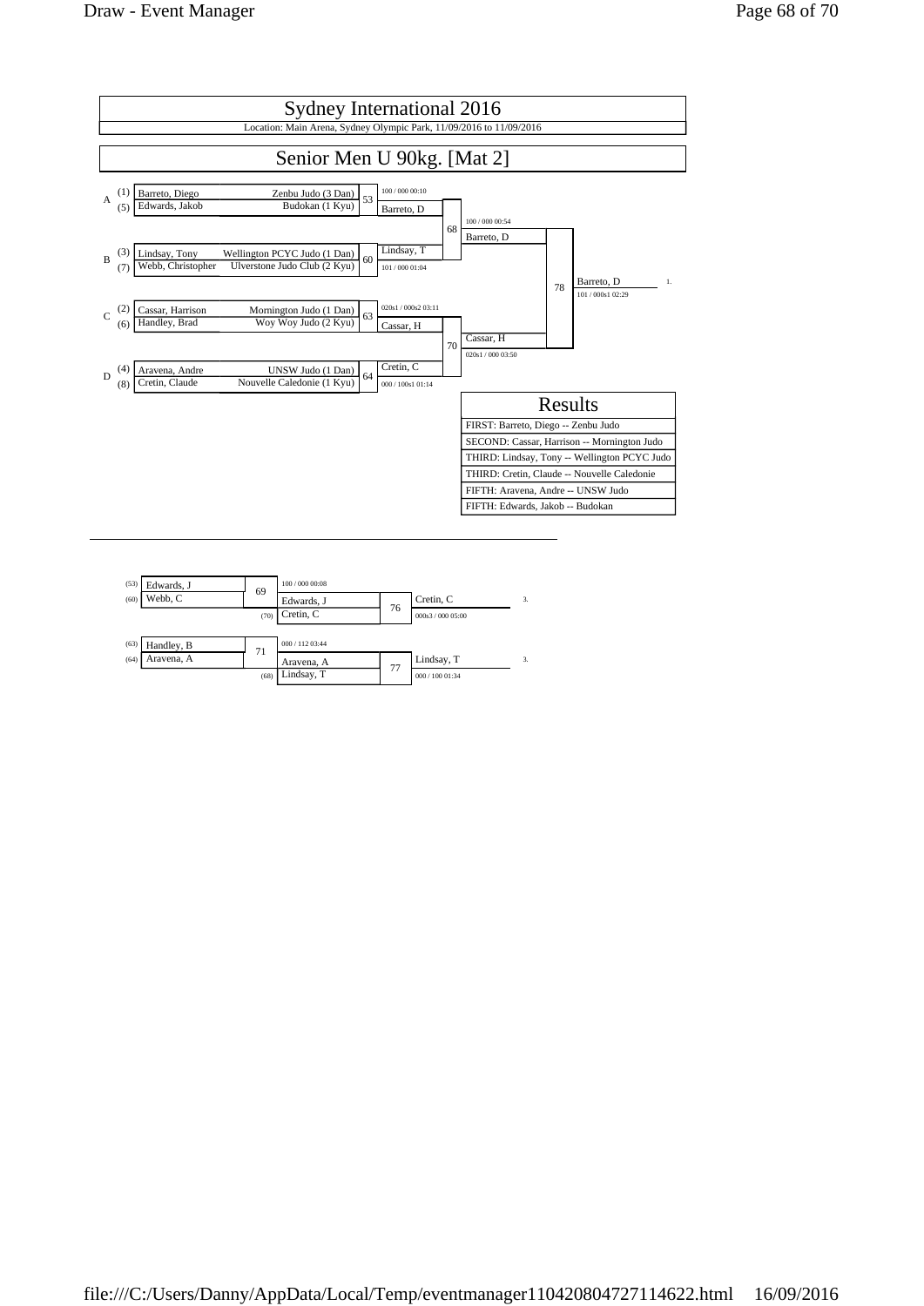# Sydney International 2016

Location: Main Arena, Sydney Olympic Park, 11/09/2016 to 11/09/2016

## Senior Men U 90kg. [Mat 2]

### Main Draw

| Pool | Seed | Name | Club |
|---|---|---|---|
| A | (1) | Barreto, Diego | Zenbu Judo (3 Dan) |
| A | (5) | Edwards, Jakob | Budokan (1 Kyu) |
| B | (3) | Lindsay, Tony | Wellington PCYC Judo (1 Dan) |
| B | (7) | Webb, Christopher | Ulverstone Judo Club (2 Kyu) |
| C | (2) | Cassar, Harrison | Mornington Judo (1 Dan) |
| C | (6) | Handley, Brad | Woy Woy Judo (2 Kyu) |
| D | (4) | Aravena, Andre | UNSW Judo (1 Dan) |
| D | (8) | Cretin, Claude | Nouvelle Caledonie (1 Kyu) |

| Contest | Winner | Score |
|---|---|---|
| 53 | Barreto, D | 100 / 000 00:10 |
| 60 | Lindsay, T | 101 / 000 01:04 |
| 63 | Cassar, H | 020s1 / 000s2 03:11 |
| 64 | Cretin, C | 000 / 100s1 01:14 |
| 68 | Barreto, D | 100 / 000 00:54 |
| 70 | Cassar, H | 020s1 / 000 03:50 |
| 78 | Barreto, D (1.) | 101 / 000s1 02:29 |

### Results

| Results |
|---|
| FIRST: Barreto, Diego -- Zenbu Judo |
| SECOND: Cassar, Harrison -- Mornington Judo |
| THIRD: Lindsay, Tony -- Wellington PCYC Judo |
| THIRD: Cretin, Claude -- Nouvelle Caledonie |
| FIFTH: Aravena, Andre -- UNSW Judo |
| FIFTH: Edwards, Jakob -- Budokan |

### Repechage

| Contest | Competitors | Winner | Score |
|---|---|---|---|
| 69 | (53) Edwards, J vs (60) Webb, C | Edwards, J | 100 / 000 00:08 |
| 76 | Edwards, J vs (70) Cretin, C | Cretin, C (3.) | 000s3 / 000 05:00 |
| 71 | (63) Handley, B vs (64) Aravena, A | Aravena, A | 000 / 112 03:44 |
| 77 | Aravena, A vs (68) Lindsay, T | Lindsay, T (3.) | 000 / 100 01:34 |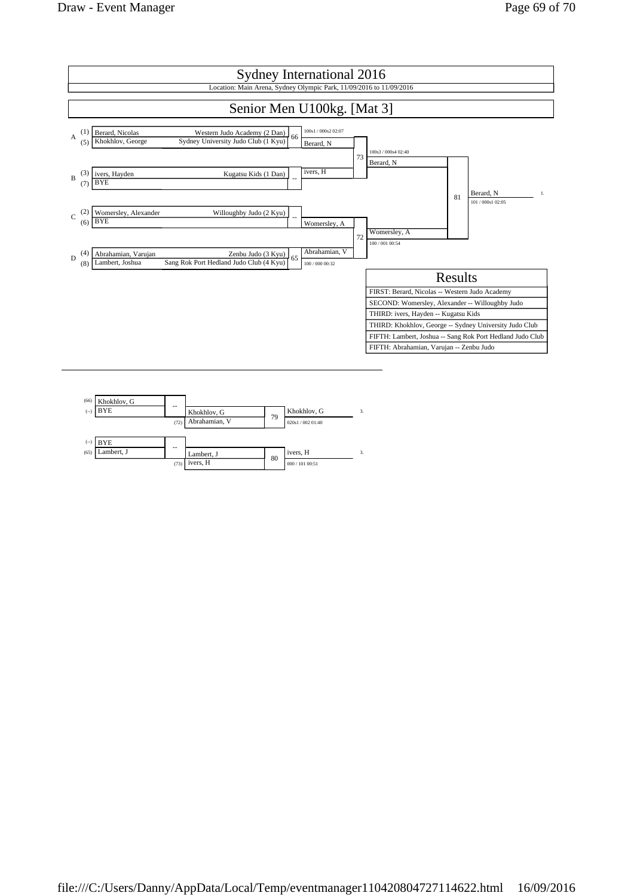# Sydney International 2016

Location: Main Arena, Sydney Olympic Park, 11/09/2016 to 11/09/2016

## Senior Men U100kg. [Mat 3]

| Pool | Seed | Name | Club | Match | Winner | Score |
|---|---|---|---|---|---|---|
| A | (1) | Berard, Nicolas | Western Judo Academy (2 Dan) | 66 | Berard, N | 100s1 / 000s2 02:07 |
| | (5) | Khokhlov, George | Sydney University Judo Club (1 Kyu) | | | |
| B | (3) | ivers, Hayden | Kugatsu Kids (1 Dan) | -- | ivers, H | |
| | (7) | BYE | | | | |
| C | (2) | Womersley, Alexander | Willoughby Judo (2 Kyu) | -- | Womersley, A | |
| | (6) | BYE | | | | |
| D | (4) | Abrahamian, Varujan | Zenbu Judo (3 Kyu) | 65 | Abrahamian, V | 100 / 000 00:32 |
| | (8) | Lambert, Joshua | Sang Rok Port Hedland Judo Club (4 Kyu) | | | |

| Match | Competitors | Winner | Score |
|---|---|---|---|
| 73 | Berard, N vs ivers, H | Berard, N | 100s3 / 000s4 02:40 |
| 72 | Womersley, A vs Abrahamian, V | Womersley, A | 100 / 001 00:54 |
| 81 | Berard, N vs Womersley, A | Berard, N (1.) | 101 / 000s1 02:05 |

### Results

| Results |
|---|
| FIRST: Berard, Nicolas -- Western Judo Academy |
| SECOND: Womersley, Alexander -- Willoughby Judo |
| THIRD: ivers, Hayden -- Kugatsu Kids |
| THIRD: Khokhlov, George -- Sydney University Judo Club |
| FIFTH: Lambert, Joshua -- Sang Rok Port Hedland Judo Club |
| FIFTH: Abrahamian, Varujan -- Zenbu Judo |

---

### Repechage

| From | Competitor | Match | Winner | Opponent | Match | Winner | Score | Place |
|---|---|---|---|---|---|---|---|---|
| (66) | Khokhlov, G | -- | Khokhlov, G | | 79 | Khokhlov, G | 020s1 / 002 01:40 | 3. |
| (--) | BYE | | | (72) Abrahamian, V | | | | |
| (--) | BYE | -- | Lambert, J | | 80 | ivers, H | 000 / 101 00:51 | 3. |
| (65) | Lambert, J | | | (73) ivers, H | | | | |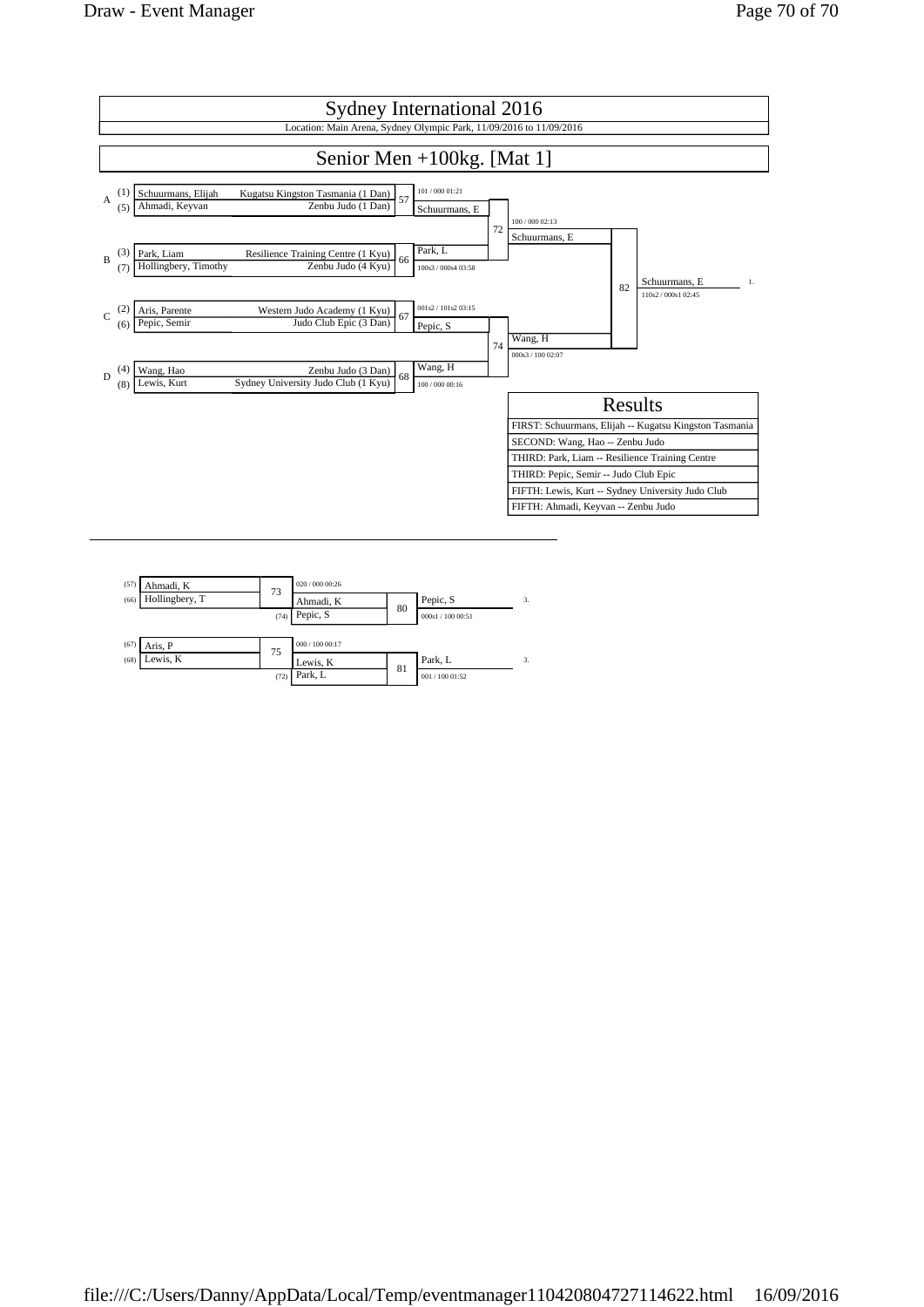# Sydney International 2016

Location: Main Arena, Sydney Olympic Park, 11/09/2016 to 11/09/2016

## Senior Men +100kg. [Mat 1]

| Pool | Seed | Name | Club | Contest |
| --- | --- | --- | --- | --- |
| A | (1) | Schuurmans, Elijah | Kugatsu Kingston Tasmania (1 Dan) | 57 |
| | (5) | Ahmadi, Keyvan | Zenbu Judo (1 Dan) | |
| B | (3) | Park, Liam | Resilience Training Centre (1 Kyu) | 66 |
| | (7) | Hollingbery, Timothy | Zenbu Judo (4 Kyu) | |
| C | (2) | Aris, Parente | Western Judo Academy (1 Kyu) | 67 |
| | (6) | Pepic, Semir | Judo Club Epic (3 Dan) | |
| D | (4) | Wang, Hao | Zenbu Judo (3 Dan) | 68 |
| | (8) | Lewis, Kurt | Sydney University Judo Club (1 Kyu) | |

Round 1:
- 57: Schuurmans, E — 101 / 000 01:21
- 66: Park, L — 100s3 / 000s4 03:58
- 67: Pepic, S — 001s2 / 101s2 03:15
- 68: Wang, H — 100 / 000 00:16

Semi-finals:
- 72: Schuurmans, E — 100 / 000 02:13
- 74: Wang, H — 000s3 / 100 02:07

Final:
- 82: Schuurmans, E — 110s2 / 000s1 02:45 — 1.

### Results

| Results |
| --- |
| FIRST: Schuurmans, Elijah -- Kugatsu Kingston Tasmania |
| SECOND: Wang, Hao -- Zenbu Judo |
| THIRD: Park, Liam -- Resilience Training Centre |
| THIRD: Pepic, Semir -- Judo Club Epic |
| FIFTH: Lewis, Kurt -- Sydney University Judo Club |
| FIFTH: Ahmadi, Keyvan -- Zenbu Judo |

### Repechage

- 73: (57) Ahmadi, K vs (66) Hollingbery, T — Ahmadi, K — 020 / 000 00:26
- 80: Ahmadi, K vs (74) Pepic, S — Pepic, S — 000s1 / 100 00:51 — 3.
- 75: (67) Aris, P vs (68) Lewis, K — Lewis, K — 000 / 100 00:17
- 81: Lewis, K vs (72) Park, L — Park, L — 001 / 100 01:52 — 3.